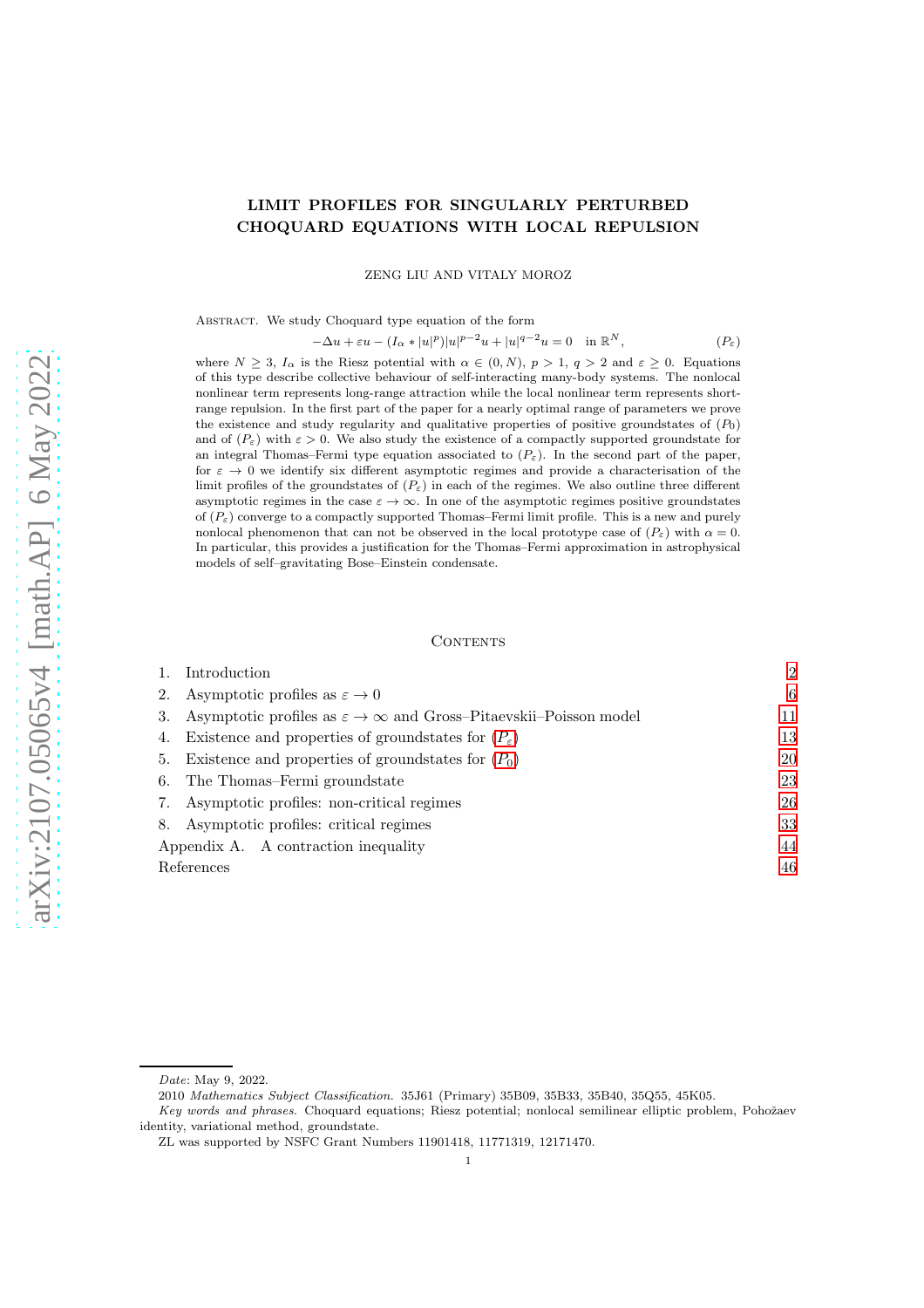# LIMIT PROFILES FOR SINGULARLY PERTURBED CHOQUARD EQUATIONS WITH LOCAL REPULSION

ZENG LIU AND VITALY MOROZ

Abstract. We study Choquard type equation of the form

$$-\Delta u + \varepsilon u - (I_\alpha * |u|^p)|u|^{p-2}u + |u|^{q-2}u = 0 \quad \text{in } \mathbb{R}^N, \tag{$P_\varepsilon$}$$

where $N \geq 3$, $I_\alpha$ is the Riesz potential with $\alpha \in (0, N)$, $p > 1$, $q > 2$ and $\varepsilon \geq 0$. Equations of this type describe collective behaviour of self-interacting many-body systems. The nonlocal nonlinear term represents long-range attraction while the local nonlinear term represents short-range repulsion. In the first part of the paper for a nearly optimal range of parameters we prove the existence and study regularity and qualitative properties of positive groundstates of $(P_0)$ and of $(P_\varepsilon)$ with $\varepsilon > 0$. We also study the existence of a compactly supported groundstate for an integral Thomas–Fermi type equation associated to $(P_\varepsilon)$. In the second part of the paper, for $\varepsilon \to 0$ we identify six different asymptotic regimes and provide a characterisation of the limit profiles of the groundstates of $(P_\varepsilon)$ in each of the regimes. We also outline three different asymptotic regimes in the case $\varepsilon \to \infty$. In one of the asymptotic regimes positive groundstates of $(P_\varepsilon)$ converge to a compactly supported Thomas–Fermi limit profile. This is a new and purely nonlocal phenomenon that can not be observed in the local prototype case of $(P_\varepsilon)$ with $\alpha = 0$. In particular, this provides a justification for the Thomas–Fermi approximation in astrophysical models of self–gravitating Bose–Einstein condensate.

## Contents

1. Introduction — 2
2. Asymptotic profiles as $\varepsilon \to 0$ — 6
3. Asymptotic profiles as $\varepsilon \to \infty$ and Gross–Pitaevskii–Poisson model — 11
4. Existence and properties of groundstates for $(P_\varepsilon)$ — 13
5. Existence and properties of groundstates for $(P_0)$ — 20
6. The Thomas–Fermi groundstate — 23
7. Asymptotic profiles: non-critical regimes — 26
8. Asymptotic profiles: critical regimes — 33

Appendix A. A contraction inequality — 44

References — 46

---

*Date*: May 9, 2022.

2010 *Mathematics Subject Classification.* 35J61 (Primary) 35B09, 35B33, 35B40, 35Q55, 45K05.

*Key words and phrases.* Choquard equations; Riesz potential; nonlocal semilinear elliptic problem, Pohožaev identity, variational method, groundstate.

ZL was supported by NSFC Grant Numbers 11901418, 11771319, 12171470.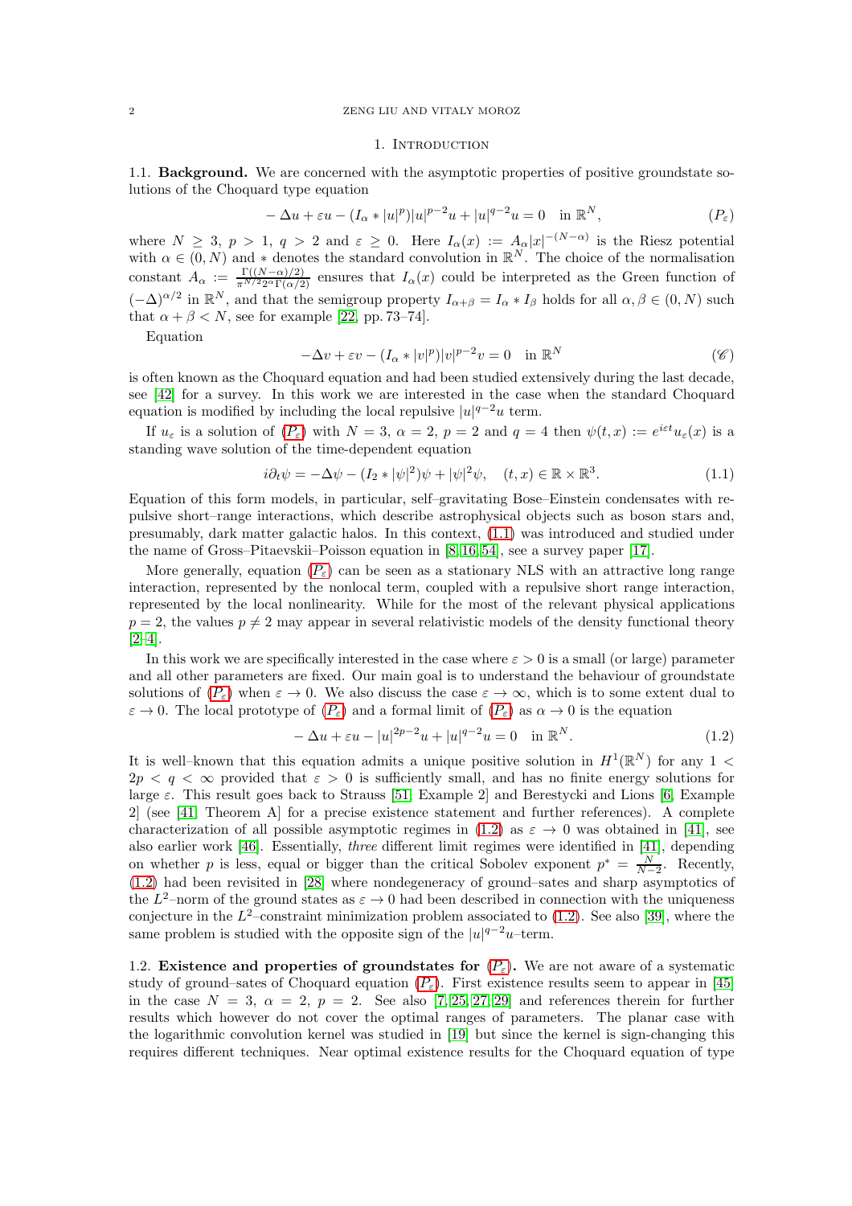## 1. Introduction

### 1.1. Background.

We are concerned with the asymptotic properties of positive groundstate solutions of the Choquard type equation

$$-\Delta u + \varepsilon u - (I_\alpha * |u|^p)|u|^{p-2}u + |u|^{q-2}u = 0 \quad \text{in } \mathbb{R}^N, \tag{$P_\varepsilon$}$$

where $N \geq 3$, $p > 1$, $q > 2$ and $\varepsilon \geq 0$. Here $I_\alpha(x) := A_\alpha |x|^{-(N-\alpha)}$ is the Riesz potential with $\alpha \in (0, N)$ and $*$ denotes the standard convolution in $\mathbb{R}^N$. The choice of the normalisation constant $A_\alpha := \frac{\Gamma((N-\alpha)/2)}{\pi^{N/2} 2^\alpha \Gamma(\alpha/2)}$ ensures that $I_\alpha(x)$ could be interpreted as the Green function of $(-\Delta)^{\alpha/2}$ in $\mathbb{R}^N$, and that the semigroup property $I_{\alpha+\beta} = I_\alpha * I_\beta$ holds for all $\alpha, \beta \in (0, N)$ such that $\alpha + \beta < N$, see for example [22, pp. 73–74].

Equation

$$-\Delta v + \varepsilon v - (I_\alpha * |v|^p)|v|^{p-2}v = 0 \quad \text{in } \mathbb{R}^N \tag{$\mathscr{C}$}$$

is often known as the Choquard equation and had been studied extensively during the last decade, see [42] for a survey. In this work we are interested in the case when the standard Choquard equation is modified by including the local repulsive $|u|^{q-2}u$ term.

If $u_\varepsilon$ is a solution of ($P_\varepsilon$) with $N = 3$, $\alpha = 2$, $p = 2$ and $q = 4$ then $\psi(t, x) := e^{i\varepsilon t} u_\varepsilon(x)$ is a standing wave solution of the time-dependent equation

$$i\partial_t \psi = -\Delta \psi - (I_2 * |\psi|^2)\psi + |\psi|^2 \psi, \quad (t, x) \in \mathbb{R} \times \mathbb{R}^3. \tag{1.1}$$

Equation of this form models, in particular, self–gravitating Bose–Einstein condensates with repulsive short–range interactions, which describe astrophysical objects such as boson stars and, presumably, dark matter galactic halos. In this context, (1.1) was introduced and studied under the name of Gross–Pitaevskii–Poisson equation in [8, 16, 54], see a survey paper [17].

More generally, equation ($P_\varepsilon$) can be seen as a stationary NLS with an attractive long range interaction, represented by the nonlocal term, coupled with a repulsive short range interaction, represented by the local nonlinearity. While for the most of the relevant physical applications $p = 2$, the values $p \neq 2$ may appear in several relativistic models of the density functional theory [2–4].

In this work we are specifically interested in the case where $\varepsilon > 0$ is a small (or large) parameter and all other parameters are fixed. Our main goal is to understand the behaviour of groundstate solutions of ($P_\varepsilon$) when $\varepsilon \to 0$. We also discuss the case $\varepsilon \to \infty$, which is to some extent dual to $\varepsilon \to 0$. The local prototype of ($P_\varepsilon$) and a formal limit of ($P_\varepsilon$) as $\alpha \to 0$ is the equation

$$-\Delta u + \varepsilon u - |u|^{2p-2}u + |u|^{q-2}u = 0 \quad \text{in } \mathbb{R}^N. \tag{1.2}$$

It is well–known that this equation admits a unique positive solution in $H^1(\mathbb{R}^N)$ for any $1 < 2p < q < \infty$ provided that $\varepsilon > 0$ is sufficiently small, and has no finite energy solutions for large $\varepsilon$. This result goes back to Strauss [51, Example 2] and Berestycki and Lions [6, Example 2] (see [41, Theorem A] for a precise existence statement and further references). A complete characterization of all possible asymptotic regimes in (1.2) as $\varepsilon \to 0$ was obtained in [41], see also earlier work [46]. Essentially, *three* different limit regimes were identified in [41], depending on whether $p$ is less, equal or bigger than the critical Sobolev exponent $p^* = \frac{N}{N-2}$. Recently, (1.2) had been revisited in [28] where nondegeneracy of ground–sates and sharp asymptotics of the $L^2$–norm of the ground states as $\varepsilon \to 0$ had been described in connection with the uniqueness conjecture in the $L^2$–constraint minimization problem associated to (1.2). See also [39], where the same problem is studied with the opposite sign of the $|u|^{q-2}u$–term.

### 1.2. Existence and properties of groundstates for ($P_\varepsilon$).

We are not aware of a systematic study of ground–sates of Choquard equation ($P_\varepsilon$). First existence results seem to appear in [45] in the case $N = 3$, $\alpha = 2$, $p = 2$. See also [7, 25, 27, 29] and references therein for further results which however do not cover the optimal ranges of parameters. The planar case with the logarithmic convolution kernel was studied in [19] but since the kernel is sign-changing this requires different techniques. Near optimal existence results for the Choquard equation of type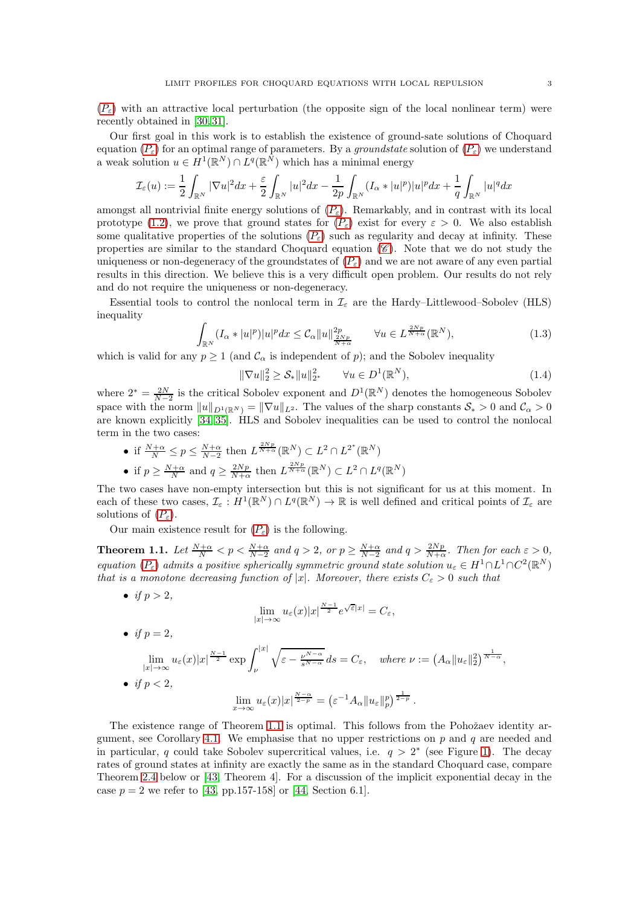($P_\varepsilon$) with an attractive local perturbation (the opposite sign of the local nonlinear term) were recently obtained in [30,31].

Our first goal in this work is to establish the existence of ground-sate solutions of Choquard equation ($P_\varepsilon$) for an optimal range of parameters. By a *groundstate* solution of ($P_\varepsilon$) we understand a weak solution $u \in H^1(\mathbb{R}^N) \cap L^q(\mathbb{R}^N)$ which has a minimal energy

$$\mathcal{I}_\varepsilon(u) := \frac{1}{2}\int_{\mathbb{R}^N} |\nabla u|^2 dx + \frac{\varepsilon}{2}\int_{\mathbb{R}^N} |u|^2 dx - \frac{1}{2p}\int_{\mathbb{R}^N} (I_\alpha * |u|^p)|u|^p dx + \frac{1}{q}\int_{\mathbb{R}^N} |u|^q dx$$

amongst all nontrivial finite energy solutions of ($P_\varepsilon$). Remarkably, and in contrast with its local prototype (1.2), we prove that ground states for ($P_\varepsilon$) exist for every $\varepsilon > 0$. We also establish some qualitative properties of the solutions ($P_\varepsilon$) such as regularity and decay at infinity. These properties are similar to the standard Choquard equation ($\mathscr{C}$). Note that we do not study the uniqueness or non-degeneracy of the groundstates of ($P_\varepsilon$) and we are not aware of any even partial results in this direction. We believe this is a very difficult open problem. Our results do not rely and do not require the uniqueness or non-degeneracy.

Essential tools to control the nonlocal term in $\mathcal{I}_\varepsilon$ are the Hardy–Littlewood–Sobolev (HLS) inequality

$$\int_{\mathbb{R}^N} (I_\alpha * |u|^p)|u|^p dx \le \mathcal{C}_\alpha \|u\|^{2p}_{\frac{2Np}{N+\alpha}} \qquad \forall u \in L^{\frac{2Np}{N+\alpha}}(\mathbb{R}^N), \tag{1.3}$$

which is valid for any $p \ge 1$ (and $\mathcal{C}_\alpha$ is independent of $p$); and the Sobolev inequality

$$\|\nabla u\|_2^2 \ge \mathcal{S}_* \|u\|^2_{2^*} \qquad \forall u \in D^1(\mathbb{R}^N), \tag{1.4}$$

where $2^* = \frac{2N}{N-2}$ is the critical Sobolev exponent and $D^1(\mathbb{R}^N)$ denotes the homogeneous Sobolev space with the norm $\|u\|_{D^1(\mathbb{R}^N)} = \|\nabla u\|_{L^2}$. The values of the sharp constants $\mathcal{S}_* > 0$ and $\mathcal{C}_\alpha > 0$ are known explicitly [34,35]. HLS and Sobolev inequalities can be used to control the nonlocal term in the two cases:

- if $\frac{N+\alpha}{N} \le p \le \frac{N+\alpha}{N-2}$ then $L^{\frac{2Np}{N+\alpha}}(\mathbb{R}^N) \subset L^2 \cap L^{2^*}(\mathbb{R}^N)$
- if $p \ge \frac{N+\alpha}{N}$ and $q \ge \frac{2Np}{N+\alpha}$ then $L^{\frac{2Np}{N+\alpha}}(\mathbb{R}^N) \subset L^2 \cap L^q(\mathbb{R}^N)$

The two cases have non-empty intersection but this is not significant for us at this moment. In each of these two cases, $\mathcal{I}_\varepsilon : H^1(\mathbb{R}^N) \cap L^q(\mathbb{R}^N) \to \mathbb{R}$ is well defined and critical points of $\mathcal{I}_\varepsilon$ are solutions of ($P_\varepsilon$).

Our main existence result for ($P_\varepsilon$) is the following.

**Theorem 1.1.** *Let $\frac{N+\alpha}{N} < p < \frac{N+\alpha}{N-2}$ and $q > 2$, or $p \ge \frac{N+\alpha}{N-2}$ and $q > \frac{2Np}{N+\alpha}$. Then for each $\varepsilon > 0$, equation ($P_\varepsilon$) admits a positive spherically symmetric ground state solution $u_\varepsilon \in H^1 \cap L^1 \cap C^2(\mathbb{R}^N)$ that is a monotone decreasing function of $|x|$. Moreover, there exists $C_\varepsilon > 0$ such that*

- *if $p > 2$,*
$$\lim_{|x|\to\infty} u_\varepsilon(x)|x|^{\frac{N-1}{2}} e^{\sqrt{\varepsilon}|x|} = C_\varepsilon,$$
- *if $p = 2$,*
$$\lim_{|x|\to\infty} u_\varepsilon(x)|x|^{\frac{N-1}{2}} \exp \int_\nu^{|x|} \sqrt{\varepsilon - \frac{\nu^{N-\alpha}}{s^{N-\alpha}}}\, ds = C_\varepsilon, \quad \textit{where } \nu := \left(A_\alpha \|u_\varepsilon\|_2^2\right)^{\frac{1}{N-\alpha}},$$
- *if $p < 2$,*
$$\lim_{x\to\infty} u_\varepsilon(x)|x|^{\frac{N-\alpha}{2-p}} = \left(\varepsilon^{-1} A_\alpha \|u_\varepsilon\|_p^p\right)^{\frac{1}{2-p}}.$$

The existence range of Theorem 1.1 is optimal. This follows from the Pohožaev identity argument, see Corollary 4.1. We emphasise that no upper restrictions on $p$ and $q$ are needed and in particular, $q$ could take Sobolev supercritical values, i.e. $q > 2^*$ (see Figure 1). The decay rates of ground states at infinity are exactly the same as in the standard Choquard case, compare Theorem 2.4 below or [43, Theorem 4]. For a discussion of the implicit exponential decay in the case $p = 2$ we refer to [43, pp.157-158] or [44, Section 6.1].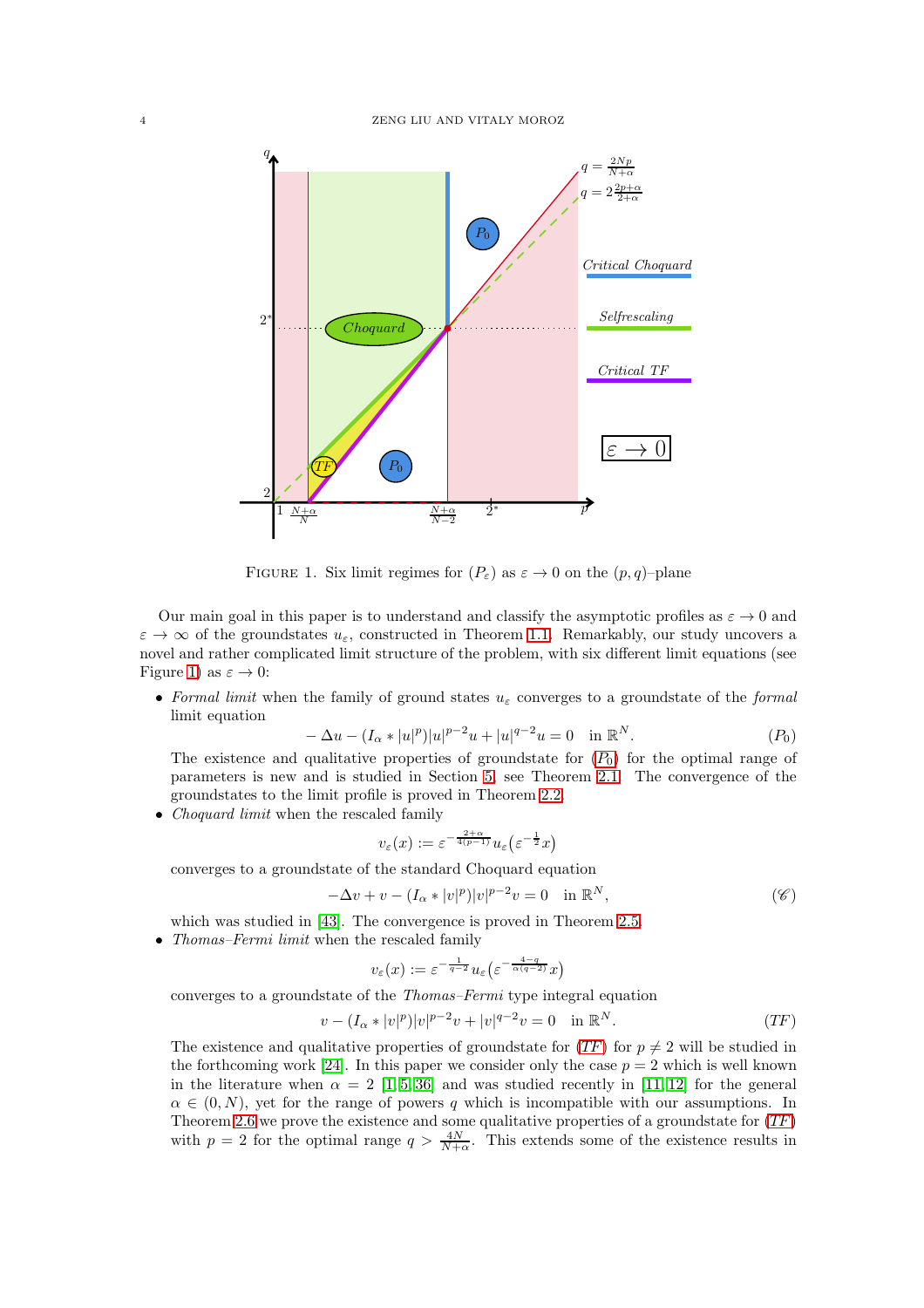FIGURE 1. Six limit regimes for $(P_\varepsilon)$ as $\varepsilon \to 0$ on the $(p,q)$–plane

Our main goal in this paper is to understand and classify the asymptotic profiles as $\varepsilon \to 0$ and $\varepsilon \to \infty$ of the groundstates $u_\varepsilon$, constructed in Theorem 1.1. Remarkably, our study uncovers a novel and rather complicated limit structure of the problem, with six different limit equations (see Figure 1) as $\varepsilon \to 0$:

- *Formal limit* when the family of ground states $u_\varepsilon$ converges to a groundstate of the *formal* limit equation
$$-\Delta u - (I_\alpha * |u|^p)|u|^{p-2}u + |u|^{q-2}u = 0 \quad \text{in } \mathbb{R}^N. \tag{$P_0$}$$
The existence and qualitative properties of groundstate for ($P_0$) for the optimal range of parameters is new and is studied in Section 5, see Theorem 2.1. The convergence of the groundstates to the limit profile is proved in Theorem 2.2.
- *Choquard limit* when the rescaled family
$$v_\varepsilon(x) := \varepsilon^{-\frac{2+\alpha}{4(p-1)}} u_\varepsilon\big(\varepsilon^{-\frac{1}{2}} x\big)$$
converges to a groundstate of the standard Choquard equation
$$-\Delta v + v - (I_\alpha * |v|^p)|v|^{p-2}v = 0 \quad \text{in } \mathbb{R}^N, \tag{$\mathscr{C}$}$$
which was studied in [43]. The convergence is proved in Theorem 2.5.
- *Thomas–Fermi limit* when the rescaled family
$$v_\varepsilon(x) := \varepsilon^{-\frac{1}{q-2}} u_\varepsilon\big(\varepsilon^{-\frac{4-q}{\alpha(q-2)}} x\big)$$
converges to a groundstate of the *Thomas–Fermi* type integral equation
$$v - (I_\alpha * |v|^p)|v|^{p-2}v + |v|^{q-2}v = 0 \quad \text{in } \mathbb{R}^N. \tag{$TF$}$$
The existence and qualitative properties of groundstate for ($TF$) for $p \neq 2$ will be studied in the forthcoming work [24]. In this paper we consider only the case $p = 2$ which is well known in the literature when $\alpha = 2$ [1, 5, 36] and was studied recently in [11, 12] for the general $\alpha \in (0, N)$, yet for the range of powers $q$ which is incompatible with our assumptions. In Theorem 2.6 we prove the existence and some qualitative properties of a groundstate for ($TF$) with $p = 2$ for the optimal range $q > \frac{4N}{N+\alpha}$. This extends some of the existence results in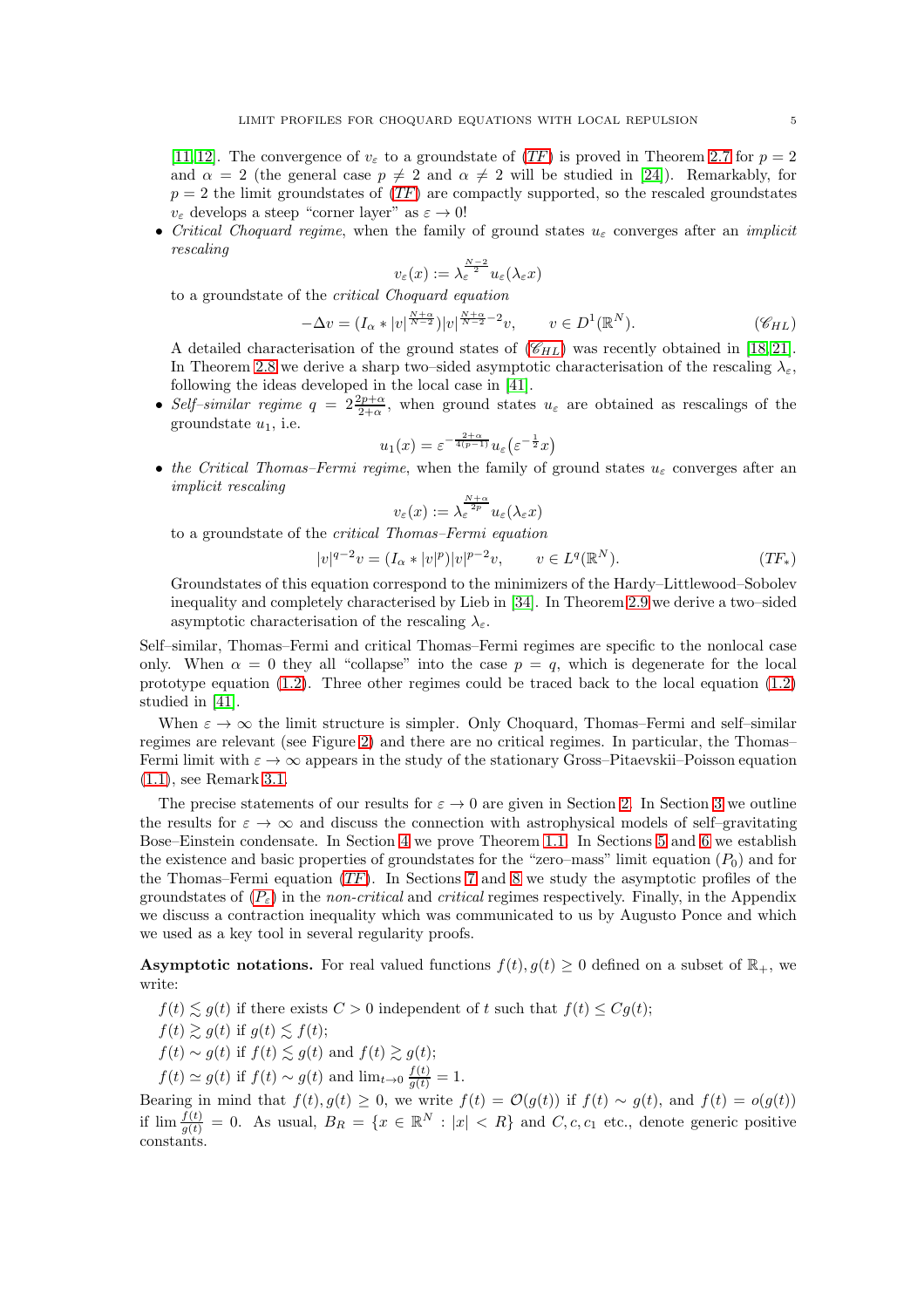[11, 12]. The convergence of $v_\varepsilon$ to a groundstate of (*TF*) is proved in Theorem 2.7 for $p = 2$ and $\alpha = 2$ (the general case $p \neq 2$ and $\alpha \neq 2$ will be studied in [24]). Remarkably, for $p = 2$ the limit groundstates of (*TF*) are compactly supported, so the rescaled groundstates $v_\varepsilon$ develops a steep "corner layer" as $\varepsilon \to 0$!

- *Critical Choquard regime*, when the family of ground states $u_\varepsilon$ converges after an *implicit rescaling*
$$v_\varepsilon(x) := \lambda_\varepsilon^{\frac{N-2}{2}} u_\varepsilon(\lambda_\varepsilon x)$$
to a groundstate of the *critical Choquard equation*
$$-\Delta v = (I_\alpha * |v|^{\frac{N+\alpha}{N-2}})|v|^{\frac{N+\alpha}{N-2}-2}v, \qquad v \in D^1(\mathbb{R}^N). \tag{$\mathscr{C}_{HL}$}$$
A detailed characterisation of the ground states of ($\mathscr{C}_{HL}$) was recently obtained in [18, 21]. In Theorem 2.8 we derive a sharp two–sided asymptotic characterisation of the rescaling $\lambda_\varepsilon$, following the ideas developed in the local case in [41].
- *Self–similar regime* $q = 2\frac{2p+\alpha}{2+\alpha}$, when ground states $u_\varepsilon$ are obtained as rescalings of the groundstate $u_1$, i.e.
$$u_1(x) = \varepsilon^{-\frac{2+\alpha}{4(p-1)}} u_\varepsilon\big(\varepsilon^{-\frac{1}{2}}x\big)$$
- *the Critical Thomas–Fermi regime*, when the family of ground states $u_\varepsilon$ converges after an *implicit rescaling*
$$v_\varepsilon(x) := \lambda_\varepsilon^{\frac{N+\alpha}{2p}} u_\varepsilon(\lambda_\varepsilon x)$$
to a groundstate of the *critical Thomas–Fermi equation*
$$|v|^{q-2}v = (I_\alpha * |v|^p)|v|^{p-2}v, \qquad v \in L^q(\mathbb{R}^N). \tag{$TF_*$}$$
Groundstates of this equation correspond to the minimizers of the Hardy–Littlewood–Sobolev inequality and completely characterised by Lieb in [34]. In Theorem 2.9 we derive a two–sided asymptotic characterisation of the rescaling $\lambda_\varepsilon$.

Self–similar, Thomas–Fermi and critical Thomas–Fermi regimes are specific to the nonlocal case only. When $\alpha = 0$ they all "collapse" into the case $p = q$, which is degenerate for the local prototype equation (1.2). Three other regimes could be traced back to the local equation (1.2) studied in [41].

When $\varepsilon \to \infty$ the limit structure is simpler. Only Choquard, Thomas–Fermi and self–similar regimes are relevant (see Figure 2) and there are no critical regimes. In particular, the Thomas–Fermi limit with $\varepsilon \to \infty$ appears in the study of the stationary Gross–Pitaevskii–Poisson equation (1.1), see Remark 3.1.

The precise statements of our results for $\varepsilon \to 0$ are given in Section 2. In Section 3 we outline the results for $\varepsilon \to \infty$ and discuss the connection with astrophysical models of self–gravitating Bose–Einstein condensate. In Section 4 we prove Theorem 1.1. In Sections 5 and 6 we establish the existence and basic properties of groundstates for the "zero–mass" limit equation $(P_0)$ and for the Thomas–Fermi equation (*TF*). In Sections 7 and 8 we study the asymptotic profiles of the groundstates of ($P_\varepsilon$) in the *non-critical* and *critical* regimes respectively. Finally, in the Appendix we discuss a contraction inequality which was communicated to us by Augusto Ponce and which we used as a key tool in several regularity proofs.

**Asymptotic notations.** For real valued functions $f(t), g(t) \geq 0$ defined on a subset of $\mathbb{R}_+$, we write:

$f(t) \lesssim g(t)$ if there exists $C > 0$ independent of $t$ such that $f(t) \leq Cg(t)$;
$f(t) \gtrsim g(t)$ if $g(t) \lesssim f(t)$;
$f(t) \sim g(t)$ if $f(t) \lesssim g(t)$ and $f(t) \gtrsim g(t)$;
$f(t) \simeq g(t)$ if $f(t) \sim g(t)$ and $\lim_{t\to 0} \frac{f(t)}{g(t)} = 1$.

Bearing in mind that $f(t), g(t) \geq 0$, we write $f(t) = \mathcal{O}(g(t))$ if $f(t) \sim g(t)$, and $f(t) = o(g(t))$ if $\lim \frac{f(t)}{g(t)} = 0$. As usual, $B_R = \{x \in \mathbb{R}^N : |x| < R\}$ and $C, c, c_1$ etc., denote generic positive constants.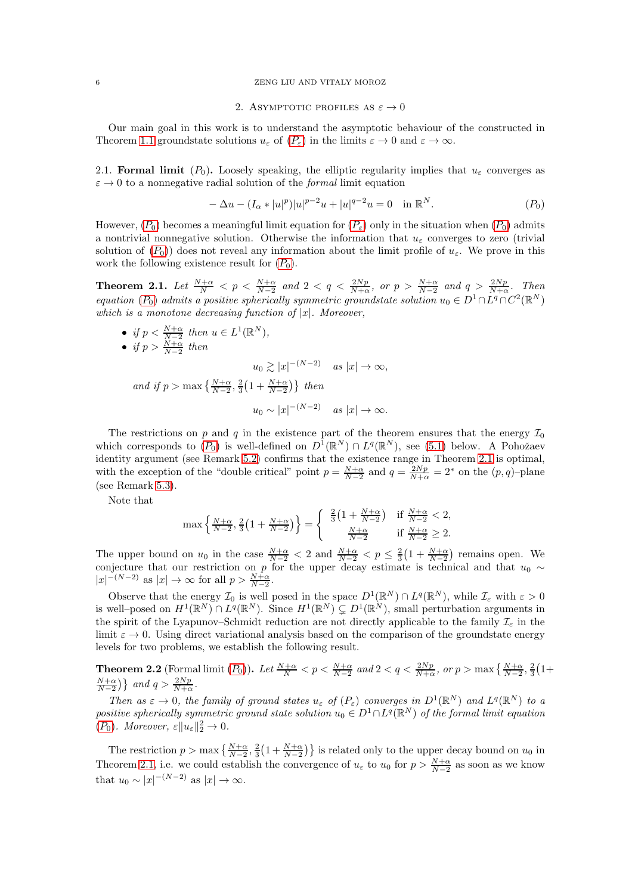## 2. Asymptotic profiles as $\varepsilon \to 0$

Our main goal in this work is to understand the asymptotic behaviour of the constructed in Theorem 1.1 groundstate solutions $u_\varepsilon$ of ($P_\varepsilon$) in the limits $\varepsilon \to 0$ and $\varepsilon \to \infty$.

### 2.1. Formal limit ($P_0$).

Loosely speaking, the elliptic regularity implies that $u_\varepsilon$ converges as $\varepsilon \to 0$ to a nonnegative radial solution of the *formal* limit equation

$$-\Delta u - (I_\alpha * |u|^p)|u|^{p-2}u + |u|^{q-2}u = 0 \quad \text{in } \mathbb{R}^N. \tag{$P_0$}$$

However, ($P_0$) becomes a meaningful limit equation for ($P_\varepsilon$) only in the situation when ($P_0$) admits a nontrivial nonnegative solution. Otherwise the information that $u_\varepsilon$ converges to zero (trivial solution of ($P_0$)) does not reveal any information about the limit profile of $u_\varepsilon$. We prove in this work the following existence result for ($P_0$).

**Theorem 2.1.** *Let $\frac{N+\alpha}{N} < p < \frac{N+\alpha}{N-2}$ and $2 < q < \frac{2Np}{N+\alpha}$, or $p > \frac{N+\alpha}{N-2}$ and $q > \frac{2Np}{N+\alpha}$. Then equation ($P_0$) admits a positive spherically symmetric groundstate solution $u_0 \in D^1 \cap L^q \cap C^2(\mathbb{R}^N)$ which is a monotone decreasing function of $|x|$. Moreover,*

- *if $p < \frac{N+\alpha}{N-2}$ then $u \in L^1(\mathbb{R}^N)$,*
- *if $p > \frac{N+\alpha}{N-2}$ then*

$$u_0 \gtrsim |x|^{-(N-2)} \quad \text{as } |x| \to \infty,$$

*and if $p > \max\left\{\frac{N+\alpha}{N-2}, \frac{2}{3}\left(1 + \frac{N+\alpha}{N-2}\right)\right\}$ then*

$$u_0 \sim |x|^{-(N-2)} \quad \text{as } |x| \to \infty.$$

The restrictions on $p$ and $q$ in the existence part of the theorem ensures that the energy $\mathcal{I}_0$ which corresponds to ($P_0$) is well-defined on $D^1(\mathbb{R}^N) \cap L^q(\mathbb{R}^N)$, see (5.1) below. A Pohožaev identity argument (see Remark 5.2) confirms that the existence range in Theorem 2.1 is optimal, with the exception of the "double critical" point $p = \frac{N+\alpha}{N-2}$ and $q = \frac{2Np}{N+\alpha} = 2^*$ on the $(p,q)$–plane (see Remark 5.3).

Note that

$$\max\left\{\tfrac{N+\alpha}{N-2}, \tfrac{2}{3}\left(1 + \tfrac{N+\alpha}{N-2}\right)\right\} = \begin{cases} \frac{2}{3}\left(1 + \frac{N+\alpha}{N-2}\right) & \text{if } \frac{N+\alpha}{N-2} < 2, \\ \frac{N+\alpha}{N-2} & \text{if } \frac{N+\alpha}{N-2} \geq 2. \end{cases}$$

The upper bound on $u_0$ in the case $\frac{N+\alpha}{N-2} < 2$ and $\frac{N+\alpha}{N-2} < p \leq \frac{2}{3}\left(1 + \frac{N+\alpha}{N-2}\right)$ remains open. We conjecture that our restriction on $p$ for the upper decay estimate is technical and that $u_0 \sim |x|^{-(N-2)}$ as $|x| \to \infty$ for all $p > \frac{N+\alpha}{N-2}$.

Observe that the energy $\mathcal{I}_0$ is well posed in the space $D^1(\mathbb{R}^N) \cap L^q(\mathbb{R}^N)$, while $\mathcal{I}_\varepsilon$ with $\varepsilon > 0$ is well–posed on $H^1(\mathbb{R}^N) \cap L^q(\mathbb{R}^N)$. Since $H^1(\mathbb{R}^N) \subsetneq D^1(\mathbb{R}^N)$, small perturbation arguments in the spirit of the Lyapunov–Schmidt reduction are not directly applicable to the family $\mathcal{I}_\varepsilon$ in the limit $\varepsilon \to 0$. Using direct variational analysis based on the comparison of the groundstate energy levels for two problems, we establish the following result.

**Theorem 2.2** (Formal limit ($P_0$))**.** *Let $\frac{N+\alpha}{N} < p < \frac{N+\alpha}{N-2}$ and $2 < q < \frac{2Np}{N+\alpha}$, or $p > \max\left\{\frac{N+\alpha}{N-2}, \frac{2}{3}\left(1 + \frac{N+\alpha}{N-2}\right)\right\}$ and $q > \frac{2Np}{N+\alpha}$.*

*Then as $\varepsilon \to 0$, the family of ground states $u_\varepsilon$ of ($P_\varepsilon$) converges in $D^1(\mathbb{R}^N)$ and $L^q(\mathbb{R}^N)$ to a positive spherically symmetric ground state solution $u_0 \in D^1 \cap L^q(\mathbb{R}^N)$ of the formal limit equation ($P_0$). Moreover, $\varepsilon \|u_\varepsilon\|_2^2 \to 0$.*

The restriction $p > \max\left\{\frac{N+\alpha}{N-2}, \frac{2}{3}\left(1 + \frac{N+\alpha}{N-2}\right)\right\}$ is related only to the upper decay bound on $u_0$ in Theorem 2.1, i.e. we could establish the convergence of $u_\varepsilon$ to $u_0$ for $p > \frac{N+\alpha}{N-2}$ as soon as we know that $u_0 \sim |x|^{-(N-2)}$ as $|x| \to \infty$.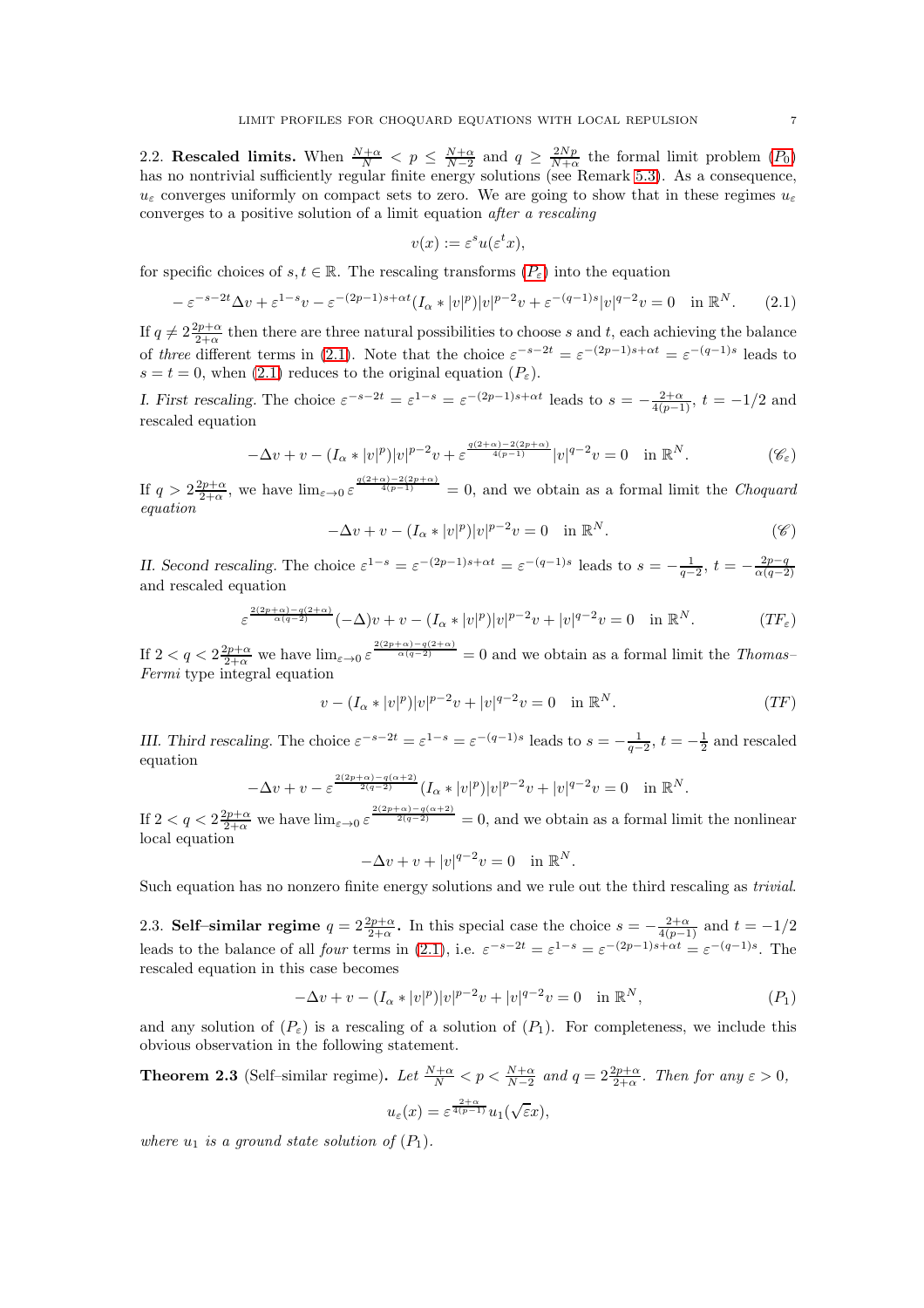**2.2. Rescaled limits.** When $\frac{N+\alpha}{N} < p \le \frac{N+\alpha}{N-2}$ and $q \ge \frac{2Np}{N+\alpha}$ the formal limit problem ($P_0$) has no nontrivial sufficiently regular finite energy solutions (see Remark 5.3). As a consequence, $u_\varepsilon$ converges uniformly on compact sets to zero. We are going to show that in these regimes $u_\varepsilon$ converges to a positive solution of a limit equation *after a rescaling*

$$v(x) := \varepsilon^s u(\varepsilon^t x),$$

for specific choices of $s, t \in \mathbb{R}$. The rescaling transforms ($P_\varepsilon$) into the equation

$$-\varepsilon^{-s-2t}\Delta v + \varepsilon^{1-s} v - \varepsilon^{-(2p-1)s+\alpha t}(I_\alpha * |v|^p)|v|^{p-2}v + \varepsilon^{-(q-1)s}|v|^{q-2}v = 0 \quad \text{in } \mathbb{R}^N. \tag{2.1}$$

If $q \ne 2\frac{2p+\alpha}{2+\alpha}$ then there are three natural possibilities to choose $s$ and $t$, each achieving the balance of *three* different terms in (2.1). Note that the choice $\varepsilon^{-s-2t} = \varepsilon^{-(2p-1)s+\alpha t} = \varepsilon^{-(q-1)s}$ leads to $s = t = 0$, when (2.1) reduces to the original equation ($P_\varepsilon$).

*I. First rescaling.* The choice $\varepsilon^{-s-2t} = \varepsilon^{1-s} = \varepsilon^{-(2p-1)s+\alpha t}$ leads to $s = -\frac{2+\alpha}{4(p-1)}$, $t = -1/2$ and rescaled equation

$$-\Delta v + v - (I_\alpha * |v|^p)|v|^{p-2}v + \varepsilon^{\frac{q(2+\alpha)-2(2p+\alpha)}{4(p-1)}}|v|^{q-2}v = 0 \quad \text{in } \mathbb{R}^N. \tag{$\mathscr{C}_\varepsilon$}$$

If $q > 2\frac{2p+\alpha}{2+\alpha}$, we have $\lim_{\varepsilon\to 0} \varepsilon^{\frac{q(2+\alpha)-2(2p+\alpha)}{4(p-1)}} = 0$, and we obtain as a formal limit the *Choquard equation*

$$-\Delta v + v - (I_\alpha * |v|^p)|v|^{p-2}v = 0 \quad \text{in } \mathbb{R}^N. \tag{$\mathscr{C}$}$$

*II. Second rescaling.* The choice $\varepsilon^{1-s} = \varepsilon^{-(2p-1)s+\alpha t} = \varepsilon^{-(q-1)s}$ leads to $s = -\frac{1}{q-2}$, $t = -\frac{2p-q}{\alpha(q-2)}$ and rescaled equation

$$\varepsilon^{\frac{2(2p+\alpha)-q(2+\alpha)}{\alpha(q-2)}}(-\Delta)v + v - (I_\alpha * |v|^p)|v|^{p-2}v + |v|^{q-2}v = 0 \quad \text{in } \mathbb{R}^N. \tag{$TF_\varepsilon$}$$

If $2 < q < 2\frac{2p+\alpha}{2+\alpha}$ we have $\lim_{\varepsilon\to 0} \varepsilon^{\frac{2(2p+\alpha)-q(2+\alpha)}{\alpha(q-2)}} = 0$ and we obtain as a formal limit the *Thomas–Fermi* type integral equation

$$v - (I_\alpha * |v|^p)|v|^{p-2}v + |v|^{q-2}v = 0 \quad \text{in } \mathbb{R}^N. \tag{$TF$}$$

*III. Third rescaling.* The choice $\varepsilon^{-s-2t} = \varepsilon^{1-s} = \varepsilon^{-(q-1)s}$ leads to $s = -\frac{1}{q-2}$, $t = -\frac{1}{2}$ and rescaled equation

$$-\Delta v + v - \varepsilon^{\frac{2(2p+\alpha)-q(\alpha+2)}{2(q-2)}}(I_\alpha * |v|^p)|v|^{p-2}v + |v|^{q-2}v = 0 \quad \text{in } \mathbb{R}^N.$$

If $2 < q < 2\frac{2p+\alpha}{2+\alpha}$ we have $\lim_{\varepsilon\to 0} \varepsilon^{\frac{2(2p+\alpha)-q(\alpha+2)}{2(q-2)}} = 0$, and we obtain as a formal limit the nonlinear local equation

$$-\Delta v + v + |v|^{q-2}v = 0 \quad \text{in } \mathbb{R}^N.$$

Such equation has no nonzero finite energy solutions and we rule out the third rescaling as *trivial*.

**2.3. Self–similar regime $q = 2\frac{2p+\alpha}{2+\alpha}$.** In this special case the choice $s = -\frac{2+\alpha}{4(p-1)}$ and $t = -1/2$ leads to the balance of all *four* terms in (2.1), i.e. $\varepsilon^{-s-2t} = \varepsilon^{1-s} = \varepsilon^{-(2p-1)s+\alpha t} = \varepsilon^{-(q-1)s}$. The rescaled equation in this case becomes

$$-\Delta v + v - (I_\alpha * |v|^p)|v|^{p-2}v + |v|^{q-2}v = 0 \quad \text{in } \mathbb{R}^N, \tag{$P_1$}$$

and any solution of ($P_\varepsilon$) is a rescaling of a solution of ($P_1$). For completeness, we include this obvious observation in the following statement.

**Theorem 2.3** (Self–similar regime)**.** *Let $\frac{N+\alpha}{N} < p < \frac{N+\alpha}{N-2}$ and $q = 2\frac{2p+\alpha}{2+\alpha}$. Then for any $\varepsilon > 0$,*

$$u_\varepsilon(x) = \varepsilon^{\frac{2+\alpha}{4(p-1)}} u_1(\sqrt{\varepsilon}x),$$

*where $u_1$ is a ground state solution of ($P_1$).*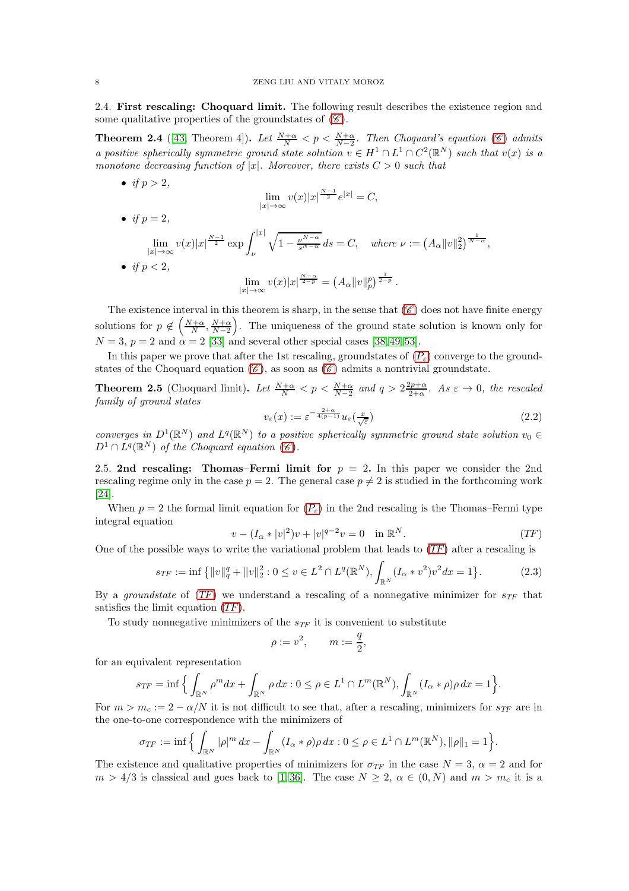### 2.4. First rescaling: Choquard limit.

The following result describes the existence region and some qualitative properties of the groundstates of ($\mathscr{C}$).

**Theorem 2.4** ([43, Theorem 4]). *Let $\frac{N+\alpha}{N} < p < \frac{N+\alpha}{N-2}$. Then Choquard's equation ($\mathscr{C}$) admits a positive spherically symmetric ground state solution $v \in H^1 \cap L^1 \cap C^2(\mathbb{R}^N)$ such that $v(x)$ is a monotone decreasing function of $|x|$. Moreover, there exists $C > 0$ such that*

- *if $p > 2$,*
$$\lim_{|x|\to\infty} v(x)|x|^{\frac{N-1}{2}} e^{|x|} = C,$$
- *if $p = 2$,*
$$\lim_{|x|\to\infty} v(x)|x|^{\frac{N-1}{2}} \exp \int_{\nu}^{|x|} \sqrt{1 - \tfrac{\nu^{N-\alpha}}{s^{N-\alpha}}}\, ds = C, \quad \text{where } \nu := \left(A_\alpha \|v\|_2^2\right)^{\frac{1}{N-\alpha}},$$
- *if $p < 2$,*
$$\lim_{|x|\to\infty} v(x)|x|^{\frac{N-\alpha}{2-p}} = \left(A_\alpha \|v\|_p^p\right)^{\frac{1}{2-p}}.$$

The existence interval in this theorem is sharp, in the sense that ($\mathscr{C}$) does not have finite energy solutions for $p \notin \left(\frac{N+\alpha}{N}, \frac{N+\alpha}{N-2}\right)$. The uniqueness of the ground state solution is known only for $N = 3$, $p = 2$ and $\alpha = 2$ [33] and several other special cases [38, 49, 53].

In this paper we prove that after the 1st rescaling, groundstates of ($P_\varepsilon$) converge to the groundstates of the Choquard equation ($\mathscr{C}$), as soon as ($\mathscr{C}$) admits a nontrivial groundstate.

**Theorem 2.5** (Choquard limit). *Let $\frac{N+\alpha}{N} < p < \frac{N+\alpha}{N-2}$ and $q > 2\frac{2p+\alpha}{2+\alpha}$. As $\varepsilon \to 0$, the rescaled family of ground states*
$$v_\varepsilon(x) := \varepsilon^{-\frac{2+\alpha}{4(p-1)}} u_\varepsilon\left(\tfrac{x}{\sqrt{\varepsilon}}\right) \tag{2.2}$$
*converges in $D^1(\mathbb{R}^N)$ and $L^q(\mathbb{R}^N)$ to a positive spherically symmetric ground state solution $v_0 \in D^1 \cap L^q(\mathbb{R}^N)$ of the Choquard equation ($\mathscr{C}$).*

### 2.5. 2nd rescaling: Thomas–Fermi limit for $p = 2$.

In this paper we consider the 2nd rescaling regime only in the case $p = 2$. The general case $p \neq 2$ is studied in the forthcoming work [24].

When $p = 2$ the formal limit equation for ($P_\varepsilon$) in the 2nd rescaling is the Thomas–Fermi type integral equation
$$v - (I_\alpha * |v|^2)v + |v|^{q-2}v = 0 \quad \text{in } \mathbb{R}^N. \tag{$TF$}$$
One of the possible ways to write the variational problem that leads to ($TF$) after a rescaling is
$$s_{TF} := \inf\left\{\|v\|_q^q + \|v\|_2^2 : 0 \le v \in L^2 \cap L^q(\mathbb{R}^N), \int_{\mathbb{R}^N} (I_\alpha * v^2)v^2 dx = 1\right\}. \tag{2.3}$$
By a *groundstate* of ($TF$) we understand a rescaling of a nonnegative minimizer for $s_{TF}$ that satisfies the limit equation ($TF$).

To study nonnegative minimizers of the $s_{TF}$ it is convenient to substitute
$$\rho := v^2, \qquad m := \frac{q}{2},$$
for an equivalent representation
$$s_{TF} = \inf\left\{\int_{\mathbb{R}^N} \rho^m dx + \int_{\mathbb{R}^N} \rho\, dx : 0 \le \rho \in L^1 \cap L^m(\mathbb{R}^N), \int_{\mathbb{R}^N} (I_\alpha * \rho)\rho\, dx = 1\right\}.$$
For $m > m_c := 2 - \alpha/N$ it is not difficult to see that, after a rescaling, minimizers for $s_{TF}$ are in the one-to-one correspondence with the minimizers of
$$\sigma_{TF} := \inf\left\{\int_{\mathbb{R}^N} |\rho|^m dx - \int_{\mathbb{R}^N} (I_\alpha * \rho)\rho\, dx : 0 \le \rho \in L^1 \cap L^m(\mathbb{R}^N), \|\rho\|_1 = 1\right\}.$$
The existence and qualitative properties of minimizers for $\sigma_{TF}$ in the case $N = 3$, $\alpha = 2$ and for $m > 4/3$ is classical and goes back to [1, 36]. The case $N \ge 2$, $\alpha \in (0, N)$ and $m > m_c$ it is a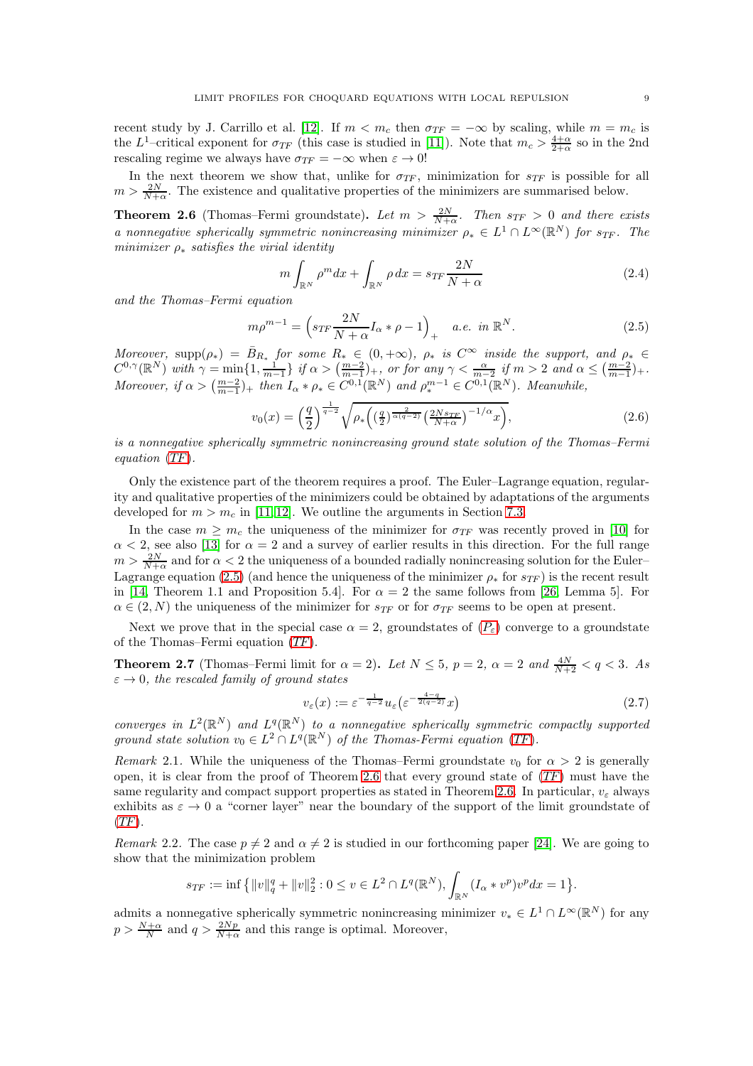recent study by J. Carrillo et al. [12]. If $m < m_c$ then $\sigma_{TF} = -\infty$ by scaling, while $m = m_c$ is the $L^1$–critical exponent for $\sigma_{TF}$ (this case is studied in [11]). Note that $m_c > \frac{4+\alpha}{2+\alpha}$ so in the 2nd rescaling regime we always have $\sigma_{TF} = -\infty$ when $\varepsilon \to 0$!

In the next theorem we show that, unlike for $\sigma_{TF}$, minimization for $s_{TF}$ is possible for all $m > \frac{2N}{N+\alpha}$. The existence and qualitative properties of the minimizers are summarised below.

**Theorem 2.6** (Thomas–Fermi groundstate)**.** *Let $m > \frac{2N}{N+\alpha}$. Then $s_{TF} > 0$ and there exists a nonnegative spherically symmetric nonincreasing minimizer $\rho_* \in L^1 \cap L^\infty(\mathbb{R}^N)$ for $s_{TF}$. The minimizer $\rho_*$ satisfies the virial identity*

$$m\int_{\mathbb{R}^N} \rho^m dx + \int_{\mathbb{R}^N} \rho\, dx = s_{TF}\frac{2N}{N+\alpha} \tag{2.4}$$

*and the Thomas–Fermi equation*

$$m\rho^{m-1} = \Big(s_{TF}\frac{2N}{N+\alpha} I_\alpha * \rho - 1\Big)_+ \quad a.e.\ in\ \mathbb{R}^N. \tag{2.5}$$

*Moreover, $\mathrm{supp}(\rho_*) = \bar{B}_{R_*}$ for some $R_* \in (0, +\infty)$, $\rho_*$ is $C^\infty$ inside the support, and $\rho_* \in C^{0,\gamma}(\mathbb{R}^N)$ with $\gamma = \min\{1, \frac{1}{m-1}\}$ if $\alpha > (\frac{m-2}{m-1})_+$, or for any $\gamma < \frac{\alpha}{m-2}$ if $m > 2$ and $\alpha \le (\frac{m-2}{m-1})_+$. Moreover, if $\alpha > (\frac{m-2}{m-1})_+$ then $I_\alpha * \rho_* \in C^{0,1}(\mathbb{R}^N)$ and $\rho_*^{m-1} \in C^{0,1}(\mathbb{R}^N)$. Meanwhile,*

$$v_0(x) = \Big(\frac{q}{2}\Big)^{\frac{1}{q-2}} \sqrt{\rho_*\Big(\big(\tfrac{q}{2}\big)^{\frac{2}{\alpha(q-2)}}\big(\tfrac{2Ns_{TF}}{N+\alpha}\big)^{-1/\alpha}x\Big)}, \tag{2.6}$$

*is a nonnegative spherically symmetric nonincreasing ground state solution of the Thomas–Fermi equation (TF).*

Only the existence part of the theorem requires a proof. The Euler–Lagrange equation, regularity and qualitative properties of the minimizers could be obtained by adaptations of the arguments developed for $m > m_c$ in [11, 12]. We outline the arguments in Section 7.3.

In the case $m \ge m_c$ the uniqueness of the minimizer for $\sigma_{TF}$ was recently proved in [10] for $\alpha < 2$, see also [13] for $\alpha = 2$ and a survey of earlier results in this direction. For the full range $m > \frac{2N}{N+\alpha}$ and for $\alpha < 2$ the uniqueness of a bounded radially nonincreasing solution for the Euler–Lagrange equation (2.5) (and hence the uniqueness of the minimizer $\rho_*$ for $s_{TF}$) is the recent result in [14, Theorem 1.1 and Proposition 5.4]. For $\alpha = 2$ the same follows from [26, Lemma 5]. For $\alpha \in (2, N)$ the uniqueness of the minimizer for $s_{TF}$ or for $\sigma_{TF}$ seems to be open at present.

Next we prove that in the special case $\alpha = 2$, groundstates of $(P_\varepsilon)$ converge to a groundstate of the Thomas–Fermi equation (TF).

**Theorem 2.7** (Thomas–Fermi limit for $\alpha = 2$)**.** *Let $N \le 5$, $p = 2$, $\alpha = 2$ and $\frac{4N}{N+2} < q < 3$. As $\varepsilon \to 0$, the rescaled family of ground states*

$$v_\varepsilon(x) := \varepsilon^{-\frac{1}{q-2}} u_\varepsilon\big(\varepsilon^{-\frac{4-q}{2(q-2)}}x\big) \tag{2.7}$$

*converges in $L^2(\mathbb{R}^N)$ and $L^q(\mathbb{R}^N)$ to a nonnegative spherically symmetric compactly supported ground state solution $v_0 \in L^2 \cap L^q(\mathbb{R}^N)$ of the Thomas-Fermi equation (TF).*

*Remark* 2.1. While the uniqueness of the Thomas–Fermi groundstate $v_0$ for $\alpha > 2$ is generally open, it is clear from the proof of Theorem 2.6 that every ground state of (TF) must have the same regularity and compact support properties as stated in Theorem 2.6. In particular, $v_\varepsilon$ always exhibits as $\varepsilon \to 0$ a "corner layer" near the boundary of the support of the limit groundstate of (TF).

*Remark* 2.2. The case $p \ne 2$ and $\alpha \ne 2$ is studied in our forthcoming paper [24]. We are going to show that the minimization problem

$$s_{TF} := \inf\big\{\|v\|_q^q + \|v\|_2^2 : 0 \le v \in L^2 \cap L^q(\mathbb{R}^N), \int_{\mathbb{R}^N}(I_\alpha * v^p)v^p dx = 1\big\}.$$

admits a nonnegative spherically symmetric nonincreasing minimizer $v_* \in L^1 \cap L^\infty(\mathbb{R}^N)$ for any $p > \frac{N+\alpha}{N}$ and $q > \frac{2Np}{N+\alpha}$ and this range is optimal. Moreover,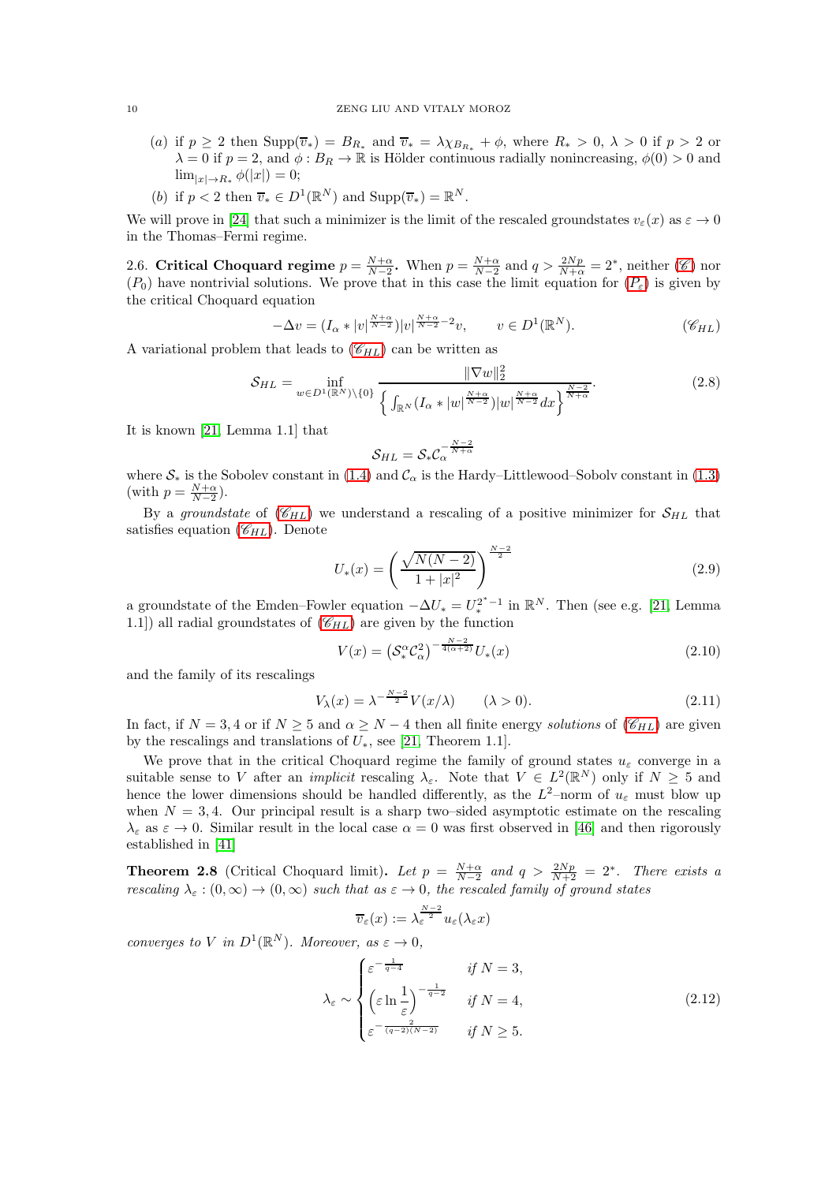(a) if $p \geq 2$ then $\mathrm{Supp}(\overline{v}_*) = B_{R_*}$ and $\overline{v}_* = \lambda\chi_{B_{R_*}} + \phi$, where $R_* > 0$, $\lambda > 0$ if $p > 2$ or $\lambda = 0$ if $p = 2$, and $\phi : B_R \to \mathbb{R}$ is Hölder continuous radially nonincreasing, $\phi(0) > 0$ and $\lim_{|x| \to R_*} \phi(|x|) = 0$;

(b) if $p < 2$ then $\overline{v}_* \in D^1(\mathbb{R}^N)$ and $\mathrm{Supp}(\overline{v}_*) = \mathbb{R}^N$.

We will prove in [24] that such a minimizer is the limit of the rescaled groundstates $v_\varepsilon(x)$ as $\varepsilon \to 0$ in the Thomas–Fermi regime.

2.6. **Critical Choquard regime $p = \frac{N+\alpha}{N-2}$.** When $p = \frac{N+\alpha}{N-2}$ and $q > \frac{2Np}{N+\alpha} = 2^*$, neither ($\mathscr{C}$) nor ($P_0$) have nontrivial solutions. We prove that in this case the limit equation for ($P_\varepsilon$) is given by the critical Choquard equation

$$-\Delta v = (I_\alpha * |v|^{\frac{N+\alpha}{N-2}})|v|^{\frac{N+\alpha}{N-2}-2}v, \qquad v \in D^1(\mathbb{R}^N). \tag{$\mathscr{C}_{HL}$}$$

A variational problem that leads to ($\mathscr{C}_{HL}$) can be written as

$$\mathcal{S}_{HL} = \inf_{w \in D^1(\mathbb{R}^N)\setminus\{0\}} \frac{\|\nabla w\|_2^2}{\Big\{\int_{\mathbb{R}^N} (I_\alpha * |w|^{\frac{N+\alpha}{N-2}})|w|^{\frac{N+\alpha}{N-2}} dx\Big\}^{\frac{N-2}{N+\alpha}}}. \tag{2.8}$$

It is known [21, Lemma 1.1] that

$$\mathcal{S}_{HL} = \mathcal{S}_* \mathcal{C}_\alpha^{-\frac{N-2}{N+\alpha}}$$

where $\mathcal{S}_*$ is the Sobolev constant in (1.4) and $\mathcal{C}_\alpha$ is the Hardy–Littlewood–Sobolv constant in (1.3) (with $p = \frac{N+\alpha}{N-2}$).

By a *groundstate* of ($\mathscr{C}_{HL}$) we understand a rescaling of a positive minimizer for $\mathcal{S}_{HL}$ that satisfies equation ($\mathscr{C}_{HL}$). Denote

$$U_*(x) = \left(\frac{\sqrt{N(N-2)}}{1+|x|^2}\right)^{\frac{N-2}{2}} \tag{2.9}$$

a groundstate of the Emden–Fowler equation $-\Delta U_* = U_*^{2^*-1}$ in $\mathbb{R}^N$. Then (see e.g. [21, Lemma 1.1]) all radial groundstates of ($\mathscr{C}_{HL}$) are given by the function

$$V(x) = \left(\mathcal{S}_*^\alpha \mathcal{C}_\alpha^2\right)^{-\frac{N-2}{4(\alpha+2)}} U_*(x) \tag{2.10}$$

and the family of its rescalings

$$V_\lambda(x) = \lambda^{-\frac{N-2}{2}} V(x/\lambda) \qquad (\lambda > 0). \tag{2.11}$$

In fact, if $N = 3, 4$ or if $N \geq 5$ and $\alpha \geq N-4$ then all finite energy *solutions* of ($\mathscr{C}_{HL}$) are given by the rescalings and translations of $U_*$, see [21, Theorem 1.1].

We prove that in the critical Choquard regime the family of ground states $u_\varepsilon$ converge in a suitable sense to $V$ after an *implicit* rescaling $\lambda_\varepsilon$. Note that $V \in L^2(\mathbb{R}^N)$ only if $N \geq 5$ and hence the lower dimensions should be handled differently, as the $L^2$–norm of $u_\varepsilon$ must blow up when $N = 3, 4$. Our principal result is a sharp two–sided asymptotic estimate on the rescaling $\lambda_\varepsilon$ as $\varepsilon \to 0$. Similar result in the local case $\alpha = 0$ was first observed in [46] and then rigorously established in [41]

**Theorem 2.8** (Critical Choquard limit)**.** *Let $p = \frac{N+\alpha}{N-2}$ and $q > \frac{2Np}{N+2} = 2^*$. There exists a rescaling $\lambda_\varepsilon : (0, \infty) \to (0, \infty)$ such that as $\varepsilon \to 0$, the rescaled family of ground states*

$$\overline{v}_\varepsilon(x) := \lambda_\varepsilon^{\frac{N-2}{2}} u_\varepsilon(\lambda_\varepsilon x)$$

*converges to $V$ in $D^1(\mathbb{R}^N)$. Moreover, as $\varepsilon \to 0$,*

$$\lambda_\varepsilon \sim \begin{cases} \varepsilon^{-\frac{1}{q-4}} & \text{if } N = 3, \\ \left(\varepsilon \ln \dfrac{1}{\varepsilon}\right)^{-\frac{1}{q-2}} & \text{if } N = 4, \\ \varepsilon^{-\frac{2}{(q-2)(N-2)}} & \text{if } N \geq 5. \end{cases} \tag{2.12}$$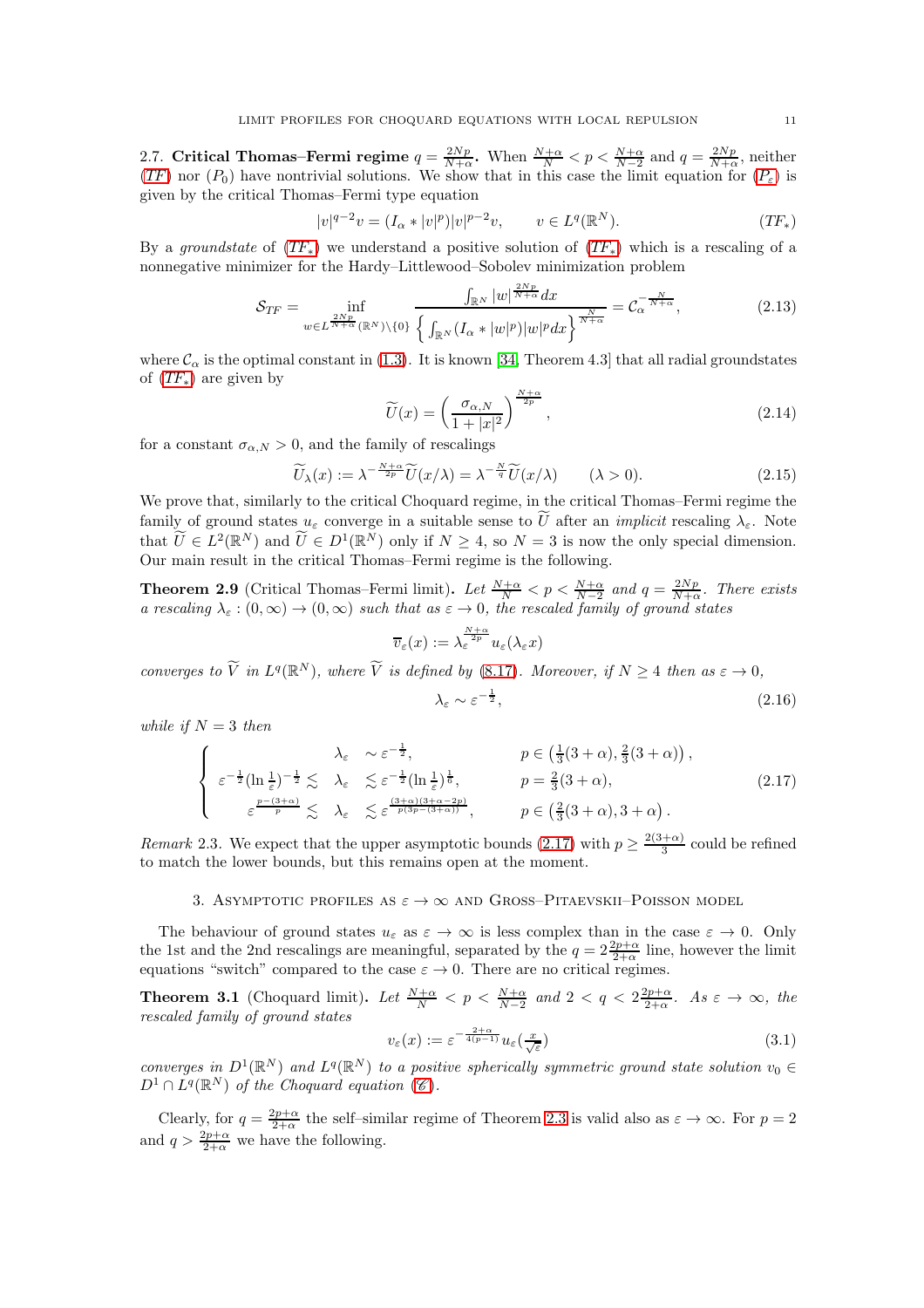2.7. **Critical Thomas–Fermi regime $q = \frac{2Np}{N+\alpha}$.** When $\frac{N+\alpha}{N} < p < \frac{N+\alpha}{N-2}$ and $q = \frac{2Np}{N+\alpha}$, neither (*TF*) nor $(P_0)$ have nontrivial solutions. We show that in this case the limit equation for $(P_\varepsilon)$ is given by the critical Thomas–Fermi type equation

$$|v|^{q-2}v = (I_\alpha * |v|^p)|v|^{p-2}v, \qquad v \in L^q(\mathbb{R}^N). \tag{$TF_*$}$$

By a *groundstate* of ($TF_*$) we understand a positive solution of ($TF_*$) which is a rescaling of a nonnegative minimizer for the Hardy–Littlewood–Sobolev minimization problem

$$\mathcal{S}_{TF} = \inf_{w \in L^{\frac{2Np}{N+\alpha}}(\mathbb{R}^N)\setminus\{0\}} \frac{\int_{\mathbb{R}^N} |w|^{\frac{2Np}{N+\alpha}} dx}{\left\{\int_{\mathbb{R}^N} (I_\alpha * |w|^p)|w|^p dx\right\}^{\frac{N}{N+\alpha}}} = \mathcal{C}_\alpha^{-\frac{N}{N+\alpha}}, \tag{2.13}$$

where $\mathcal{C}_\alpha$ is the optimal constant in (1.3). It is known [34, Theorem 4.3] that all radial groundstates of ($TF_*$) are given by

$$\widetilde{U}(x) = \left(\frac{\sigma_{\alpha,N}}{1+|x|^2}\right)^{\frac{N+\alpha}{2p}}, \tag{2.14}$$

for a constant $\sigma_{\alpha,N} > 0$, and the family of rescalings

$$\widetilde{U}_\lambda(x) := \lambda^{-\frac{N+\alpha}{2p}} \widetilde{U}(x/\lambda) = \lambda^{-\frac{N}{q}} \widetilde{U}(x/\lambda) \qquad (\lambda > 0). \tag{2.15}$$

We prove that, similarly to the critical Choquard regime, in the critical Thomas–Fermi regime the family of ground states $u_\varepsilon$ converge in a suitable sense to $\widetilde{U}$ after an *implicit* rescaling $\lambda_\varepsilon$. Note that $\widetilde{U} \in L^2(\mathbb{R}^N)$ and $\widetilde{U} \in D^1(\mathbb{R}^N)$ only if $N \geq 4$, so $N = 3$ is now the only special dimension. Our main result in the critical Thomas–Fermi regime is the following.

**Theorem 2.9** (Critical Thomas–Fermi limit)**.** *Let $\frac{N+\alpha}{N} < p < \frac{N+\alpha}{N-2}$ and $q = \frac{2Np}{N+\alpha}$. There exists a rescaling $\lambda_\varepsilon : (0,\infty) \to (0,\infty)$ such that as $\varepsilon \to 0$, the rescaled family of ground states*

$$\overline{v}_\varepsilon(x) := \lambda_\varepsilon^{\frac{N+\alpha}{2p}} u_\varepsilon(\lambda_\varepsilon x)$$

*converges to $\widetilde{V}$ in $L^q(\mathbb{R}^N)$, where $\widetilde{V}$ is defined by (8.17). Moreover, if $N \geq 4$ then as $\varepsilon \to 0$,*

$$\lambda_\varepsilon \sim \varepsilon^{-\frac{1}{2}}, \tag{2.16}$$

*while if $N = 3$ then*

$$\begin{cases} \lambda_\varepsilon \sim \varepsilon^{-\frac{1}{2}}, & p \in \left(\frac{1}{3}(3+\alpha), \frac{2}{3}(3+\alpha)\right), \\ \varepsilon^{-\frac{1}{2}}(\ln\frac{1}{\varepsilon})^{-\frac{1}{2}} \lesssim \lambda_\varepsilon \lesssim \varepsilon^{-\frac{1}{2}}(\ln\frac{1}{\varepsilon})^{\frac{1}{6}}, & p = \frac{2}{3}(3+\alpha), \\ \varepsilon^{\frac{p-(3+\alpha)}{p}} \lesssim \lambda_\varepsilon \lesssim \varepsilon^{\frac{(3+\alpha)(3+\alpha-2p)}{p(3p-(3+\alpha))}}, & p \in \left(\frac{2}{3}(3+\alpha), 3+\alpha\right). \end{cases} \tag{2.17}$$

*Remark* 2.3. We expect that the upper asymptotic bounds (2.17) with $p \geq \frac{2(3+\alpha)}{3}$ could be refined to match the lower bounds, but this remains open at the moment.

## 3. Asymptotic profiles as $\varepsilon \to \infty$ and Gross–Pitaevskii–Poisson model

The behaviour of ground states $u_\varepsilon$ as $\varepsilon \to \infty$ is less complex than in the case $\varepsilon \to 0$. Only the 1st and the 2nd rescalings are meaningful, separated by the $q = 2\frac{2p+\alpha}{2+\alpha}$ line, however the limit equations "switch" compared to the case $\varepsilon \to 0$. There are no critical regimes.

**Theorem 3.1** (Choquard limit)**.** *Let $\frac{N+\alpha}{N} < p < \frac{N+\alpha}{N-2}$ and $2 < q < 2\frac{2p+\alpha}{2+\alpha}$. As $\varepsilon \to \infty$, the rescaled family of ground states*

$$v_\varepsilon(x) := \varepsilon^{-\frac{2+\alpha}{4(p-1)}} u_\varepsilon\left(\tfrac{x}{\sqrt{\varepsilon}}\right) \tag{3.1}$$

*converges in $D^1(\mathbb{R}^N)$ and $L^q(\mathbb{R}^N)$ to a positive spherically symmetric ground state solution $v_0 \in D^1 \cap L^q(\mathbb{R}^N)$ of the Choquard equation ($\mathscr{C}$).*

Clearly, for $q = \frac{2p+\alpha}{2+\alpha}$ the self–similar regime of Theorem 2.3 is valid also as $\varepsilon \to \infty$. For $p = 2$ and $q > \frac{2p+\alpha}{2+\alpha}$ we have the following.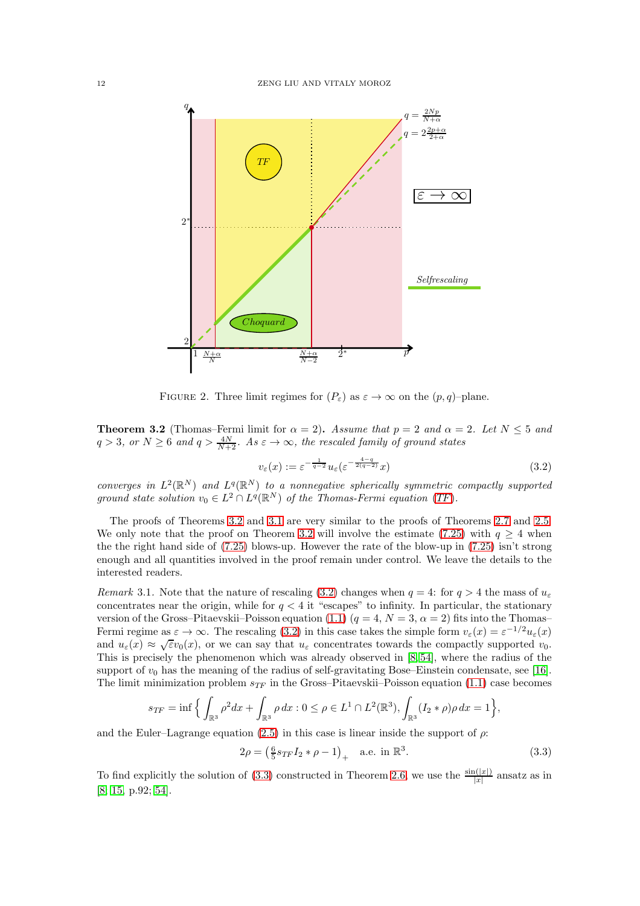FIGURE 2. Three limit regimes for $(P_\varepsilon)$ as $\varepsilon \to \infty$ on the $(p,q)$–plane.

**Theorem 3.2** (Thomas–Fermi limit for $\alpha = 2$)**.** *Assume that $p = 2$ and $\alpha = 2$. Let $N \le 5$ and $q > 3$, or $N \ge 6$ and $q > \frac{4N}{N+2}$. As $\varepsilon \to \infty$, the rescaled family of ground states*

$$v_\varepsilon(x) := \varepsilon^{-\frac{1}{q-2}} u_\varepsilon(\varepsilon^{-\frac{4-q}{2(q-2)}} x) \tag{3.2}$$

*converges in $L^2(\mathbb{R}^N)$ and $L^q(\mathbb{R}^N)$ to a nonnegative spherically symmetric compactly supported ground state solution $v_0 \in L^2 \cap L^q(\mathbb{R}^N)$ of the Thomas-Fermi equation (TF).*

The proofs of Theorems 3.2 and 3.1 are very similar to the proofs of Theorems 2.7 and 2.5. We only note that the proof on Theorem 3.2 will involve the estimate (7.25) with $q \ge 4$ when the the right hand side of (7.25) blows-up. However the rate of the blow-up in (7.25) isn't strong enough and all quantities involved in the proof remain under control. We leave the details to the interested readers.

*Remark* 3.1. Note that the nature of rescaling (3.2) changes when $q = 4$: for $q > 4$ the mass of $u_\varepsilon$ concentrates near the origin, while for $q < 4$ it "escapes" to infinity. In particular, the stationary version of the Gross–Pitaevskii–Poisson equation (1.1) ($q = 4$, $N = 3$, $\alpha = 2$) fits into the Thomas–Fermi regime as $\varepsilon \to \infty$. The rescaling (3.2) in this case takes the simple form $v_\varepsilon(x) = \varepsilon^{-1/2} u_\varepsilon(x)$ and $u_\varepsilon(x) \approx \sqrt{\varepsilon} v_0(x)$, or we can say that $u_\varepsilon$ concentrates towards the compactly supported $v_0$. This is precisely the phenomenon which was already observed in [8, 54], where the radius of the support of $v_0$ has the meaning of the radius of self-gravitating Bose–Einstein condensate, see [16]. The limit minimization problem $s_{TF}$ in the Gross–Pitaevskii–Poisson equation (1.1) case becomes

$$s_{TF} = \inf\Big\{ \int_{\mathbb{R}^3} \rho^2 dx + \int_{\mathbb{R}^3} \rho\, dx : 0 \le \rho \in L^1 \cap L^2(\mathbb{R}^3), \int_{\mathbb{R}^3} (I_2 * \rho)\rho\, dx = 1 \Big\},$$

and the Euler–Lagrange equation (2.5) in this case is linear inside the support of $\rho$:

$$2\rho = \big(\tfrac{6}{5} s_{TF} I_2 * \rho - 1\big)_+ \quad \text{a.e. in } \mathbb{R}^3. \tag{3.3}$$

To find explicitly the solution of (3.3) constructed in Theorem 2.6, we use the $\frac{\sin(|x|)}{|x|}$ ansatz as in [8, 15, p.92; 54].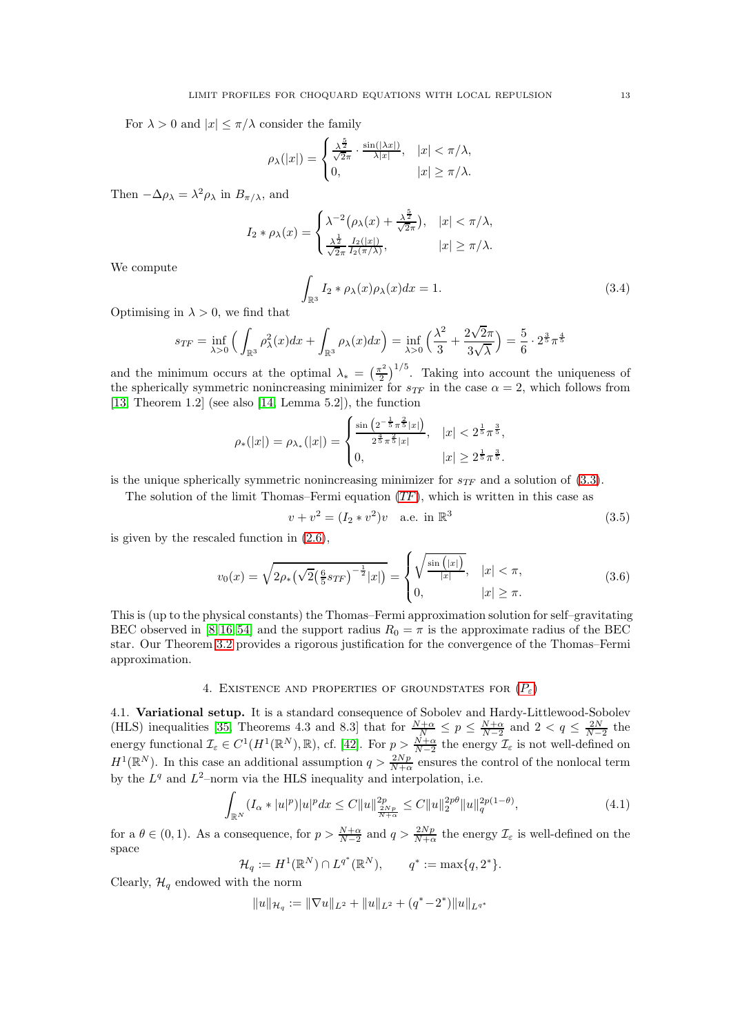For $\lambda > 0$ and $|x| \le \pi/\lambda$ consider the family

$$\rho_\lambda(|x|) = \begin{cases} \frac{\lambda^{\frac{5}{2}}}{\sqrt{2}\pi} \cdot \frac{\sin(|\lambda x|)}{\lambda |x|}, & |x| < \pi/\lambda, \\ 0, & |x| \ge \pi/\lambda. \end{cases}$$

Then $-\Delta \rho_\lambda = \lambda^2 \rho_\lambda$ in $B_{\pi/\lambda}$, and

$$I_2 * \rho_\lambda(x) = \begin{cases} \lambda^{-2}\big(\rho_\lambda(x) + \frac{\lambda^{\frac{5}{2}}}{\sqrt{2}\pi}\big), & |x| < \pi/\lambda, \\ \frac{\lambda^{\frac{1}{2}}}{\sqrt{2}\pi} \frac{I_2(|x|)}{I_2(\pi/\lambda)}, & |x| \ge \pi/\lambda. \end{cases}$$

We compute

$$\int_{\mathbb{R}^3} I_2 * \rho_\lambda(x) \rho_\lambda(x) dx = 1. \tag{3.4}$$

Optimising in $\lambda > 0$, we find that

$$s_{TF} = \inf_{\lambda > 0} \Big( \int_{\mathbb{R}^3} \rho_\lambda^2(x) dx + \int_{\mathbb{R}^3} \rho_\lambda(x) dx \Big) = \inf_{\lambda > 0} \Big( \frac{\lambda^2}{3} + \frac{2\sqrt{2}\pi}{3\sqrt{\lambda}} \Big) = \frac{5}{6} \cdot 2^{\frac{3}{5}} \pi^{\frac{4}{5}}$$

and the minimum occurs at the optimal $\lambda_* = \big(\frac{\pi^2}{2}\big)^{1/5}$. Taking into account the uniqueness of the spherically symmetric nonincreasing minimizer for $s_{TF}$ in the case $\alpha = 2$, which follows from [13, Theorem 1.2] (see also [14, Lemma 5.2]), the function

$$\rho_*(|x|) = \rho_{\lambda_*}(|x|) = \begin{cases} \frac{\sin\left(2^{-\frac{1}{5}} \pi^{\frac{2}{5}} |x|\right)}{2^{\frac{3}{5}} \pi^{\frac{2}{5}} |x|}, & |x| < 2^{\frac{1}{5}} \pi^{\frac{3}{5}}, \\ 0, & |x| \ge 2^{\frac{1}{5}} \pi^{\frac{3}{5}}. \end{cases}$$

is the unique spherically symmetric nonincreasing minimizer for $s_{TF}$ and a solution of (3.3).

The solution of the limit Thomas–Fermi equation ($TF$), which is written in this case as

$$v + v^2 = (I_2 * v^2) v \quad \text{a.e. in } \mathbb{R}^3 \tag{3.5}$$

is given by the rescaled function in (2.6),

$$v_0(x) = \sqrt{2\rho_*\big(\sqrt{2}\big(\tfrac{6}{5} s_{TF}\big)^{-\frac{1}{2}} |x|\big)} = \begin{cases} \sqrt{\frac{\sin\left(|x|\right)}{|x|}}, & |x| < \pi, \\ 0, & |x| \ge \pi. \end{cases} \tag{3.6}$$

This is (up to the physical constants) the Thomas–Fermi approximation solution for self–gravitating BEC observed in [8, 16, 54] and the support radius $R_0 = \pi$ is the approximate radius of the BEC star. Our Theorem 3.2 provides a rigorous justification for the convergence of the Thomas–Fermi approximation.

## 4. Existence and properties of groundstates for ($P_\varepsilon$)

4.1. **Variational setup.** It is a standard consequence of Sobolev and Hardy-Littlewood-Sobolev (HLS) inequalities [35, Theorems 4.3 and 8.3] that for $\frac{N+\alpha}{N} \le p \le \frac{N+\alpha}{N-2}$ and $2 < q \le \frac{2N}{N-2}$ the energy functional $\mathcal{I}_\varepsilon \in C^1(H^1(\mathbb{R}^N), \mathbb{R})$, cf. [42]. For $p > \frac{N+\alpha}{N-2}$ the energy $\mathcal{I}_\varepsilon$ is not well-defined on $H^1(\mathbb{R}^N)$. In this case an additional assumption $q > \frac{2Np}{N+\alpha}$ ensures the control of the nonlocal term by the $L^q$ and $L^2$–norm via the HLS inequality and interpolation, i.e.

$$\int_{\mathbb{R}^N} (I_\alpha * |u|^p)|u|^p dx \le C \|u\|^{2p}_{\frac{2Np}{N+\alpha}} \le C \|u\|_2^{2p\theta} \|u\|_q^{2p(1-\theta)}, \tag{4.1}$$

for a $\theta \in (0, 1)$. As a consequence, for $p > \frac{N+\alpha}{N-2}$ and $q > \frac{2Np}{N+\alpha}$ the energy $\mathcal{I}_\varepsilon$ is well-defined on the space

$$\mathcal{H}_q := H^1(\mathbb{R}^N) \cap L^{q^*}(\mathbb{R}^N), \qquad q^* := \max\{q, 2^*\}.$$

Clearly, $\mathcal{H}_q$ endowed with the norm

$$\|u\|_{\mathcal{H}_q} := \|\nabla u\|_{L^2} + \|u\|_{L^2} + (q^* - 2^*)\|u\|_{L^{q^*}}$$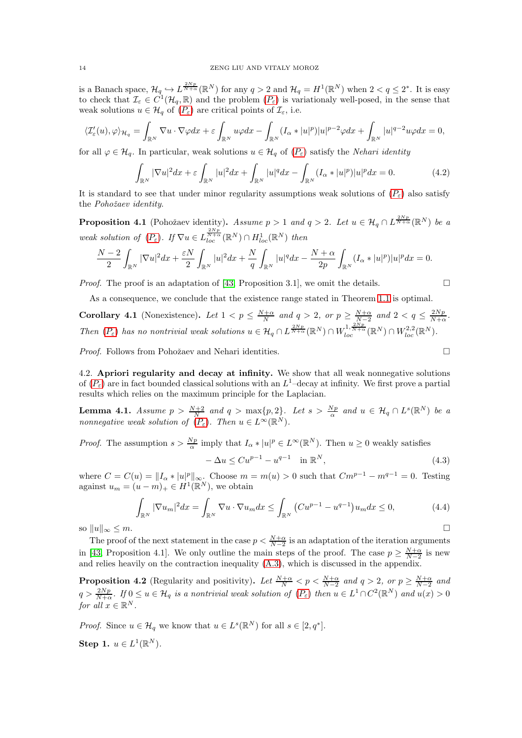is a Banach space, $\mathcal{H}_q \hookrightarrow L^{\frac{2Np}{N+\alpha}}(\mathbb{R}^N)$ for any $q > 2$ and $\mathcal{H}_q = H^1(\mathbb{R}^N)$ when $2 < q \le 2^*$. It is easy to check that $\mathcal{I}_\varepsilon \in C^1(\mathcal{H}_q, \mathbb{R})$ and the problem ($P_\varepsilon$) is variationaly well-posed, in the sense that weak solutions $u \in \mathcal{H}_q$ of ($P_\varepsilon$) are critical points of $\mathcal{I}_\varepsilon$, i.e.

$$\langle \mathcal{I}'_\varepsilon(u), \varphi\rangle_{\mathcal{H}_q} = \int_{\mathbb{R}^N} \nabla u \cdot \nabla \varphi dx + \varepsilon \int_{\mathbb{R}^N} u\varphi dx - \int_{\mathbb{R}^N} (I_\alpha * |u|^p)|u|^{p-2}\varphi dx + \int_{\mathbb{R}^N} |u|^{q-2}u\varphi dx = 0,$$

for all $\varphi \in \mathcal{H}_q$. In particular, weak solutions $u \in \mathcal{H}_q$ of ($P_\varepsilon$) satisfy the *Nehari identity*

$$\int_{\mathbb{R}^N} |\nabla u|^2 dx + \varepsilon \int_{\mathbb{R}^N} |u|^2 dx + \int_{\mathbb{R}^N} |u|^q dx - \int_{\mathbb{R}^N} (I_\alpha * |u|^p)|u|^p dx = 0. \tag{4.2}$$

It is standard to see that under minor regularity assumptions weak solutions of ($P_\varepsilon$) also satisfy the *Pohožaev identity*.

**Proposition 4.1** (Pohožaev identity)**.** *Assume $p > 1$ and $q > 2$. Let $u \in \mathcal{H}_q \cap L^{\frac{2Np}{N+\alpha}}(\mathbb{R}^N)$ be a weak solution of ($P_\varepsilon$). If $\nabla u \in L^{\frac{2Np}{N+\alpha}}_{loc}(\mathbb{R}^N) \cap H^1_{loc}(\mathbb{R}^N)$ then*

$$\frac{N-2}{2}\int_{\mathbb{R}^N} |\nabla u|^2 dx + \frac{\varepsilon N}{2}\int_{\mathbb{R}^N} |u|^2 dx + \frac{N}{q}\int_{\mathbb{R}^N} |u|^q dx - \frac{N+\alpha}{2p}\int_{\mathbb{R}^N} (I_\alpha * |u|^p)|u|^p dx = 0.$$

*Proof.* The proof is an adaptation of [43, Proposition 3.1], we omit the details. □

As a consequence, we conclude that the existence range stated in Theorem 1.1 is optimal.

**Corollary 4.1** (Nonexistence)**.** *Let $1 < p \le \frac{N+\alpha}{N}$ and $q > 2$, or $p \ge \frac{N+\alpha}{N-2}$ and $2 < q \le \frac{2Np}{N+\alpha}$. Then ($P_\varepsilon$) has no nontrivial weak solutions $u \in \mathcal{H}_q \cap L^{\frac{2Np}{N+\alpha}}(\mathbb{R}^N) \cap W^{1,\frac{2Np}{N+\alpha}}_{loc}(\mathbb{R}^N) \cap W^{2,2}_{loc}(\mathbb{R}^N)$.*

*Proof.* Follows from Pohožaev and Nehari identities. □

4.2. **Apriori regularity and decay at infinity.** We show that all weak nonnegative solutions of ($P_\varepsilon$) are in fact bounded classical solutions with an $L^1$–decay at infinity. We first prove a partial results which relies on the maximum principle for the Laplacian.

**Lemma 4.1.** *Assume $p > \frac{N+2}{N}$ and $q > \max\{p, 2\}$. Let $s > \frac{Np}{\alpha}$ and $u \in \mathcal{H}_q \cap L^s(\mathbb{R}^N)$ be a nonnegative weak solution of ($P_\varepsilon$). Then $u \in L^\infty(\mathbb{R}^N)$.*

*Proof.* The assumption $s > \frac{Np}{\alpha}$ imply that $I_\alpha * |u|^p \in L^\infty(\mathbb{R}^N)$. Then $u \ge 0$ weakly satisfies

$$-\Delta u \le Cu^{p-1} - u^{q-1} \quad \text{in } \mathbb{R}^N, \tag{4.3}$$

where $C = C(u) = \|I_\alpha * |u|^p\|_\infty$. Choose $m = m(u) > 0$ such that $Cm^{p-1} - m^{q-1} = 0$. Testing against $u_m = (u - m)_+ \in H^1(\mathbb{R}^N)$, we obtain

$$\int_{\mathbb{R}^N} |\nabla u_m|^2 dx = \int_{\mathbb{R}^N} \nabla u \cdot \nabla u_m dx \le \int_{\mathbb{R}^N} \left(Cu^{p-1} - u^{q-1}\right) u_m dx \le 0, \tag{4.4}$$

so $\|u\|_\infty \le m$. □

The proof of the next statement in the case $p < \frac{N+\alpha}{N-2}$ is an adaptation of the iteration arguments in [43, Proposition 4.1]. We only outline the main steps of the proof. The case $p \ge \frac{N+\alpha}{N-2}$ is new and relies heavily on the contraction inequality (A.3), which is discussed in the appendix.

**Proposition 4.2** (Regularity and positivity)**.** *Let $\frac{N+\alpha}{N} < p < \frac{N+\alpha}{N-2}$ and $q > 2$, or $p \ge \frac{N+\alpha}{N-2}$ and $q > \frac{2Np}{N+\alpha}$. If $0 \le u \in \mathcal{H}_q$ is a nontrivial weak solution of ($P_\varepsilon$) then $u \in L^1 \cap C^2(\mathbb{R}^N)$ and $u(x) > 0$ for all $x \in \mathbb{R}^N$.*

*Proof.* Since $u \in \mathcal{H}_q$ we know that $u \in L^s(\mathbb{R}^N)$ for all $s \in [2, q^*]$.

**Step 1.** $u \in L^1(\mathbb{R}^N)$.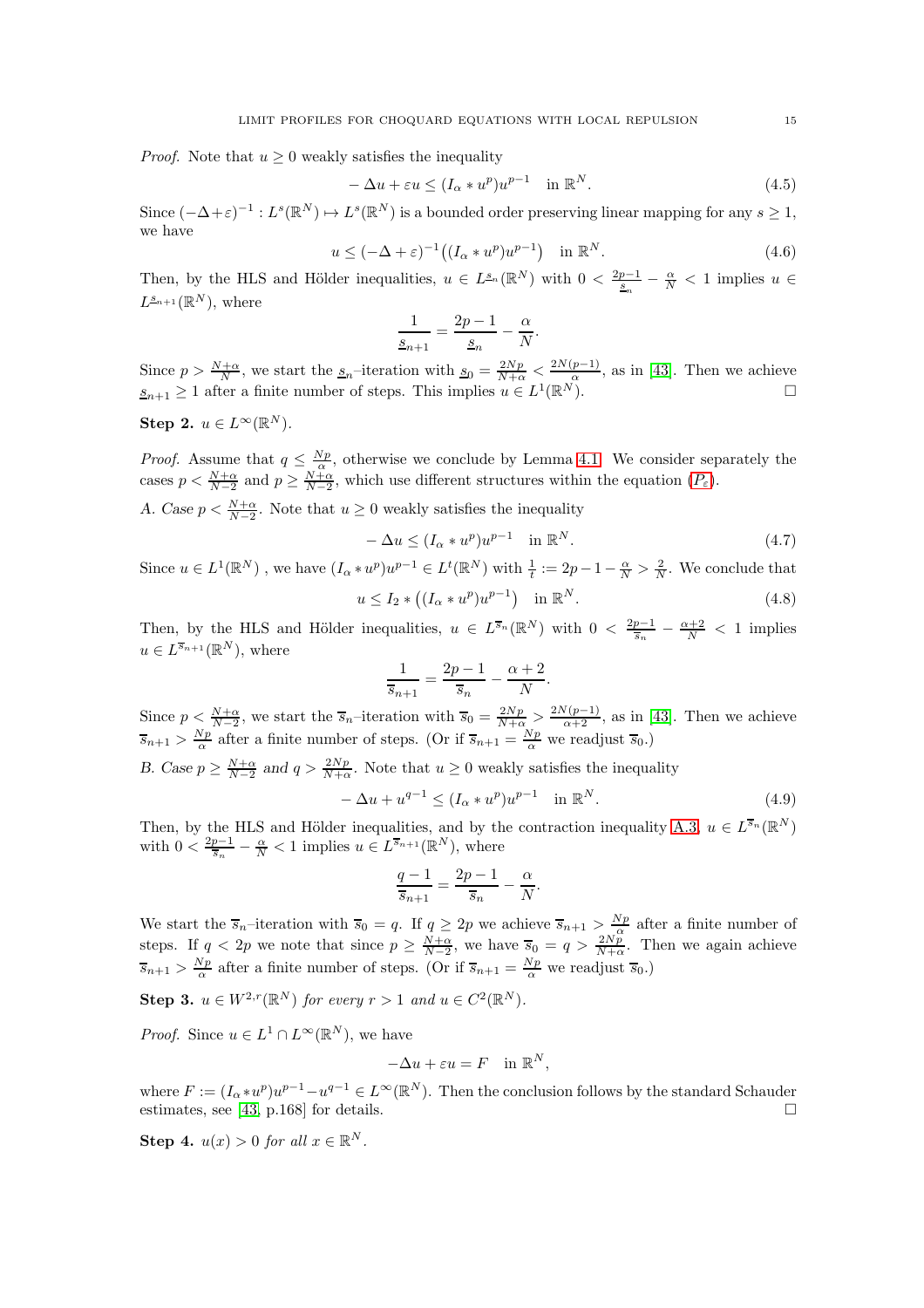*Proof.* Note that $u \geq 0$ weakly satisfies the inequality

$$-\Delta u + \varepsilon u \leq (I_\alpha * u^p)u^{p-1} \quad \text{in } \mathbb{R}^N. \tag{4.5}$$

Since $(-\Delta+\varepsilon)^{-1} : L^s(\mathbb{R}^N) \mapsto L^s(\mathbb{R}^N)$ is a bounded order preserving linear mapping for any $s \geq 1$, we have

$$u \leq (-\Delta + \varepsilon)^{-1}\big((I_\alpha * u^p)u^{p-1}\big) \quad \text{in } \mathbb{R}^N. \tag{4.6}$$

Then, by the HLS and Hölder inequalities, $u \in L^{\underline{s}_n}(\mathbb{R}^N)$ with $0 < \frac{2p-1}{\underline{s}_n} - \frac{\alpha}{N} < 1$ implies $u \in L^{\underline{s}_{n+1}}(\mathbb{R}^N)$, where

$$\frac{1}{\underline{s}_{n+1}} = \frac{2p-1}{\underline{s}_n} - \frac{\alpha}{N}.$$

Since $p > \frac{N+\alpha}{N}$, we start the $\underline{s}_n$–iteration with $\underline{s}_0 = \frac{2Np}{N+\alpha} < \frac{2N(p-1)}{\alpha}$, as in [43]. Then we achieve $\underline{s}_{n+1} \geq 1$ after a finite number of steps. This implies $u \in L^1(\mathbb{R}^N)$. $\square$

**Step 2.** $u \in L^\infty(\mathbb{R}^N)$.

*Proof.* Assume that $q \leq \frac{Np}{\alpha}$, otherwise we conclude by Lemma 4.1. We consider separately the cases $p < \frac{N+\alpha}{N-2}$ and $p \geq \frac{N+\alpha}{N-2}$, which use different structures within the equation ($P_\varepsilon$).

*A. Case* $p < \frac{N+\alpha}{N-2}$. Note that $u \geq 0$ weakly satisfies the inequality

$$-\Delta u \leq (I_\alpha * u^p)u^{p-1} \quad \text{in } \mathbb{R}^N. \tag{4.7}$$

Since $u \in L^1(\mathbb{R}^N)$ , we have $(I_\alpha * u^p)u^{p-1} \in L^t(\mathbb{R}^N)$ with $\frac{1}{t} := 2p - 1 - \frac{\alpha}{N} > \frac{2}{N}$. We conclude that

$$u \leq I_2 * \big((I_\alpha * u^p)u^{p-1}\big) \quad \text{in } \mathbb{R}^N. \tag{4.8}$$

Then, by the HLS and Hölder inequalities, $u \in L^{\overline{s}_n}(\mathbb{R}^N)$ with $0 < \frac{2p-1}{\overline{s}_n} - \frac{\alpha+2}{N} < 1$ implies $u \in L^{\overline{s}_{n+1}}(\mathbb{R}^N)$, where

$$\frac{1}{\overline{s}_{n+1}} = \frac{2p-1}{\overline{s}_n} - \frac{\alpha+2}{N}.$$

Since $p < \frac{N+\alpha}{N-2}$, we start the $\overline{s}_n$–iteration with $\overline{s}_0 = \frac{2Np}{N+\alpha} > \frac{2N(p-1)}{\alpha+2}$, as in [43]. Then we achieve $\overline{s}_{n+1} > \frac{Np}{\alpha}$ after a finite number of steps. (Or if $\overline{s}_{n+1} = \frac{Np}{\alpha}$ we readjust $\overline{s}_0$.)

*B. Case* $p \geq \frac{N+\alpha}{N-2}$ *and* $q > \frac{2Np}{N+\alpha}$. Note that $u \geq 0$ weakly satisfies the inequality

$$-\Delta u + u^{q-1} \leq (I_\alpha * u^p)u^{p-1} \quad \text{in } \mathbb{R}^N. \tag{4.9}$$

Then, by the HLS and Hölder inequalities, and by the contraction inequality A.3, $u \in L^{\overline{s}_n}(\mathbb{R}^N)$ with $0 < \frac{2p-1}{\overline{s}_n} - \frac{\alpha}{N} < 1$ implies $u \in L^{\overline{s}_{n+1}}(\mathbb{R}^N)$, where

$$\frac{q-1}{\overline{s}_{n+1}} = \frac{2p-1}{\overline{s}_n} - \frac{\alpha}{N}.$$

We start the $\overline{s}_n$–iteration with $\overline{s}_0 = q$. If $q \geq 2p$ we achieve $\overline{s}_{n+1} > \frac{Np}{\alpha}$ after a finite number of steps. If $q < 2p$ we note that since $p \geq \frac{N+\alpha}{N-2}$, we have $\overline{s}_0 = q > \frac{2Np}{N+\alpha}$. Then we again achieve $\overline{s}_{n+1} > \frac{Np}{\alpha}$ after a finite number of steps. (Or if $\overline{s}_{n+1} = \frac{Np}{\alpha}$ we readjust $\overline{s}_0$.)

**Step 3.** $u \in W^{2,r}(\mathbb{R}^N)$ *for every* $r > 1$ *and* $u \in C^2(\mathbb{R}^N)$.

*Proof.* Since $u \in L^1 \cap L^\infty(\mathbb{R}^N)$, we have

$$-\Delta u + \varepsilon u = F \quad \text{in } \mathbb{R}^N,$$

where $F := (I_\alpha * u^p)u^{p-1} - u^{q-1} \in L^\infty(\mathbb{R}^N)$. Then the conclusion follows by the standard Schauder estimates, see [43, p.168] for details. $\square$

**Step 4.** $u(x) > 0$ *for all* $x \in \mathbb{R}^N$.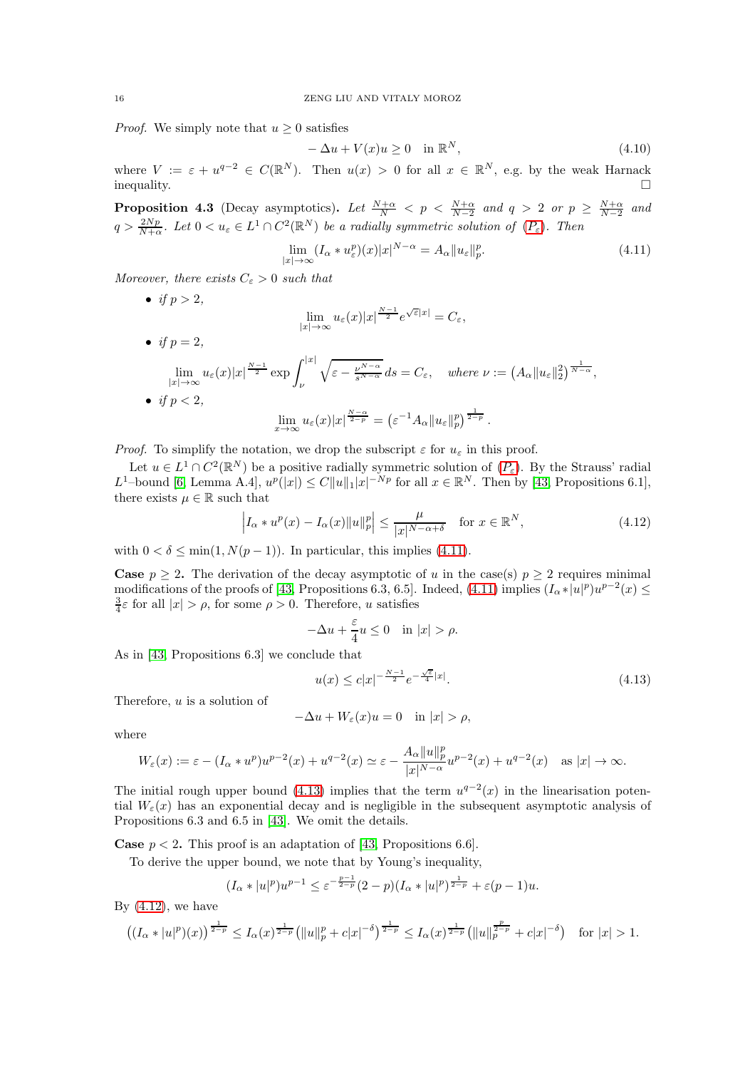*Proof.* We simply note that $u \geq 0$ satisfies

$$-\Delta u + V(x)u \geq 0 \quad \text{in } \mathbb{R}^N, \tag{4.10}$$

where $V := \varepsilon + u^{q-2} \in C(\mathbb{R}^N)$. Then $u(x) > 0$ for all $x \in \mathbb{R}^N$, e.g. by the weak Harnack inequality. $\square$

**Proposition 4.3** (Decay asymptotics)**.** *Let $\frac{N+\alpha}{N} < p < \frac{N+\alpha}{N-2}$ and $q > 2$ or $p \geq \frac{N+\alpha}{N-2}$ and $q > \frac{2Np}{N+\alpha}$. Let $0 < u_\varepsilon \in L^1 \cap C^2(\mathbb{R}^N)$ be a radially symmetric solution of ($P_\varepsilon$). Then*

$$\lim_{|x|\to\infty} (I_\alpha * u_\varepsilon^p)(x)|x|^{N-\alpha} = A_\alpha \|u_\varepsilon\|_p^p. \tag{4.11}$$

*Moreover, there exists $C_\varepsilon > 0$ such that*

- *if $p > 2$,*
$$\lim_{|x|\to\infty} u_\varepsilon(x)|x|^{\frac{N-1}{2}} e^{\sqrt{\varepsilon}|x|} = C_\varepsilon,$$
- *if $p = 2$,*
$$\lim_{|x|\to\infty} u_\varepsilon(x)|x|^{\frac{N-1}{2}} \exp \int_\nu^{|x|} \sqrt{\varepsilon - \tfrac{\nu^{N-\alpha}}{s^{N-\alpha}}}\, ds = C_\varepsilon, \quad \text{where } \nu := \left(A_\alpha \|u_\varepsilon\|_2^2\right)^{\frac{1}{N-\alpha}},$$
- *if $p < 2$,*
$$\lim_{x\to\infty} u_\varepsilon(x)|x|^{\frac{N-\alpha}{2-p}} = \left(\varepsilon^{-1} A_\alpha \|u_\varepsilon\|_p^p\right)^{\frac{1}{2-p}}.$$

*Proof.* To simplify the notation, we drop the subscript $\varepsilon$ for $u_\varepsilon$ in this proof.

Let $u \in L^1 \cap C^2(\mathbb{R}^N)$ be a positive radially symmetric solution of ($P_\varepsilon$). By the Strauss' radial $L^1$–bound [6, Lemma A.4], $u^p(|x|) \leq C\|u\|_1 |x|^{-Np}$ for all $x \in \mathbb{R}^N$. Then by [43, Propositions 6.1], there exists $\mu \in \mathbb{R}$ such that

$$\left| I_\alpha * u^p(x) - I_\alpha(x)\|u\|_p^p \right| \leq \frac{\mu}{|x|^{N-\alpha+\delta}} \quad \text{for } x \in \mathbb{R}^N, \tag{4.12}$$

with $0 < \delta \leq \min(1, N(p-1))$. In particular, this implies (4.11).

**Case $p \geq 2$.** The derivation of the decay asymptotic of $u$ in the case(s) $p \geq 2$ requires minimal modifications of the proofs of [43, Propositions 6.3, 6.5]. Indeed, (4.11) implies $(I_\alpha * |u|^p)u^{p-2}(x) \leq \frac{3}{4}\varepsilon$ for all $|x| > \rho$, for some $\rho > 0$. Therefore, $u$ satisfies

$$-\Delta u + \frac{\varepsilon}{4} u \leq 0 \quad \text{in } |x| > \rho.$$

As in [43, Propositions 6.3] we conclude that

$$u(x) \leq c|x|^{-\frac{N-1}{2}} e^{-\frac{\sqrt{\varepsilon}}{4}|x|}. \tag{4.13}$$

Therefore, $u$ is a solution of

$$-\Delta u + W_\varepsilon(x)u = 0 \quad \text{in } |x| > \rho,$$

where

$$W_\varepsilon(x) := \varepsilon - (I_\alpha * u^p)u^{p-2}(x) + u^{q-2}(x) \simeq \varepsilon - \frac{A_\alpha \|u\|_p^p}{|x|^{N-\alpha}} u^{p-2}(x) + u^{q-2}(x) \quad \text{as } |x| \to \infty.$$

The initial rough upper bound (4.13) implies that the term $u^{q-2}(x)$ in the linearisation potential $W_\varepsilon(x)$ has an exponential decay and is negligible in the subsequent asymptotic analysis of Propositions 6.3 and 6.5 in [43]. We omit the details.

**Case $p < 2$.** This proof is an adaptation of [43, Propositions 6.6].

To derive the upper bound, we note that by Young's inequality,

$$(I_\alpha * |u|^p)u^{p-1} \leq \varepsilon^{-\frac{p-1}{2-p}}(2-p)(I_\alpha * |u|^p)^{\frac{1}{2-p}} + \varepsilon(p-1)u.$$

By (4.12), we have

$$\left((I_\alpha * |u|^p)(x)\right)^{\frac{1}{2-p}} \leq I_\alpha(x)^{\frac{1}{2-p}} \left(\|u\|_p^p + c|x|^{-\delta}\right)^{\frac{1}{2-p}} \leq I_\alpha(x)^{\frac{1}{2-p}} \left(\|u\|_p^{\frac{p}{2-p}} + c|x|^{-\delta}\right) \quad \text{for } |x| > 1.$$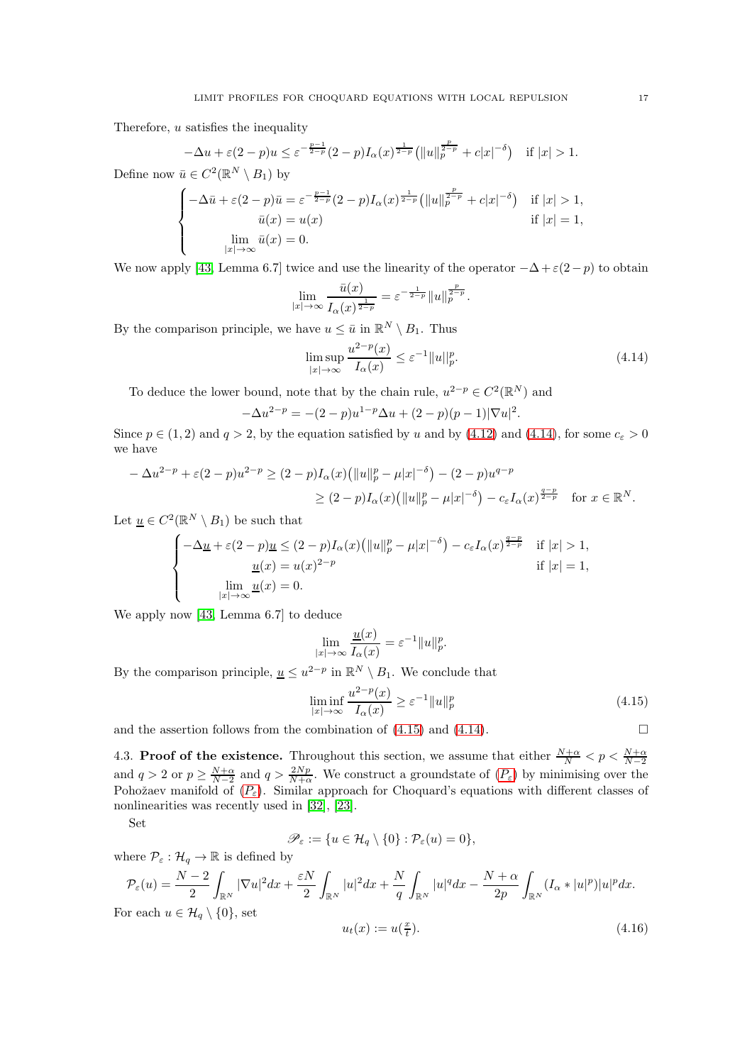Therefore, $u$ satisfies the inequality

$$-\Delta u + \varepsilon(2-p)u \le \varepsilon^{-\frac{p-1}{2-p}}(2-p)I_\alpha(x)^{\frac{1}{2-p}}\big(\|u\|_p^{\frac{p}{2-p}} + c|x|^{-\delta}\big) \quad \text{if } |x|>1.$$

Define now $\bar u \in C^2(\mathbb{R}^N \setminus B_1)$ by

$$\begin{cases} -\Delta \bar u + \varepsilon(2-p)\bar u = \varepsilon^{-\frac{p-1}{2-p}}(2-p)I_\alpha(x)^{\frac{1}{2-p}}\big(\|u\|_p^{\frac{p}{2-p}} + c|x|^{-\delta}\big) & \text{if } |x|>1,\\ \bar u(x) = u(x) & \text{if } |x| = 1,\\ \lim\limits_{|x|\to\infty} \bar u(x) = 0. \end{cases}$$

We now apply [43, Lemma 6.7] twice and use the linearity of the operator $-\Delta + \varepsilon(2-p)$ to obtain

$$\lim_{|x|\to\infty} \frac{\bar u(x)}{I_\alpha(x)^{\frac{1}{2-p}}} = \varepsilon^{-\frac{1}{2-p}}\|u\|_p^{\frac{p}{2-p}}.$$

By the comparison principle, we have $u \le \bar u$ in $\mathbb{R}^N \setminus B_1$. Thus

$$\limsup_{|x|\to\infty} \frac{u^{2-p}(x)}{I_\alpha(x)} \le \varepsilon^{-1}\|u\|_p^p. \tag{4.14}$$

To deduce the lower bound, note that by the chain rule, $u^{2-p} \in C^2(\mathbb{R}^N)$ and

$$-\Delta u^{2-p} = -(2-p)u^{1-p}\Delta u + (2-p)(p-1)|\nabla u|^2.$$

Since $p \in (1,2)$ and $q>2$, by the equation satisfied by $u$ and by (4.12) and (4.14), for some $c_\varepsilon > 0$ we have

$$\begin{aligned} -\Delta u^{2-p} + \varepsilon(2-p)u^{2-p} &\ge (2-p)I_\alpha(x)\big(\|u\|_p^p - \mu|x|^{-\delta}\big) - (2-p)u^{q-p}\\ &\ge (2-p)I_\alpha(x)\big(\|u\|_p^p - \mu|x|^{-\delta}\big) - c_\varepsilon I_\alpha(x)^{\frac{q-p}{2-p}} \quad \text{for } x \in \mathbb{R}^N. \end{aligned}$$

Let $\underline{u} \in C^2(\mathbb{R}^N \setminus B_1)$ be such that

$$\begin{cases} -\Delta \underline{u} + \varepsilon(2-p)\underline{u} \le (2-p)I_\alpha(x)\big(\|u\|_p^p - \mu|x|^{-\delta}\big) - c_\varepsilon I_\alpha(x)^{\frac{q-p}{2-p}} & \text{if } |x|>1,\\ \underline{u}(x) = u(x)^{2-p} & \text{if } |x| = 1,\\ \lim\limits_{|x|\to\infty} \underline{u}(x) = 0. \end{cases}$$

We apply now [43, Lemma 6.7] to deduce

$$\lim_{|x|\to\infty} \frac{\underline{u}(x)}{I_\alpha(x)} = \varepsilon^{-1}\|u\|_p^p.$$

By the comparison principle, $\underline{u} \le u^{2-p}$ in $\mathbb{R}^N \setminus B_1$. We conclude that

$$\liminf_{|x|\to\infty} \frac{u^{2-p}(x)}{I_\alpha(x)} \ge \varepsilon^{-1}\|u\|_p^p \tag{4.15}$$

and the assertion follows from the combination of (4.15) and (4.14). $\square$

4.3. **Proof of the existence.** Throughout this section, we assume that either $\frac{N+\alpha}{N} < p < \frac{N+\alpha}{N-2}$ and $q>2$ or $p \ge \frac{N+\alpha}{N-2}$ and $q > \frac{2Np}{N+\alpha}$. We construct a groundstate of ($P_\varepsilon$) by minimising over the Pohožaev manifold of ($P_\varepsilon$). Similar approach for Choquard's equations with different classes of nonlinearities was recently used in [32], [23].

Set

$$\mathscr{P}_\varepsilon := \{u \in \mathcal{H}_q \setminus \{0\} : \mathcal{P}_\varepsilon(u) = 0\},$$

where $\mathcal{P}_\varepsilon : \mathcal{H}_q \to \mathbb{R}$ is defined by

$$\mathcal{P}_\varepsilon(u) = \frac{N-2}{2}\int_{\mathbb{R}^N} |\nabla u|^2 dx + \frac{\varepsilon N}{2}\int_{\mathbb{R}^N} |u|^2 dx + \frac{N}{q}\int_{\mathbb{R}^N} |u|^q dx - \frac{N+\alpha}{2p}\int_{\mathbb{R}^N} (I_\alpha * |u|^p)|u|^p dx.$$

For each $u \in \mathcal{H}_q \setminus \{0\}$, set

$$u_t(x) := u(\tfrac{x}{t}). \tag{4.16}$$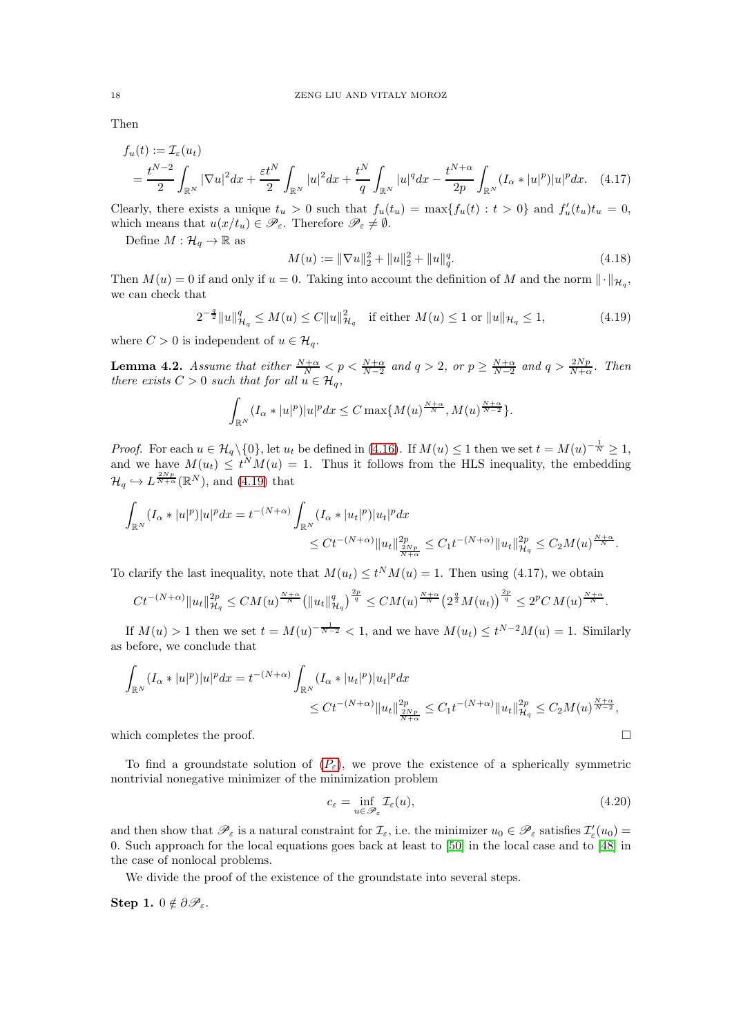Then

$$
\begin{aligned}
f_u(t) &:= \mathcal{I}_\varepsilon(u_t) \\
&= \frac{t^{N-2}}{2}\int_{\mathbb{R}^N} |\nabla u|^2 dx + \frac{\varepsilon t^N}{2}\int_{\mathbb{R}^N} |u|^2 dx + \frac{t^N}{q}\int_{\mathbb{R}^N} |u|^q dx - \frac{t^{N+\alpha}}{2p}\int_{\mathbb{R}^N} (I_\alpha * |u|^p)|u|^p dx. \quad (4.17)
\end{aligned}
$$

Clearly, there exists a unique $t_u > 0$ such that $f_u(t_u) = \max\{f_u(t) : t > 0\}$ and $f_u'(t_u)t_u = 0$, which means that $u(x/t_u) \in \mathscr{P}_\varepsilon$. Therefore $\mathscr{P}_\varepsilon \neq \emptyset$.

Define $M : \mathcal{H}_q \to \mathbb{R}$ as

$$
M(u) := \|\nabla u\|_2^2 + \|u\|_2^2 + \|u\|_q^q. \quad (4.18)
$$

Then $M(u) = 0$ if and only if $u = 0$. Taking into account the definition of $M$ and the norm $\|\cdot\|_{\mathcal{H}_q}$, we can check that

$$
2^{-\frac{q}{2}}\|u\|_{\mathcal{H}_q}^q \le M(u) \le C\|u\|_{\mathcal{H}_q}^2 \quad \text{if either } M(u) \le 1 \text{ or } \|u\|_{\mathcal{H}_q} \le 1, \quad (4.19)
$$

where $C > 0$ is independent of $u \in \mathcal{H}_q$.

**Lemma 4.2.** *Assume that either $\frac{N+\alpha}{N} < p < \frac{N+\alpha}{N-2}$ and $q > 2$, or $p \ge \frac{N+\alpha}{N-2}$ and $q > \frac{2Np}{N+\alpha}$. Then there exists $C > 0$ such that for all $u \in \mathcal{H}_q$,*

$$
\int_{\mathbb{R}^N} (I_\alpha * |u|^p)|u|^p dx \le C\max\{M(u)^{\frac{N+\alpha}{N}}, M(u)^{\frac{N+\alpha}{N-2}}\}.
$$

*Proof.* For each $u \in \mathcal{H}_q\backslash\{0\}$, let $u_t$ be defined in (4.16). If $M(u) \le 1$ then we set $t = M(u)^{-\frac{1}{N}} \ge 1$, and we have $M(u_t) \le t^N M(u) = 1$. Thus it follows from the HLS inequality, the embedding $\mathcal{H}_q \hookrightarrow L^{\frac{2Np}{N+\alpha}}(\mathbb{R}^N)$, and (4.19) that

$$
\begin{aligned}
\int_{\mathbb{R}^N} (I_\alpha * |u|^p)|u|^p dx &= t^{-(N+\alpha)}\int_{\mathbb{R}^N} (I_\alpha * |u_t|^p)|u_t|^p dx \\
&\le Ct^{-(N+\alpha)}\|u_t\|_{\frac{2Np}{N+\alpha}}^{2p} \le C_1 t^{-(N+\alpha)}\|u_t\|_{\mathcal{H}_q}^{2p} \le C_2 M(u)^{\frac{N+\alpha}{N}}.
\end{aligned}
$$

To clarify the last inequality, note that $M(u_t) \le t^N M(u) = 1$. Then using (4.17), we obtain

$$
Ct^{-(N+\alpha)}\|u_t\|_{\mathcal{H}_q}^{2p} \le CM(u)^{\frac{N+\alpha}{N}}\big(\|u_t\|_{\mathcal{H}_q}^q\big)^{\frac{2p}{q}} \le CM(u)^{\frac{N+\alpha}{N}}\big(2^{\frac{q}{2}}M(u_t)\big)^{\frac{2p}{q}} \le 2^p C\, M(u)^{\frac{N+\alpha}{N}}.
$$

If $M(u) > 1$ then we set $t = M(u)^{-\frac{1}{N-2}} < 1$, and we have $M(u_t) \le t^{N-2}M(u) = 1$. Similarly as before, we conclude that

$$
\begin{aligned}
\int_{\mathbb{R}^N} (I_\alpha * |u|^p)|u|^p dx &= t^{-(N+\alpha)}\int_{\mathbb{R}^N} (I_\alpha * |u_t|^p)|u_t|^p dx \\
&\le Ct^{-(N+\alpha)}\|u_t\|_{\frac{2Np}{N+\alpha}}^{2p} \le C_1 t^{-(N+\alpha)}\|u_t\|_{\mathcal{H}_q}^{2p} \le C_2 M(u)^{\frac{N+\alpha}{N-2}},
\end{aligned}
$$

which completes the proof. $\square$

To find a groundstate solution of ($P_\varepsilon$), we prove the existence of a spherically symmetric nontrivial nonnegative minimizer of the minimization problem

$$
c_\varepsilon = \inf_{u \in \mathscr{P}_\varepsilon} \mathcal{I}_\varepsilon(u), \quad (4.20)
$$

and then show that $\mathscr{P}_\varepsilon$ is a natural constraint for $\mathcal{I}_\varepsilon$, i.e. the minimizer $u_0 \in \mathscr{P}_\varepsilon$ satisfies $\mathcal{I}_\varepsilon'(u_0) = 0$. Such approach for the local equations goes back at least to [50] in the local case and to [48] in the case of nonlocal problems.

We divide the proof of the existence of the groundstate into several steps.

**Step 1.** $0 \notin \partial\mathscr{P}_\varepsilon$.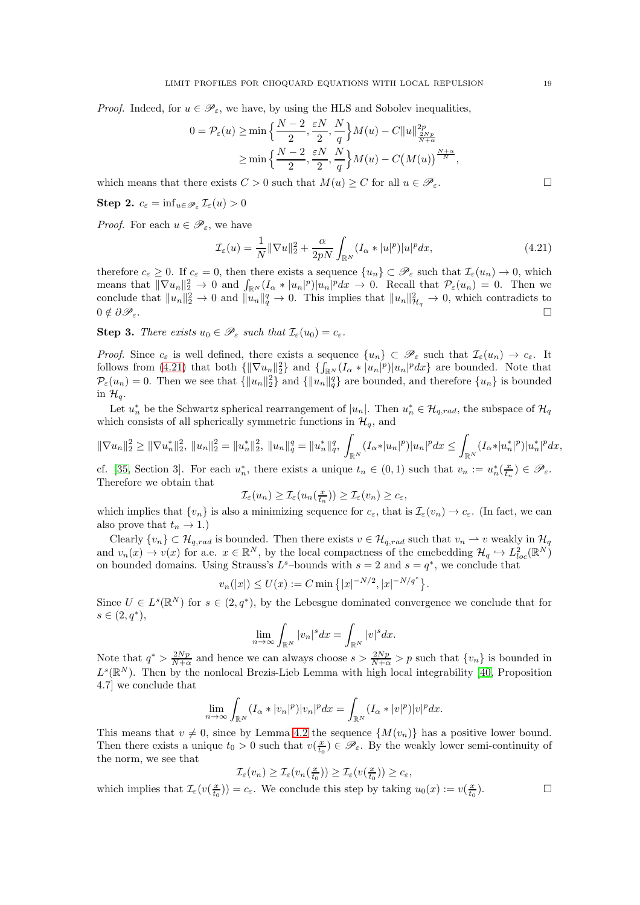*Proof.* Indeed, for $u \in \mathscr{P}_\varepsilon$, we have, by using the HLS and Sobolev inequalities,

$$
\begin{aligned}
0 = \mathcal{P}_\varepsilon(u) &\geq \min\Big\{\frac{N-2}{2}, \frac{\varepsilon N}{2}, \frac{N}{q}\Big\} M(u) - C\|u\|^{2p}_{\frac{2Np}{N+\alpha}} \\
&\geq \min\Big\{\frac{N-2}{2}, \frac{\varepsilon N}{2}, \frac{N}{q}\Big\} M(u) - C\big(M(u)\big)^{\frac{N+\alpha}{N}},
\end{aligned}
$$

which means that there exists $C > 0$ such that $M(u) \geq C$ for all $u \in \mathscr{P}_\varepsilon$. $\square$

**Step 2.** $c_\varepsilon = \inf_{u \in \mathscr{P}_\varepsilon} \mathcal{I}_\varepsilon(u) > 0$

*Proof.* For each $u \in \mathscr{P}_\varepsilon$, we have

$$
\mathcal{I}_\varepsilon(u) = \frac{1}{N}\|\nabla u\|_2^2 + \frac{\alpha}{2pN}\int_{\mathbb{R}^N}(I_\alpha * |u|^p)|u|^p dx, \tag{4.21}
$$

therefore $c_\varepsilon \geq 0$. If $c_\varepsilon = 0$, then there exists a sequence $\{u_n\} \subset \mathscr{P}_\varepsilon$ such that $\mathcal{I}_\varepsilon(u_n) \to 0$, which means that $\|\nabla u_n\|_2^2 \to 0$ and $\int_{\mathbb{R}^N}(I_\alpha * |u_n|^p)|u_n|^p dx \to 0$. Recall that $\mathcal{P}_\varepsilon(u_n) = 0$. Then we conclude that $\|u_n\|_2^2 \to 0$ and $\|u_n\|_q^q \to 0$. This implies that $\|u_n\|^2_{\mathcal{H}_q} \to 0$, which contradicts to $0 \notin \partial\mathscr{P}_\varepsilon$. $\square$

**Step 3.** *There exists $u_0 \in \mathscr{P}_\varepsilon$ such that $\mathcal{I}_\varepsilon(u_0) = c_\varepsilon$.*

*Proof.* Since $c_\varepsilon$ is well defined, there exists a sequence $\{u_n\} \subset \mathscr{P}_\varepsilon$ such that $\mathcal{I}_\varepsilon(u_n) \to c_\varepsilon$. It follows from (4.21) that both $\{\|\nabla u_n\|_2^2\}$ and $\{\int_{\mathbb{R}^N}(I_\alpha * |u_n|^p)|u_n|^p dx\}$ are bounded. Note that $\mathcal{P}_\varepsilon(u_n) = 0$. Then we see that $\{\|u_n\|_2^2\}$ and $\{\|u_n\|_q^q\}$ are bounded, and therefore $\{u_n\}$ is bounded in $\mathcal{H}_q$.

Let $u_n^*$ be the Schwartz spherical rearrangement of $|u_n|$. Then $u_n^* \in \mathcal{H}_{q,rad}$, the subspace of $\mathcal{H}_q$ which consists of all spherically symmetric functions in $\mathcal{H}_q$, and

$$
\|\nabla u_n\|_2^2 \geq \|\nabla u_n^*\|_2^2,\ \|u_n\|_2^2 = \|u_n^*\|_2^2,\ \|u_n\|_q^q = \|u_n^*\|_q^q,\ \int_{\mathbb{R}^N}(I_\alpha*|u_n|^p)|u_n|^p dx \leq \int_{\mathbb{R}^N}(I_\alpha*|u_n^*|^p)|u_n^*|^p dx,
$$

cf. [35, Section 3]. For each $u_n^*$, there exists a unique $t_n \in (0,1)$ such that $v_n := u_n^*(\frac{x}{t_n}) \in \mathscr{P}_\varepsilon$. Therefore we obtain that

$$
\mathcal{I}_\varepsilon(u_n) \geq \mathcal{I}_\varepsilon(u_n(\tfrac{x}{t_n})) \geq \mathcal{I}_\varepsilon(v_n) \geq c_\varepsilon,
$$

which implies that $\{v_n\}$ is also a minimizing sequence for $c_\varepsilon$, that is $\mathcal{I}_\varepsilon(v_n) \to c_\varepsilon$. (In fact, we can also prove that $t_n \to 1$.)

Clearly $\{v_n\} \subset \mathcal{H}_{q,rad}$ is bounded. Then there exists $v \in \mathcal{H}_{q,rad}$ such that $v_n \rightharpoonup v$ weakly in $\mathcal{H}_q$ and $v_n(x) \to v(x)$ for a.e. $x \in \mathbb{R}^N$, by the local compactness of the emebedding $\mathcal{H}_q \hookrightarrow L^2_{loc}(\mathbb{R}^N)$ on bounded domains. Using Strauss's $L^s$–bounds with $s = 2$ and $s = q^*$, we conclude that

$$
v_n(|x|) \leq U(x) := C\min\big\{|x|^{-N/2}, |x|^{-N/q^*}\big\}.
$$

Since $U \in L^s(\mathbb{R}^N)$ for $s \in (2, q^*)$, by the Lebesgue dominated convergence we conclude that for $s \in (2, q^*)$,

$$
\lim_{n\to\infty}\int_{\mathbb{R}^N}|v_n|^s dx = \int_{\mathbb{R}^N}|v|^s dx.
$$

Note that $q^* > \frac{2Np}{N+\alpha}$ and hence we can always choose $s > \frac{2Np}{N+\alpha} > p$ such that $\{v_n\}$ is bounded in $L^s(\mathbb{R}^N)$. Then by the nonlocal Brezis-Lieb Lemma with high local integrability [40, Proposition 4.7] we conclude that

$$
\lim_{n\to\infty}\int_{\mathbb{R}^N}(I_\alpha * |v_n|^p)|v_n|^p dx = \int_{\mathbb{R}^N}(I_\alpha * |v|^p)|v|^p dx.
$$

This means that $v \neq 0$, since by Lemma 4.2 the sequence $\{M(v_n)\}$ has a positive lower bound. Then there exists a unique $t_0 > 0$ such that $v(\frac{x}{t_0}) \in \mathscr{P}_\varepsilon$. By the weakly lower semi-continuity of the norm, we see that

$$
\mathcal{I}_\varepsilon(v_n) \geq \mathcal{I}_\varepsilon(v_n(\tfrac{x}{t_0})) \geq \mathcal{I}_\varepsilon(v(\tfrac{x}{t_0})) \geq c_\varepsilon,
$$

which implies that $\mathcal{I}_\varepsilon(v(\frac{x}{t_0})) = c_\varepsilon$. We conclude this step by taking $u_0(x) := v(\frac{x}{t_0})$. $\square$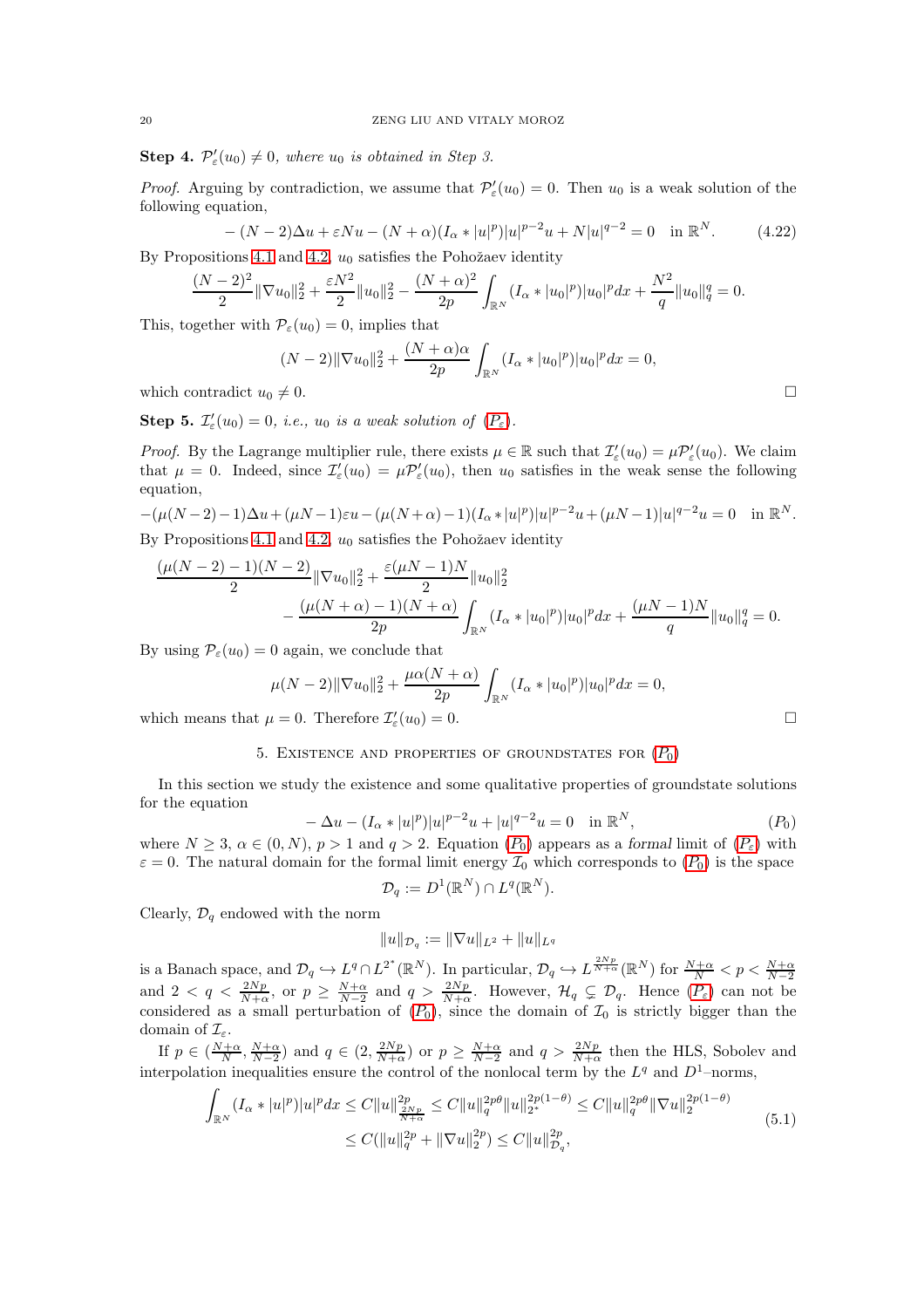**Step 4.** *$\mathcal{P}_\varepsilon'(u_0) \neq 0$, where $u_0$ is obtained in Step 3.*

*Proof.* Arguing by contradiction, we assume that $\mathcal{P}_\varepsilon'(u_0) = 0$. Then $u_0$ is a weak solution of the following equation,

$$-(N-2)\Delta u + \varepsilon N u - (N+\alpha)(I_\alpha * |u|^p)|u|^{p-2}u + N|u|^{q-2} = 0 \quad \text{in } \mathbb{R}^N. \tag{4.22}$$

By Propositions 4.1 and 4.2, $u_0$ satisfies the Pohožaev identity

$$\frac{(N-2)^2}{2}\|\nabla u_0\|_2^2 + \frac{\varepsilon N^2}{2}\|u_0\|_2^2 - \frac{(N+\alpha)^2}{2p}\int_{\mathbb{R}^N}(I_\alpha * |u_0|^p)|u_0|^p dx + \frac{N^2}{q}\|u_0\|_q^q = 0.$$

This, together with $\mathcal{P}_\varepsilon(u_0) = 0$, implies that

$$(N-2)\|\nabla u_0\|_2^2 + \frac{(N+\alpha)\alpha}{2p}\int_{\mathbb{R}^N}(I_\alpha * |u_0|^p)|u_0|^p dx = 0,$$

which contradict $u_0 \neq 0$. □

**Step 5.** *$\mathcal{I}_\varepsilon'(u_0) = 0$, i.e., $u_0$ is a weak solution of ($P_\varepsilon$).*

*Proof.* By the Lagrange multiplier rule, there exists $\mu \in \mathbb{R}$ such that $\mathcal{I}_\varepsilon'(u_0) = \mu\mathcal{P}_\varepsilon'(u_0)$. We claim that $\mu = 0$. Indeed, since $\mathcal{I}_\varepsilon'(u_0) = \mu\mathcal{P}_\varepsilon'(u_0)$, then $u_0$ satisfies in the weak sense the following equation,

$$-(\mu(N-2)-1)\Delta u + (\mu N - 1)\varepsilon u - (\mu(N+\alpha)-1)(I_\alpha * |u|^p)|u|^{p-2}u + (\mu N - 1)|u|^{q-2}u = 0 \quad \text{in } \mathbb{R}^N.$$

By Propositions 4.1 and 4.2, $u_0$ satisfies the Pohožaev identity

$$\frac{(\mu(N-2)-1)(N-2)}{2}\|\nabla u_0\|_2^2 + \frac{\varepsilon(\mu N-1)N}{2}\|u_0\|_2^2 - \frac{(\mu(N+\alpha)-1)(N+\alpha)}{2p}\int_{\mathbb{R}^N}(I_\alpha * |u_0|^p)|u_0|^p dx + \frac{(\mu N-1)N}{q}\|u_0\|_q^q = 0.$$

By using $\mathcal{P}_\varepsilon(u_0) = 0$ again, we conclude that

$$\mu(N-2)\|\nabla u_0\|_2^2 + \frac{\mu\alpha(N+\alpha)}{2p}\int_{\mathbb{R}^N}(I_\alpha * |u_0|^p)|u_0|^p dx = 0,$$

which means that $\mu = 0$. Therefore $\mathcal{I}_\varepsilon'(u_0) = 0$. □

## 5. Existence and properties of groundstates for ($P_0$)

In this section we study the existence and some qualitative properties of groundstate solutions for the equation

$$-\Delta u - (I_\alpha * |u|^p)|u|^{p-2}u + |u|^{q-2}u = 0 \quad \text{in } \mathbb{R}^N, \tag{$P_0$}$$

where $N \geq 3$, $\alpha \in (0, N)$, $p > 1$ and $q > 2$. Equation ($P_0$) appears as a *formal* limit of ($P_\varepsilon$) with $\varepsilon = 0$. The natural domain for the formal limit energy $\mathcal{I}_0$ which corresponds to ($P_0$) is the space

$$\mathcal{D}_q := D^1(\mathbb{R}^N) \cap L^q(\mathbb{R}^N).$$

Clearly, $\mathcal{D}_q$ endowed with the norm

$$\|u\|_{\mathcal{D}_q} := \|\nabla u\|_{L^2} + \|u\|_{L^q}$$

is a Banach space, and $\mathcal{D}_q \hookrightarrow L^q \cap L^{2^*}(\mathbb{R}^N)$. In particular, $\mathcal{D}_q \hookrightarrow L^{\frac{2Np}{N+\alpha}}(\mathbb{R}^N)$ for $\frac{N+\alpha}{N} < p < \frac{N+\alpha}{N-2}$ and $2 < q < \frac{2Np}{N+\alpha}$, or $p \geq \frac{N+\alpha}{N-2}$ and $q > \frac{2Np}{N+\alpha}$. However, $\mathcal{H}_q \subsetneq \mathcal{D}_q$. Hence ($P_\varepsilon$) can not be considered as a small perturbation of ($P_0$), since the domain of $\mathcal{I}_0$ is strictly bigger than the domain of $\mathcal{I}_\varepsilon$.

If $p \in (\frac{N+\alpha}{N}, \frac{N+\alpha}{N-2})$ and $q \in (2, \frac{2Np}{N+\alpha})$ or $p \geq \frac{N+\alpha}{N-2}$ and $q > \frac{2Np}{N+\alpha}$ then the HLS, Sobolev and interpolation inequalities ensure the control of the nonlocal term by the $L^q$ and $D^1$–norms,

$$\begin{aligned}\int_{\mathbb{R}^N}(I_\alpha * |u|^p)|u|^p dx &\leq C\|u\|_{\frac{2Np}{N+\alpha}}^{2p} \leq C\|u\|_q^{2p\theta}\|u\|_{2^*}^{2p(1-\theta)} \leq C\|u\|_q^{2p\theta}\|\nabla u\|_2^{2p(1-\theta)} \\ &\leq C(\|u\|_q^{2p} + \|\nabla u\|_2^{2p}) \leq C\|u\|_{\mathcal{D}_q}^{2p},\end{aligned} \tag{5.1}$$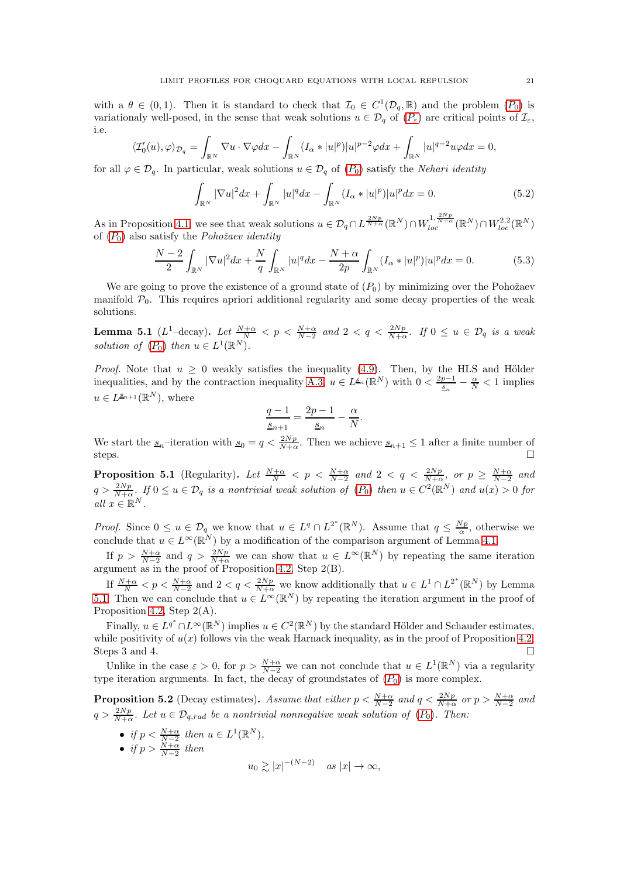with a $\theta \in (0,1)$. Then it is standard to check that $\mathcal{I}_0 \in C^1(\mathcal{D}_q, \mathbb{R})$ and the problem ($P_0$) is variationaly well-posed, in the sense that weak solutions $u \in \mathcal{D}_q$ of ($P_\varepsilon$) are critical points of $\mathcal{I}_\varepsilon$, i.e.

$$\langle \mathcal{I}_0'(u), \varphi\rangle_{\mathcal{D}_q} = \int_{\mathbb{R}^N} \nabla u \cdot \nabla \varphi dx - \int_{\mathbb{R}^N} (I_\alpha * |u|^p)|u|^{p-2}\varphi dx + \int_{\mathbb{R}^N} |u|^{q-2} u\varphi dx = 0,$$

for all $\varphi \in \mathcal{D}_q$. In particular, weak solutions $u \in \mathcal{D}_q$ of ($P_0$) satisfy the *Nehari identity*

$$\int_{\mathbb{R}^N} |\nabla u|^2 dx + \int_{\mathbb{R}^N} |u|^q dx - \int_{\mathbb{R}^N} (I_\alpha * |u|^p)|u|^p dx = 0. \tag{5.2}$$

As in Proposition 4.1, we see that weak solutions $u \in \mathcal{D}_q \cap L^{\frac{2Np}{N+\alpha}}(\mathbb{R}^N) \cap W^{1,\frac{2Np}{N+\alpha}}_{loc}(\mathbb{R}^N) \cap W^{2,2}_{loc}(\mathbb{R}^N)$ of ($P_0$) also satisfy the *Pohožaev identity*

$$\frac{N-2}{2}\int_{\mathbb{R}^N} |\nabla u|^2 dx + \frac{N}{q}\int_{\mathbb{R}^N} |u|^q dx - \frac{N+\alpha}{2p}\int_{\mathbb{R}^N} (I_\alpha * |u|^p)|u|^p dx = 0. \tag{5.3}$$

We are going to prove the existence of a ground state of $(P_0)$ by minimizing over the Pohožaev manifold $\mathcal{P}_0$. This requires apriori additional regularity and some decay properties of the weak solutions.

**Lemma 5.1** ($L^1$–decay)**.** *Let $\frac{N+\alpha}{N} < p < \frac{N+\alpha}{N-2}$ and $2 < q < \frac{2Np}{N+\alpha}$. If $0 \le u \in \mathcal{D}_q$ is a weak solution of ($P_0$) then $u \in L^1(\mathbb{R}^N)$.*

*Proof.* Note that $u \ge 0$ weakly satisfies the inequality (4.9). Then, by the HLS and Hölder inequalities, and by the contraction inequality A.3, $u \in L^{\underline{s}_n}(\mathbb{R}^N)$ with $0 < \frac{2p-1}{\underline{s}_n} - \frac{\alpha}{N} < 1$ implies $u \in L^{\underline{s}_{n+1}}(\mathbb{R}^N)$, where

$$\frac{q-1}{\underline{s}_{n+1}} = \frac{2p-1}{\underline{s}_n} - \frac{\alpha}{N}.$$

We start the $\underline{s}_n$–iteration with $\underline{s}_0 = q < \frac{2Np}{N+\alpha}$. Then we achieve $\underline{s}_{n+1} \le 1$ after a finite number of steps. □

**Proposition 5.1** (Regularity)**.** *Let $\frac{N+\alpha}{N} < p < \frac{N+\alpha}{N-2}$ and $2 < q < \frac{2Np}{N+\alpha}$, or $p \ge \frac{N+\alpha}{N-2}$ and $q > \frac{2Np}{N+\alpha}$. If $0 \le u \in \mathcal{D}_q$ is a nontrivial weak solution of ($P_0$) then $u \in C^2(\mathbb{R}^N)$ and $u(x) > 0$ for all $x \in \mathbb{R}^N$.*

*Proof.* Since $0 \le u \in \mathcal{D}_q$ we know that $u \in L^q \cap L^{2^*}(\mathbb{R}^N)$. Assume that $q \le \frac{Np}{\alpha}$, otherwise we conclude that $u \in L^\infty(\mathbb{R}^N)$ by a modification of the comparison argument of Lemma 4.1.

If $p > \frac{N+\alpha}{N-2}$ and $q > \frac{2Np}{N+\alpha}$ we can show that $u \in L^\infty(\mathbb{R}^N)$ by repeating the same iteration argument as in the proof of Proposition 4.2, Step 2(B).

If $\frac{N+\alpha}{N} < p < \frac{N+\alpha}{N-2}$ and $2 < q < \frac{2Np}{N+\alpha}$ we know additionally that $u \in L^1 \cap L^{2^*}(\mathbb{R}^N)$ by Lemma 5.1. Then we can conclude that $u \in L^\infty(\mathbb{R}^N)$ by repeating the iteration argument in the proof of Proposition 4.2, Step 2(A).

Finally, $u \in L^{q^*} \cap L^\infty(\mathbb{R}^N)$ implies $u \in C^2(\mathbb{R}^N)$ by the standard Hölder and Schauder estimates, while positivity of $u(x)$ follows via the weak Harnack inequality, as in the proof of Proposition 4.2, Steps 3 and 4. □

Unlike in the case $\varepsilon > 0$, for $p > \frac{N+\alpha}{N-2}$ we can not conclude that $u \in L^1(\mathbb{R}^N)$ via a regularity type iteration arguments. In fact, the decay of groundstates of ($P_0$) is more complex.

**Proposition 5.2** (Decay estimates)**.** *Assume that either $p < \frac{N+\alpha}{N-2}$ and $q < \frac{2Np}{N+\alpha}$ or $p > \frac{N+\alpha}{N-2}$ and $q > \frac{2Np}{N+\alpha}$. Let $u \in \mathcal{D}_{q,rad}$ be a nontrivial nonnegative weak solution of ($P_0$). Then:*

- *if $p < \frac{N+\alpha}{N-2}$ then $u \in L^1(\mathbb{R}^N)$,*
- *if $p > \frac{N+\alpha}{N-2}$ then*

$$u_0 \gtrsim |x|^{-(N-2)} \quad \text{as } |x| \to \infty,$$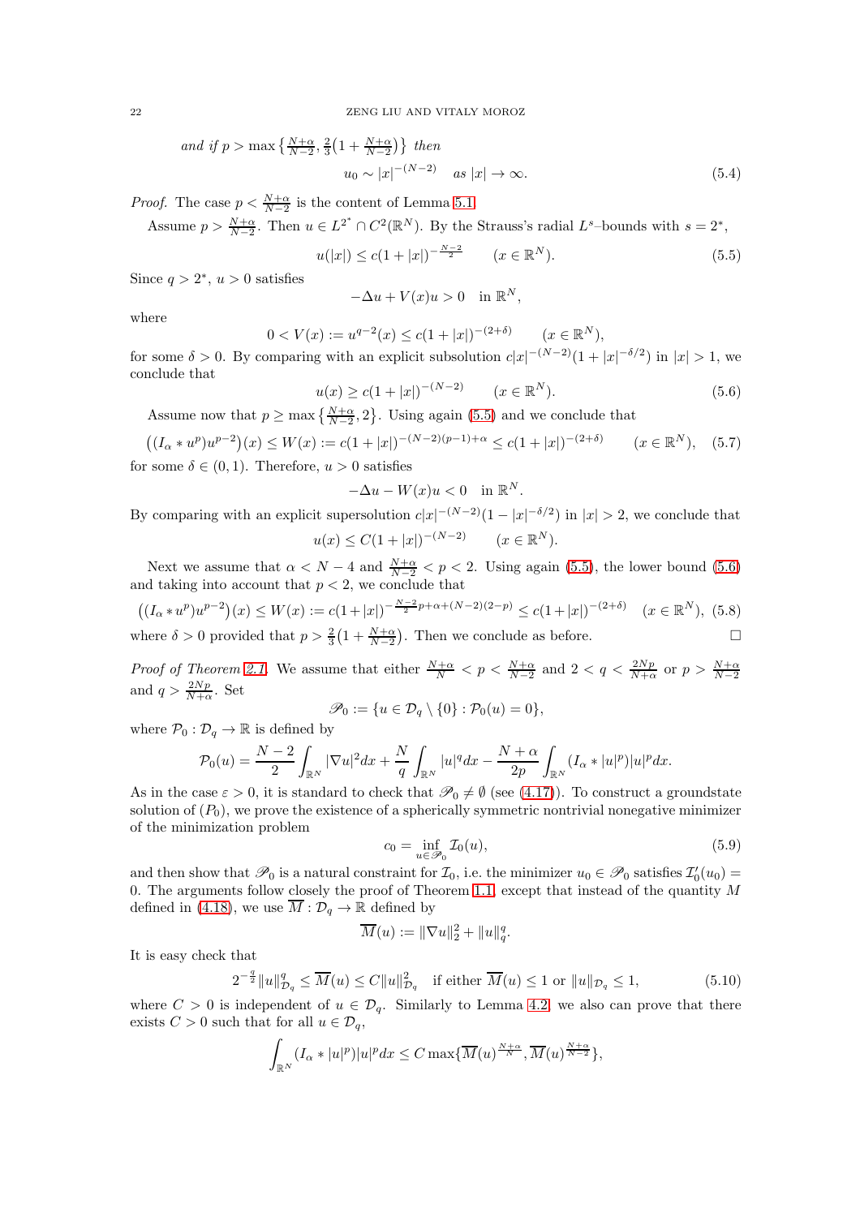*and if* $p > \max\left\{\frac{N+\alpha}{N-2}, \frac{2}{3}\left(1+\frac{N+\alpha}{N-2}\right)\right\}$ *then*

$$u_0 \sim |x|^{-(N-2)} \quad \text{as } |x| \to \infty. \tag{5.4}$$

*Proof.* The case $p < \frac{N+\alpha}{N-2}$ is the content of Lemma 5.1.

Assume $p > \frac{N+\alpha}{N-2}$. Then $u \in L^{2^*} \cap C^2(\mathbb{R}^N)$. By the Strauss's radial $L^s$–bounds with $s = 2^*$,

$$u(|x|) \leq c(1+|x|)^{-\frac{N-2}{2}} \qquad (x \in \mathbb{R}^N). \tag{5.5}$$

Since $q > 2^*$, $u > 0$ satisfies

$$-\Delta u + V(x)u > 0 \quad \text{in } \mathbb{R}^N,$$

where

$$0 < V(x) := u^{q-2}(x) \leq c(1+|x|)^{-(2+\delta)} \qquad (x \in \mathbb{R}^N),$$

for some $\delta > 0$. By comparing with an explicit subsolution $c|x|^{-(N-2)}(1+|x|^{-\delta/2})$ in $|x| > 1$, we conclude that

$$u(x) \geq c(1+|x|)^{-(N-2)} \qquad (x \in \mathbb{R}^N). \tag{5.6}$$

Assume now that $p \geq \max\left\{\frac{N+\alpha}{N-2}, 2\right\}$. Using again (5.5) and we conclude that

$$\left((I_\alpha * u^p)u^{p-2}\right)(x) \leq W(x) := c(1+|x|)^{-(N-2)(p-1)+\alpha} \leq c(1+|x|)^{-(2+\delta)} \qquad (x \in \mathbb{R}^N), \tag{5.7}$$

for some $\delta \in (0,1)$. Therefore, $u > 0$ satisfies

$$-\Delta u - W(x)u < 0 \quad \text{in } \mathbb{R}^N.$$

By comparing with an explicit supersolution $c|x|^{-(N-2)}(1-|x|^{-\delta/2})$ in $|x| > 2$, we conclude that

$$u(x) \leq C(1+|x|)^{-(N-2)} \qquad (x \in \mathbb{R}^N).$$

Next we assume that $\alpha < N-4$ and $\frac{N+\alpha}{N-2} < p < 2$. Using again (5.5), the lower bound (5.6) and taking into account that $p < 2$, we conclude that

$$\left((I_\alpha * u^p)u^{p-2}\right)(x) \leq W(x) := c(1+|x|)^{-\frac{N-2}{2}p+\alpha+(N-2)(2-p)} \leq c(1+|x|)^{-(2+\delta)} \quad (x \in \mathbb{R}^N), \tag{5.8}$$

where $\delta > 0$ provided that $p > \frac{2}{3}\left(1+\frac{N+\alpha}{N-2}\right)$. Then we conclude as before. □

*Proof of Theorem 2.1.* We assume that either $\frac{N+\alpha}{N} < p < \frac{N+\alpha}{N-2}$ and $2 < q < \frac{2Np}{N+\alpha}$ or $p > \frac{N+\alpha}{N-2}$ and $q > \frac{2Np}{N+\alpha}$. Set

$$\mathscr{P}_0 := \{u \in \mathcal{D}_q \setminus \{0\} : \mathcal{P}_0(u) = 0\},$$

where $\mathcal{P}_0 : \mathcal{D}_q \to \mathbb{R}$ is defined by

$$\mathcal{P}_0(u) = \frac{N-2}{2}\int_{\mathbb{R}^N} |\nabla u|^2 dx + \frac{N}{q}\int_{\mathbb{R}^N} |u|^q dx - \frac{N+\alpha}{2p}\int_{\mathbb{R}^N} (I_\alpha * |u|^p)|u|^p dx.$$

As in the case $\varepsilon > 0$, it is standard to check that $\mathscr{P}_0 \neq \emptyset$ (see (4.17)). To construct a groundstate solution of $(P_0)$, we prove the existence of a spherically symmetric nontrivial nonegative minimizer of the minimization problem

$$c_0 = \inf_{u \in \mathscr{P}_0} \mathcal{I}_0(u), \tag{5.9}$$

and then show that $\mathscr{P}_0$ is a natural constraint for $\mathcal{I}_0$, i.e. the minimizer $u_0 \in \mathscr{P}_0$ satisfies $\mathcal{I}_0'(u_0) = 0$. The arguments follow closely the proof of Theorem 1.1, except that instead of the quantity $M$ defined in (4.18), we use $\overline{M} : \mathcal{D}_q \to \mathbb{R}$ defined by

$$\overline{M}(u) := \|\nabla u\|_2^2 + \|u\|_q^q.$$

It is easy check that

$$2^{-\frac{q}{2}}\|u\|_{\mathcal{D}_q}^q \leq \overline{M}(u) \leq C\|u\|_{\mathcal{D}_q}^2 \quad \text{if either } \overline{M}(u) \leq 1 \text{ or } \|u\|_{\mathcal{D}_q} \leq 1, \tag{5.10}$$

where $C > 0$ is independent of $u \in \mathcal{D}_q$. Similarly to Lemma 4.2, we also can prove that there exists $C > 0$ such that for all $u \in \mathcal{D}_q$,

$$\int_{\mathbb{R}^N} (I_\alpha * |u|^p)|u|^p dx \leq C \max\{\overline{M}(u)^{\frac{N+\alpha}{N}}, \overline{M}(u)^{\frac{N+\alpha}{N-2}}\},$$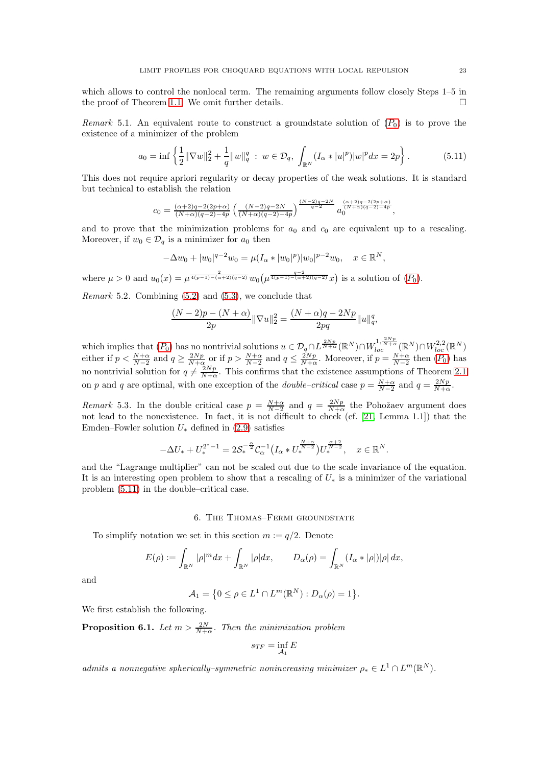which allows to control the nonlocal term. The remaining arguments follow closely Steps 1–5 in the proof of Theorem 1.1. We omit further details. $\square$

*Remark* 5.1. An equivalent route to construct a groundstate solution of ($P_0$) is to prove the existence of a minimizer of the problem

$$a_0 = \inf \left\{ \frac{1}{2}\|\nabla w\|_2^2 + \frac{1}{q}\|w\|_q^q \,:\, w \in \mathcal{D}_q,\, \int_{\mathbb{R}^N} (I_\alpha * |u|^p)|w|^p dx = 2p \right\}. \tag{5.11}$$

This does not require apriori regularity or decay properties of the weak solutions. It is standard but technical to establish the relation

$$c_0 = \tfrac{(\alpha+2)q-2(2p+\alpha)}{(N+\alpha)(q-2)-4p} \left( \tfrac{(N-2)q-2N}{(N+\alpha)(q-2)-4p} \right)^{\frac{(N-2)q-2N}{q-2}} a_0^{\frac{(\alpha+2)q-2(2p+\alpha)}{(N+\alpha)(q-2)-4p}},$$

and to prove that the minimization problems for $a_0$ and $c_0$ are equivalent up to a rescaling. Moreover, if $w_0 \in \mathcal{D}_q$ is a minimizer for $a_0$ then

$$-\Delta w_0 + |w_0|^{q-2} w_0 = \mu (I_\alpha * |w_0|^p)|w_0|^{p-2} w_0, \quad x \in \mathbb{R}^N,$$

where $\mu > 0$ and $u_0(x) = \mu^{\frac{2}{4(p-1)-(\alpha+2)(q-2)}} w_0\big(\mu^{\frac{q-2}{4(p-1)-(\alpha+2)(q-2)}} x\big)$ is a solution of ($P_0$).

*Remark* 5.2. Combining (5.2) and (5.3), we conclude that

$$\frac{(N-2)p-(N+\alpha)}{2p}\|\nabla u\|_2^2 = \frac{(N+\alpha)q-2Np}{2pq}\|u\|_q^q,$$

which implies that ($P_0$) has no nontrivial solutions $u \in \mathcal{D}_q \cap L^{\frac{2Np}{N+\alpha}}(\mathbb{R}^N) \cap W^{1,\frac{2Np}{N+\alpha}}_{loc}(\mathbb{R}^N) \cap W^{2,2}_{loc}(\mathbb{R}^N)$ either if $p < \frac{N+\alpha}{N-2}$ and $q \geq \frac{2Np}{N+\alpha}$ or if $p > \frac{N+\alpha}{N-2}$ and $q \leq \frac{2Np}{N+\alpha}$. Moreover, if $p = \frac{N+\alpha}{N-2}$ then ($P_0$) has no nontrivial solution for $q \neq \frac{2Np}{N+\alpha}$. This confirms that the existence assumptions of Theorem 2.1 on $p$ and $q$ are optimal, with one exception of the *double–critical* case $p = \frac{N+\alpha}{N-2}$ and $q = \frac{2Np}{N+\alpha}$.

*Remark* 5.3. In the double critical case $p = \frac{N+\alpha}{N-2}$ and $q = \frac{2Np}{N+\alpha}$ the Pohožaev argument does not lead to the nonexistence. In fact, it is not difficult to check (cf. [21, Lemma 1.1]) that the Emden–Fowler solution $U_*$ defined in (2.9) satisfies

$$-\Delta U_* + U_*^{2^*-1} = 2\mathcal{S}_*^{-\frac{\alpha}{2}} \mathcal{C}_\alpha^{-1} \big(I_\alpha * U_*^{\frac{N+\alpha}{N-2}}\big) U_*^{\frac{\alpha+2}{N-2}}, \quad x \in \mathbb{R}^N.$$

and the "Lagrange multiplier" can not be scaled out due to the scale invariance of the equation. It is an interesting open problem to show that a rescaling of $U_*$ is a minimizer of the variational problem (5.11) in the double–critical case.

## 6. The Thomas–Fermi groundstate

To simplify notation we set in this section $m := q/2$. Denote

$$E(\rho) := \int_{\mathbb{R}^N} |\rho|^m dx + \int_{\mathbb{R}^N} |\rho| dx, \qquad D_\alpha(\rho) = \int_{\mathbb{R}^N} (I_\alpha * |\rho|)|\rho|\, dx,$$

and

$$\mathcal{A}_1 = \big\{ 0 \leq \rho \in L^1 \cap L^m(\mathbb{R}^N) : D_\alpha(\rho) = 1 \big\}.$$

We first establish the following.

**Proposition 6.1.** *Let $m > \frac{2N}{N+\alpha}$. Then the minimization problem*

$$s_{TF} = \inf_{\mathcal{A}_1} E$$

*admits a nonnegative spherically–symmetric nonincreasing minimizer $\rho_* \in L^1 \cap L^m(\mathbb{R}^N)$.*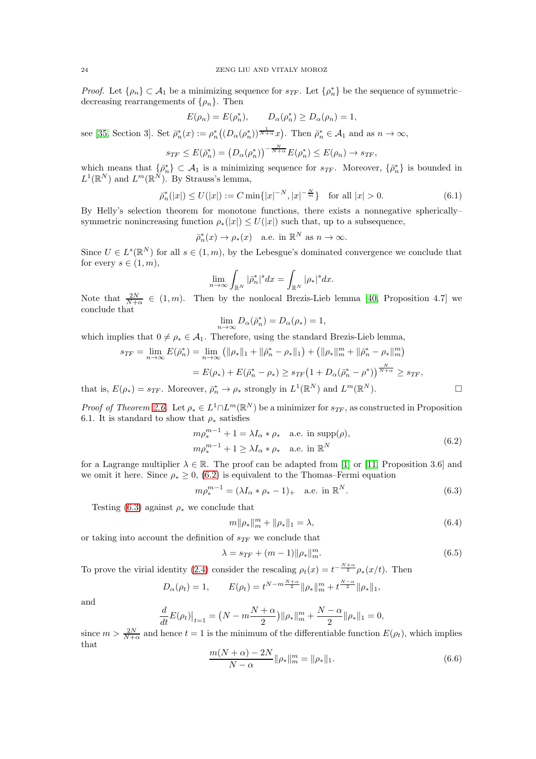*Proof.* Let $\{\rho_n\} \subset \mathcal{A}_1$ be a minimizing sequence for $s_{TF}$. Let $\{\rho_n^*\}$ be the sequence of symmetric–decreasing rearrangements of $\{\rho_n\}$. Then

$$E(\rho_n) = E(\rho_n^*), \qquad D_\alpha(\rho_n^*) \geq D_\alpha(\rho_n) = 1,$$

see [35, Section 3]. Set $\bar{\rho}_n^*(x) := \rho_n^*\big((D_\alpha(\rho_n^*))^{\frac{1}{N+\alpha}} x\big)$. Then $\bar{\rho}_n^* \in \mathcal{A}_1$ and as $n \to \infty$,

$$s_{TF} \leq E(\bar{\rho}_n^*) = \big(D_\alpha(\rho_n^*)\big)^{-\frac{N}{N+\alpha}} E(\rho_n^*) \leq E(\rho_n) \to s_{TF},$$

which means that $\{\bar{\rho}_n^*\} \subset \mathcal{A}_1$ is a minimizing sequence for $s_{TF}$. Moreover, $\{\bar{\rho}_n^*\}$ is bounded in $L^1(\mathbb{R}^N)$ and $L^m(\mathbb{R}^N)$. By Strauss's lemma,

$$\bar{\rho}_n^*(|x|) \leq U(|x|) := C \min\{|x|^{-N}, |x|^{-\frac{N}{m}}\} \quad \text{for all } |x| > 0. \tag{6.1}$$

By Helly's selection theorem for monotone functions, there exists a nonnegative spherically–symmetric nonincreasing function $\rho_*(|x|) \leq U(|x|)$ such that, up to a subsequence,

$$\bar{\rho}_n^*(x) \to \rho_*(x) \quad \text{a.e. in } \mathbb{R}^N \text{ as } n \to \infty.$$

Since $U \in L^s(\mathbb{R}^N)$ for all $s \in (1, m)$, by the Lebesgue's dominated convergence we conclude that for every $s \in (1, m)$,

$$\lim_{n\to\infty} \int_{\mathbb{R}^N} |\bar{\rho}_n^*|^s dx = \int_{\mathbb{R}^N} |\rho_*|^s dx.$$

Note that $\frac{2N}{N+\alpha} \in (1, m)$. Then by the nonlocal Brezis-Lieb lemma [40, Proposition 4.7] we conclude that

$$\lim_{n\to\infty} D_\alpha(\bar{\rho}_n^*) = D_\alpha(\rho_*) = 1,$$

which implies that $0 \neq \rho_* \in \mathcal{A}_1$. Therefore, using the standard Brezis-Lieb lemma,

$$\begin{aligned}
s_{TF} = \lim_{n\to\infty} E(\bar{\rho}_n^*) &= \lim_{n\to\infty} \big(\|\rho_*\|_1 + \|\bar{\rho}_n^* - \rho_*\|_1\big) + \big(\|\rho_*\|_m^m + \|\bar{\rho}_n^* - \rho_*\|_m^m\big) \\
&= E(\rho_*) + E(\bar{\rho}_n^* - \rho_*) \geq s_{TF}\big(1 + D_\alpha(\bar{\rho}_n^* - \rho^*)\big)^{\frac{N}{N+\alpha}} \geq s_{TF},
\end{aligned}$$

that is, $E(\rho_*) = s_{TF}$. Moreover, $\bar{\rho}_n^* \to \rho_*$ strongly in $L^1(\mathbb{R}^N)$ and $L^m(\mathbb{R}^N)$. $\square$

*Proof of Theorem 2.6.* Let $\rho_* \in L^1 \cap L^m(\mathbb{R}^N)$ be a minimizer for $s_{TF}$, as constructed in Proposition 6.1. It is standard to show that $\rho_*$ satisfies

$$\begin{aligned}
m\rho_*^{m-1} + 1 &= \lambda I_\alpha * \rho_* \quad \text{a.e. in } \operatorname{supp}(\rho), \\
m\rho_*^{m-1} + 1 &\geq \lambda I_\alpha * \rho_* \quad \text{a.e. in } \mathbb{R}^N
\end{aligned} \tag{6.2}$$

for a Lagrange multiplier $\lambda \in \mathbb{R}$. The proof can be adapted from [1] or [11, Proposition 3.6] and we omit it here. Since $\rho_* \geq 0$, (6.2) is equivalent to the Thomas–Fermi equation

$$m\rho_*^{m-1} = (\lambda I_\alpha * \rho_* - 1)_+ \quad \text{a.e. in } \mathbb{R}^N. \tag{6.3}$$

Testing (6.3) against $\rho_*$ we conclude that

$$m\|\rho_*\|_m^m + \|\rho_*\|_1 = \lambda, \tag{6.4}$$

or taking into account the definition of $s_{TF}$ we conclude that

$$\lambda = s_{TF} + (m-1)\|\rho_*\|_m^m. \tag{6.5}$$

To prove the virial identity (2.4) consider the rescaling $\rho_t(x) = t^{-\frac{N+\alpha}{2}}\rho_*(x/t)$. Then

$$D_\alpha(\rho_t) = 1, \qquad E(\rho_t) = t^{N - m\frac{N+\alpha}{2}}\|\rho_*\|_m^m + t^{\frac{N-\alpha}{2}}\|\rho_*\|_1,$$

and

$$\frac{d}{dt}E(\rho_t)\big|_{t=1} = \big(N - m\frac{N+\alpha}{2}\big)\|\rho_*\|_m^m + \frac{N-\alpha}{2}\|\rho_*\|_1 = 0,$$

since $m > \frac{2N}{N+\alpha}$ and hence $t = 1$ is the minimum of the differentiable function $E(\rho_t)$, which implies that

$$\frac{m(N+\alpha) - 2N}{N-\alpha}\|\rho_*\|_m^m = \|\rho_*\|_1. \tag{6.6}$$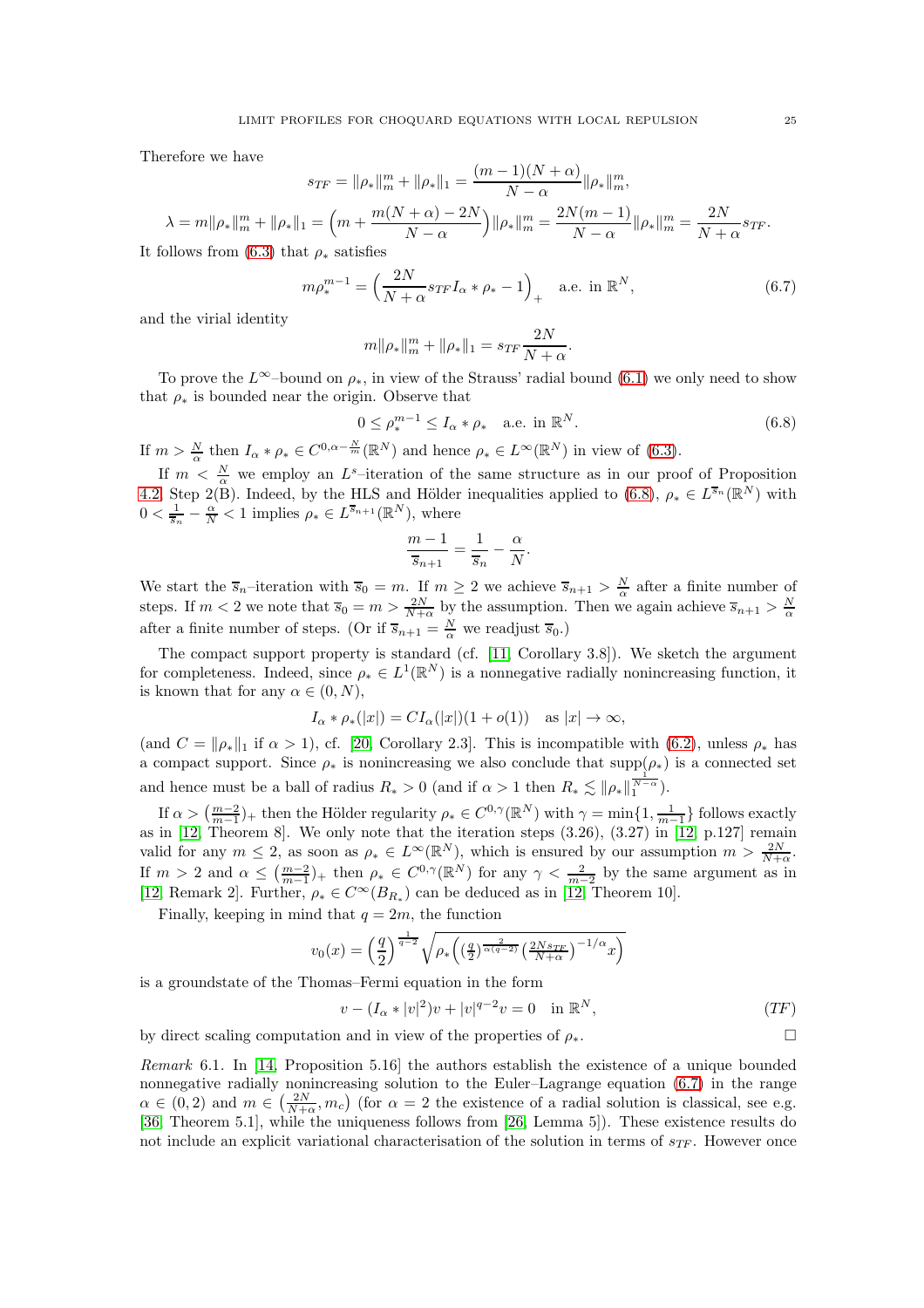Therefore we have

$$s_{TF} = \|\rho_*\|_m^m + \|\rho_*\|_1 = \frac{(m-1)(N+\alpha)}{N-\alpha}\|\rho_*\|_m^m,$$

$$\lambda = m\|\rho_*\|_m^m + \|\rho_*\|_1 = \Big(m + \frac{m(N+\alpha)-2N}{N-\alpha}\Big)\|\rho_*\|_m^m = \frac{2N(m-1)}{N-\alpha}\|\rho_*\|_m^m = \frac{2N}{N+\alpha}s_{TF}.$$

It follows from (6.3) that $\rho_*$ satisfies

$$m\rho_*^{m-1} = \Big(\frac{2N}{N+\alpha}s_{TF} I_\alpha * \rho_* - 1\Big)_+ \quad \text{a.e. in } \mathbb{R}^N, \tag{6.7}$$

and the virial identity

$$m\|\rho_*\|_m^m + \|\rho_*\|_1 = s_{TF}\frac{2N}{N+\alpha}.$$

To prove the $L^\infty$–bound on $\rho_*$, in view of the Strauss' radial bound (6.1) we only need to show that $\rho_*$ is bounded near the origin. Observe that

$$0 \le \rho_*^{m-1} \le I_\alpha * \rho_* \quad \text{a.e. in } \mathbb{R}^N. \tag{6.8}$$

If $m > \frac{N}{\alpha}$ then $I_\alpha * \rho_* \in C^{0,\alpha-\frac{N}{m}}(\mathbb{R}^N)$ and hence $\rho_* \in L^\infty(\mathbb{R}^N)$ in view of (6.3).

If $m < \frac{N}{\alpha}$ we employ an $L^s$–iteration of the same structure as in our proof of Proposition 4.2, Step 2(B). Indeed, by the HLS and Hölder inequalities applied to (6.8), $\rho_* \in L^{\overline{s}_n}(\mathbb{R}^N)$ with $0 < \frac{1}{\overline{s}_n} - \frac{\alpha}{N} < 1$ implies $\rho_* \in L^{\overline{s}_{n+1}}(\mathbb{R}^N)$, where

$$\frac{m-1}{\overline{s}_{n+1}} = \frac{1}{\overline{s}_n} - \frac{\alpha}{N}.$$

We start the $\overline{s}_n$–iteration with $\overline{s}_0 = m$. If $m \ge 2$ we achieve $\overline{s}_{n+1} > \frac{N}{\alpha}$ after a finite number of steps. If $m < 2$ we note that $\overline{s}_0 = m > \frac{2N}{N+\alpha}$ by the assumption. Then we again achieve $\overline{s}_{n+1} > \frac{N}{\alpha}$ after a finite number of steps. (Or if $\overline{s}_{n+1} = \frac{N}{\alpha}$ we readjust $\overline{s}_0$.)

The compact support property is standard (cf. [11, Corollary 3.8]). We sketch the argument for completeness. Indeed, since $\rho_* \in L^1(\mathbb{R}^N)$ is a nonnegative radially nonincreasing function, it is known that for any $\alpha \in (0,N)$,

$$I_\alpha * \rho_*(|x|) = CI_\alpha(|x|)(1+o(1)) \quad \text{as } |x| \to \infty,$$

(and $C = \|\rho_*\|_1$ if $\alpha > 1$), cf. [20, Corollary 2.3]. This is incompatible with (6.2), unless $\rho_*$ has a compact support. Since $\rho_*$ is nonincreasing we also conclude that $\mathrm{supp}(\rho_*)$ is a connected set and hence must be a ball of radius $R_* > 0$ (and if $\alpha > 1$ then $R_* \lesssim \|\rho_*\|_1^{\frac{1}{N-\alpha}}$).

If $\alpha > \big(\frac{m-2}{m-1}\big)_+$ then the Hölder regularity $\rho_* \in C^{0,\gamma}(\mathbb{R}^N)$ with $\gamma = \min\{1, \frac{1}{m-1}\}$ follows exactly as in [12, Theorem 8]. We only note that the iteration steps (3.26), (3.27) in [12, p.127] remain valid for any $m \le 2$, as soon as $\rho_* \in L^\infty(\mathbb{R}^N)$, which is ensured by our assumption $m > \frac{2N}{N+\alpha}$. If $m > 2$ and $\alpha \le \big(\frac{m-2}{m-1}\big)_+$ then $\rho_* \in C^{0,\gamma}(\mathbb{R}^N)$ for any $\gamma < \frac{2}{m-2}$ by the same argument as in [12, Remark 2]. Further, $\rho_* \in C^\infty(B_{R_*})$ can be deduced as in [12, Theorem 10].

Finally, keeping in mind that $q = 2m$, the function

$$v_0(x) = \Big(\frac{q}{2}\Big)^{\frac{1}{q-2}}\sqrt{\rho_*\Big(\big(\tfrac{q}{2}\big)^{\frac{2}{\alpha(q-2)}}\big(\tfrac{2Ns_{TF}}{N+\alpha}\big)^{-1/\alpha}x\Big)}$$

is a groundstate of the Thomas–Fermi equation in the form

$$v - (I_\alpha * |v|^2)v + |v|^{q-2}v = 0 \quad \text{in } \mathbb{R}^N, \tag{TF}$$

by direct scaling computation and in view of the properties of $\rho_*$. $\square$

*Remark* 6.1. In [14, Proposition 5.16] the authors establish the existence of a unique bounded nonnegative radially nonincreasing solution to the Euler–Lagrange equation (6.7) in the range $\alpha \in (0,2)$ and $m \in \big(\frac{2N}{N+\alpha}, m_c\big)$ (for $\alpha = 2$ the existence of a radial solution is classical, see e.g. [36, Theorem 5.1], while the uniqueness follows from [26, Lemma 5]). These existence results do not include an explicit variational characterisation of the solution in terms of $s_{TF}$. However once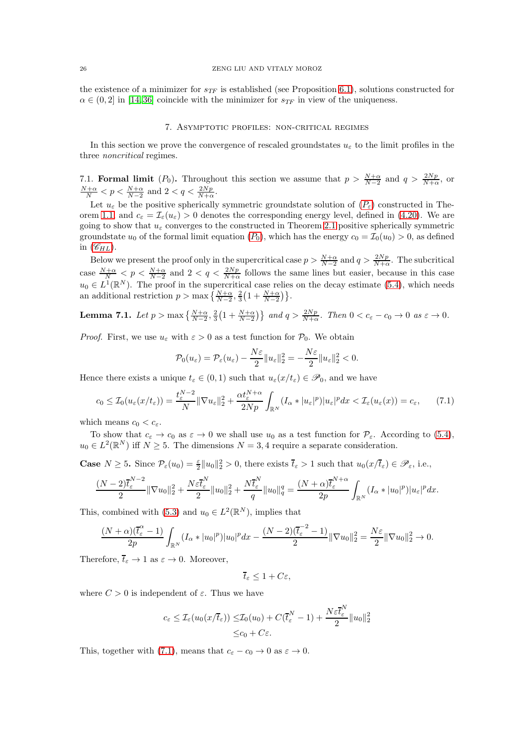the existence of a minimizer for $s_{TF}$ is established (see Proposition 6.1), solutions constructed for $\alpha \in (0, 2]$ in [14, 36] coincide with the minimizer for $s_{TF}$ in view of the uniqueness.

## 7. Asymptotic profiles: non-critical regimes

In this section we prove the convergence of rescaled groundstates $u_\varepsilon$ to the limit profiles in the three *noncritical* regimes.

### 7.1. Formal limit $(P_0)$.

Throughout this section we assume that $p > \frac{N+\alpha}{N-2}$ and $q > \frac{2Np}{N+\alpha}$, or $\frac{N+\alpha}{N} < p < \frac{N+\alpha}{N-2}$ and $2 < q < \frac{2Np}{N+\alpha}$.

Let $u_\varepsilon$ be the positive spherically symmetric groundstate solution of ($P_\varepsilon$) constructed in Theorem 1.1, and $c_\varepsilon = \mathcal{I}_\varepsilon(u_\varepsilon) > 0$ denotes the corresponding energy level, defined in (4.20). We are going to show that $u_\varepsilon$ converges to the constructed in Theorem 2.1 positive spherically symmetric groundstate $u_0$ of the formal limit equation ($P_0$), which has the energy $c_0 = \mathcal{I}_0(u_0) > 0$, as defined in ($\mathscr{C}_{HL}$).

Below we present the proof only in the supercritical case $p > \frac{N+\alpha}{N-2}$ and $q > \frac{2Np}{N+\alpha}$. The subcritical case $\frac{N+\alpha}{N} < p < \frac{N+\alpha}{N-2}$ and $2 < q < \frac{2Np}{N+\alpha}$ follows the same lines but easier, because in this case $u_0 \in L^1(\mathbb{R}^N)$. The proof in the supercritical case relies on the decay estimate (5.4), which needs an additional restriction $p > \max\left\{\frac{N+\alpha}{N-2}, \frac{2}{3}\left(1 + \frac{N+\alpha}{N-2}\right)\right\}$.

**Lemma 7.1.** *Let $p > \max\left\{\frac{N+\alpha}{N-2}, \frac{2}{3}\left(1 + \frac{N+\alpha}{N-2}\right)\right\}$ and $q > \frac{2Np}{N+\alpha}$. Then $0 < c_\varepsilon - c_0 \to 0$ as $\varepsilon \to 0$.*

*Proof.* First, we use $u_\varepsilon$ with $\varepsilon > 0$ as a test function for $\mathcal{P}_0$. We obtain

$$\mathcal{P}_0(u_\varepsilon) = \mathcal{P}_\varepsilon(u_\varepsilon) - \frac{N\varepsilon}{2}\|u_\varepsilon\|_2^2 = -\frac{N\varepsilon}{2}\|u_\varepsilon\|_2^2 < 0.$$

Hence there exists a unique $t_\varepsilon \in (0,1)$ such that $u_\varepsilon(x/t_\varepsilon) \in \mathscr{P}_0$, and we have

$$c_0 \le \mathcal{I}_0(u_\varepsilon(x/t_\varepsilon)) = \frac{t_\varepsilon^{N-2}}{N}\|\nabla u_\varepsilon\|_2^2 + \frac{\alpha t_\varepsilon^{N+\alpha}}{2Np}\int_{\mathbb{R}^N}(I_\alpha * |u_\varepsilon|^p)|u_\varepsilon|^p dx < \mathcal{I}_\varepsilon(u_\varepsilon(x)) = c_\varepsilon, \tag{7.1}$$

which means $c_0 < c_\varepsilon$.

To show that $c_\varepsilon \to c_0$ as $\varepsilon \to 0$ we shall use $u_0$ as a test function for $\mathcal{P}_\varepsilon$. According to (5.4), $u_0 \in L^2(\mathbb{R}^N)$ iff $N \ge 5$. The dimensions $N = 3, 4$ require a separate consideration.

**Case** $N \ge 5$**.** Since $\mathcal{P}_\varepsilon(u_0) = \frac{\varepsilon}{2}\|u_0\|_2^2 > 0$, there exists $\overline{t}_\varepsilon > 1$ such that $u_0(x/\overline{t}_\varepsilon) \in \mathscr{P}_\varepsilon$, i.e.,

$$\frac{(N-2)\overline{t}_\varepsilon^{N-2}}{2}\|\nabla u_0\|_2^2 + \frac{N\varepsilon\overline{t}_\varepsilon^N}{2}\|u_0\|_2^2 + \frac{N\overline{t}_\varepsilon^N}{q}\|u_0\|_q^q = \frac{(N+\alpha)\overline{t}_\varepsilon^{N+\alpha}}{2p}\int_{\mathbb{R}^N}(I_\alpha * |u_0|^p)|u_\varepsilon|^p dx.$$

This, combined with (5.3) and $u_0 \in L^2(\mathbb{R}^N)$, implies that

$$\frac{(N+\alpha)(\overline{t}_\varepsilon^\alpha - 1)}{2p}\int_{\mathbb{R}^N}(I_\alpha * |u_0|^p)|u_0|^p dx - \frac{(N-2)(\overline{t}_\varepsilon^{-2} - 1)}{2}\|\nabla u_0\|_2^2 = \frac{N\varepsilon}{2}\|\nabla u_0\|_2^2 \to 0.$$

Therefore, $\overline{t}_\varepsilon \to 1$ as $\varepsilon \to 0$. Moreover,

$$\overline{t}_\varepsilon \le 1 + C\varepsilon,$$

where $C > 0$ is independent of $\varepsilon$. Thus we have

$$\begin{aligned} c_\varepsilon \le \mathcal{I}_\varepsilon(u_0(x/\overline{t}_\varepsilon)) \le & \mathcal{I}_0(u_0) + C(\overline{t}_\varepsilon^N - 1) + \frac{N\varepsilon\overline{t}_\varepsilon^N}{2}\|u_0\|_2^2 \\ \le & c_0 + C\varepsilon. \end{aligned}$$

This, together with (7.1), means that $c_\varepsilon - c_0 \to 0$ as $\varepsilon \to 0$.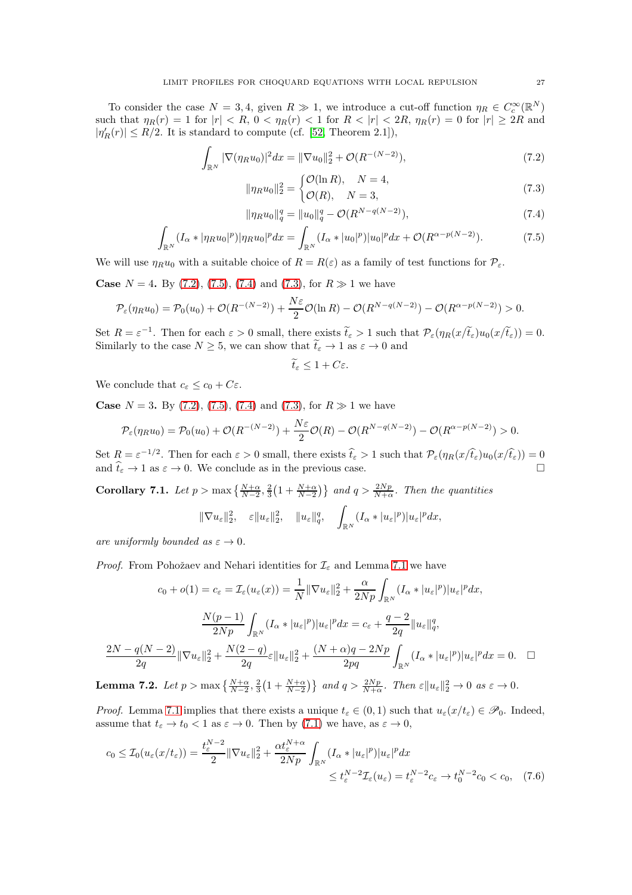To consider the case $N = 3, 4$, given $R \gg 1$, we introduce a cut-off function $\eta_R \in C_c^\infty(\mathbb{R}^N)$ such that $\eta_R(r) = 1$ for $|r| < R$, $0 < \eta_R(r) < 1$ for $R < |r| < 2R$, $\eta_R(r) = 0$ for $|r| \geq 2R$ and $|\eta_R'(r)| \leq R/2$. It is standard to compute (cf. [52, Theorem 2.1]),

$$\int_{\mathbb{R}^N} |\nabla(\eta_R u_0)|^2 dx = \|\nabla u_0\|_2^2 + \mathcal{O}(R^{-(N-2)}), \tag{7.2}$$

$$\|\eta_R u_0\|_2^2 = \begin{cases} \mathcal{O}(\ln R), & N = 4, \\ \mathcal{O}(R), & N = 3, \end{cases} \tag{7.3}$$

$$\|\eta_R u_0\|_q^q = \|u_0\|_q^q - \mathcal{O}(R^{N-q(N-2)}), \tag{7.4}$$

$$\int_{\mathbb{R}^N} (I_\alpha * |\eta_R u_0|^p)|\eta_R u_0|^p dx = \int_{\mathbb{R}^N} (I_\alpha * |u_0|^p)|u_0|^p dx + \mathcal{O}(R^{\alpha - p(N-2)}). \tag{7.5}$$

We will use $\eta_R u_0$ with a suitable choice of $R = R(\varepsilon)$ as a family of test functions for $\mathcal{P}_\varepsilon$.

**Case** $N = 4$. By (7.2), (7.5), (7.4) and (7.3), for $R \gg 1$ we have

$$\mathcal{P}_\varepsilon(\eta_R u_0) = \mathcal{P}_0(u_0) + \mathcal{O}(R^{-(N-2)}) + \frac{N\varepsilon}{2}\mathcal{O}(\ln R) - \mathcal{O}(R^{N-q(N-2)}) - \mathcal{O}(R^{\alpha - p(N-2)}) > 0.$$

Set $R = \varepsilon^{-1}$. Then for each $\varepsilon > 0$ small, there exists $\widetilde{t}_\varepsilon > 1$ such that $\mathcal{P}_\varepsilon(\eta_R(x/\widetilde{t}_\varepsilon)u_0(x/\widetilde{t}_\varepsilon)) = 0$. Similarly to the case $N \geq 5$, we can show that $\widetilde{t}_\varepsilon \to 1$ as $\varepsilon \to 0$ and

$$\widetilde{t}_\varepsilon \leq 1 + C\varepsilon.$$

We conclude that $c_\varepsilon \leq c_0 + C\varepsilon$.

**Case** $N = 3$. By (7.2), (7.5), (7.4) and (7.3), for $R \gg 1$ we have

$$\mathcal{P}_\varepsilon(\eta_R u_0) = \mathcal{P}_0(u_0) + \mathcal{O}(R^{-(N-2)}) + \frac{N\varepsilon}{2}\mathcal{O}(R) - \mathcal{O}(R^{N-q(N-2)}) - \mathcal{O}(R^{\alpha - p(N-2)}) > 0.$$

Set $R = \varepsilon^{-1/2}$. Then for each $\varepsilon > 0$ small, there exists $\widehat{t}_\varepsilon > 1$ such that $\mathcal{P}_\varepsilon(\eta_R(x/\widehat{t}_\varepsilon)u_0(x/\widehat{t}_\varepsilon)) = 0$ and $\widehat{t}_\varepsilon \to 1$ as $\varepsilon \to 0$. We conclude as in the previous case. $\square$

**Corollary 7.1.** *Let* $p > \max\left\{\frac{N+\alpha}{N-2}, \frac{2}{3}\left(1 + \frac{N+\alpha}{N-2}\right)\right\}$ *and* $q > \frac{2Np}{N+\alpha}$. *Then the quantities*

$$\|\nabla u_\varepsilon\|_2^2, \quad \varepsilon\|u_\varepsilon\|_2^2, \quad \|u_\varepsilon\|_q^q, \quad \int_{\mathbb{R}^N} (I_\alpha * |u_\varepsilon|^p)|u_\varepsilon|^p dx,$$

*are uniformly bounded as* $\varepsilon \to 0$.

*Proof.* From Pohožaev and Nehari identities for $\mathcal{I}_\varepsilon$ and Lemma 7.1 we have

$$c_0 + o(1) = c_\varepsilon = \mathcal{I}_\varepsilon(u_\varepsilon(x)) = \frac{1}{N}\|\nabla u_\varepsilon\|_2^2 + \frac{\alpha}{2Np}\int_{\mathbb{R}^N} (I_\alpha * |u_\varepsilon|^p)|u_\varepsilon|^p dx,$$

$$\frac{N(p-1)}{2Np}\int_{\mathbb{R}^N} (I_\alpha * |u_\varepsilon|^p)|u_\varepsilon|^p dx = c_\varepsilon + \frac{q-2}{2q}\|u_\varepsilon\|_q^q,$$

$$\frac{2N - q(N-2)}{2q}\|\nabla u_\varepsilon\|_2^2 + \frac{N(2-q)}{2q}\varepsilon\|u_\varepsilon\|_2^2 + \frac{(N+\alpha)q - 2Np}{2pq}\int_{\mathbb{R}^N} (I_\alpha * |u_\varepsilon|^p)|u_\varepsilon|^p dx = 0. \quad \square$$

**Lemma 7.2.** *Let* $p > \max\left\{\frac{N+\alpha}{N-2}, \frac{2}{3}\left(1 + \frac{N+\alpha}{N-2}\right)\right\}$ *and* $q > \frac{2Np}{N+\alpha}$. *Then* $\varepsilon\|u_\varepsilon\|_2^2 \to 0$ *as* $\varepsilon \to 0$.

*Proof.* Lemma 7.1 implies that there exists a unique $t_\varepsilon \in (0, 1)$ such that $u_\varepsilon(x/t_\varepsilon) \in \mathscr{P}_0$. Indeed, assume that $t_\varepsilon \to t_0 < 1$ as $\varepsilon \to 0$. Then by (7.1) we have, as $\varepsilon \to 0$,

$$\begin{aligned} c_0 \leq \mathcal{I}_0(u_\varepsilon(x/t_\varepsilon)) = \frac{t_\varepsilon^{N-2}}{2}\|\nabla u_\varepsilon\|_2^2 + \frac{\alpha t_\varepsilon^{N+\alpha}}{2Np}\int_{\mathbb{R}^N} (I_\alpha * |u_\varepsilon|^p)|u_\varepsilon|^p dx \\ \leq t_\varepsilon^{N-2}\mathcal{I}_\varepsilon(u_\varepsilon) = t_\varepsilon^{N-2}c_\varepsilon \to t_0^{N-2}c_0 < c_0, \end{aligned} \tag{7.6}$$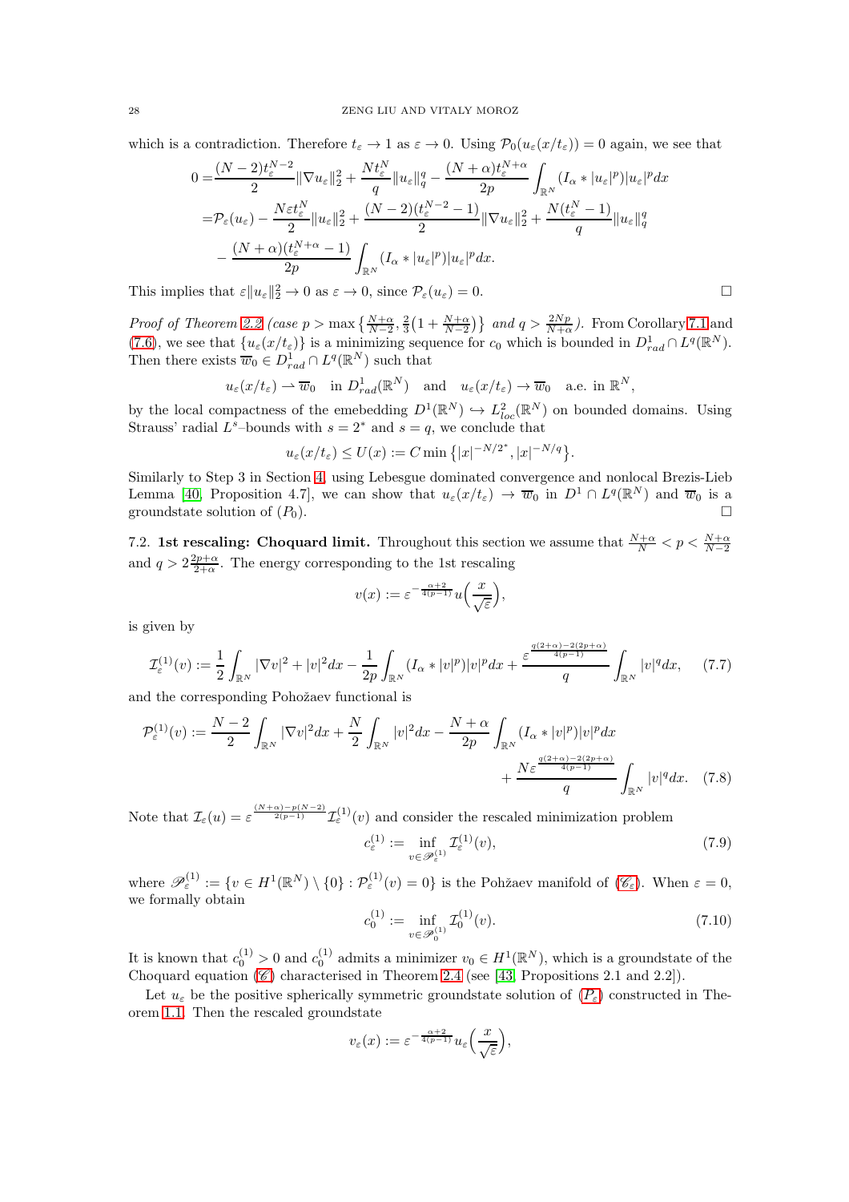which is a contradiction. Therefore $t_\varepsilon \to 1$ as $\varepsilon \to 0$. Using $\mathcal{P}_0(u_\varepsilon(x/t_\varepsilon)) = 0$ again, we see that

$$
\begin{aligned}
0 =& \frac{(N-2)t_\varepsilon^{N-2}}{2}\|\nabla u_\varepsilon\|_2^2 + \frac{N t_\varepsilon^N}{q}\|u_\varepsilon\|_q^q - \frac{(N+\alpha)t_\varepsilon^{N+\alpha}}{2p}\int_{\mathbb{R}^N}(I_\alpha * |u_\varepsilon|^p)|u_\varepsilon|^p dx \\
=& \mathcal{P}_\varepsilon(u_\varepsilon) - \frac{N\varepsilon t_\varepsilon^N}{2}\|u_\varepsilon\|_2^2 + \frac{(N-2)(t_\varepsilon^{N-2}-1)}{2}\|\nabla u_\varepsilon\|_2^2 + \frac{N(t_\varepsilon^N - 1)}{q}\|u_\varepsilon\|_q^q \\
& - \frac{(N+\alpha)(t_\varepsilon^{N+\alpha}-1)}{2p}\int_{\mathbb{R}^N}(I_\alpha * |u_\varepsilon|^p)|u_\varepsilon|^p dx.
\end{aligned}
$$

This implies that $\varepsilon\|u_\varepsilon\|_2^2 \to 0$ as $\varepsilon \to 0$, since $\mathcal{P}_\varepsilon(u_\varepsilon) = 0$. □

*Proof of Theorem 2.2 (case $p > \max\{\frac{N+\alpha}{N-2}, \frac{2}{3}(1+\frac{N+\alpha}{N-2})\}$ and $q > \frac{2Np}{N+\alpha}$).* From Corollary 7.1 and (7.6), we see that $\{u_\varepsilon(x/t_\varepsilon)\}$ is a minimizing sequence for $c_0$ which is bounded in $D^1_{rad} \cap L^q(\mathbb{R}^N)$. Then there exists $\overline{w}_0 \in D^1_{rad} \cap L^q(\mathbb{R}^N)$ such that

$$
u_\varepsilon(x/t_\varepsilon) \rightharpoonup \overline{w}_0 \quad \text{in } D^1_{rad}(\mathbb{R}^N) \quad \text{and} \quad u_\varepsilon(x/t_\varepsilon) \to \overline{w}_0 \quad \text{a.e. in } \mathbb{R}^N,
$$

by the local compactness of the emebedding $D^1(\mathbb{R}^N) \hookrightarrow L^2_{loc}(\mathbb{R}^N)$ on bounded domains. Using Strauss' radial $L^s$–bounds with $s = 2^*$ and $s = q$, we conclude that

$$
u_\varepsilon(x/t_\varepsilon) \le U(x) := C\min\{|x|^{-N/2^*}, |x|^{-N/q}\}.
$$

Similarly to Step 3 in Section 4, using Lebesgue dominated convergence and nonlocal Brezis-Lieb Lemma [40, Proposition 4.7], we can show that $u_\varepsilon(x/t_\varepsilon) \to \overline{w}_0$ in $D^1 \cap L^q(\mathbb{R}^N)$ and $\overline{w}_0$ is a groundstate solution of $(P_0)$. □

7.2. **1st rescaling: Choquard limit.** Throughout this section we assume that $\frac{N+\alpha}{N} < p < \frac{N+\alpha}{N-2}$ and $q > 2\frac{2p+\alpha}{2+\alpha}$. The energy corresponding to the 1st rescaling

$$
v(x) := \varepsilon^{-\frac{\alpha+2}{4(p-1)}} u\Big(\frac{x}{\sqrt{\varepsilon}}\Big),
$$

is given by

$$
\mathcal{I}^{(1)}_\varepsilon(v) := \frac{1}{2}\int_{\mathbb{R}^N}|\nabla v|^2 + |v|^2 dx - \frac{1}{2p}\int_{\mathbb{R}^N}(I_\alpha * |v|^p)|v|^p dx + \frac{\varepsilon^{\frac{q(2+\alpha)-2(2p+\alpha)}{4(p-1)}}}{q}\int_{\mathbb{R}^N}|v|^q dx, \tag{7.7}
$$

and the corresponding Pohožaev functional is

$$
\mathcal{P}^{(1)}_\varepsilon(v) := \frac{N-2}{2}\int_{\mathbb{R}^N}|\nabla v|^2 dx + \frac{N}{2}\int_{\mathbb{R}^N}|v|^2 dx - \frac{N+\alpha}{2p}\int_{\mathbb{R}^N}(I_\alpha * |v|^p)|v|^p dx + \frac{N\varepsilon^{\frac{q(2+\alpha)-2(2p+\alpha)}{4(p-1)}}}{q}\int_{\mathbb{R}^N}|v|^q dx. \tag{7.8}
$$

Note that $\mathcal{I}_\varepsilon(u) = \varepsilon^{\frac{(N+\alpha)-p(N-2)}{2(p-1)}}\mathcal{I}^{(1)}_\varepsilon(v)$ and consider the rescaled minimization problem

$$
c^{(1)}_\varepsilon := \inf_{v \in \mathscr{P}^{(1)}_\varepsilon}\mathcal{I}^{(1)}_\varepsilon(v), \tag{7.9}
$$

where $\mathscr{P}^{(1)}_\varepsilon := \{v \in H^1(\mathbb{R}^N)\setminus\{0\} : \mathcal{P}^{(1)}_\varepsilon(v) = 0\}$ is the Pohžaev manifold of ($\mathscr{C}_\varepsilon$). When $\varepsilon = 0$, we formally obtain

$$
c^{(1)}_0 := \inf_{v \in \mathscr{P}^{(1)}_0}\mathcal{I}^{(1)}_0(v). \tag{7.10}
$$

It is known that $c^{(1)}_0 > 0$ and $c^{(1)}_0$ admits a minimizer $v_0 \in H^1(\mathbb{R}^N)$, which is a groundstate of the Choquard equation ($\mathscr{C}$) characterised in Theorem 2.4 (see [43, Propositions 2.1 and 2.2]).

Let $u_\varepsilon$ be the positive spherically symmetric groundstate solution of ($P_\varepsilon$) constructed in Theorem 1.1. Then the rescaled groundstate

$$
v_\varepsilon(x) := \varepsilon^{-\frac{\alpha+2}{4(p-1)}} u_\varepsilon\Big(\frac{x}{\sqrt{\varepsilon}}\Big),
$$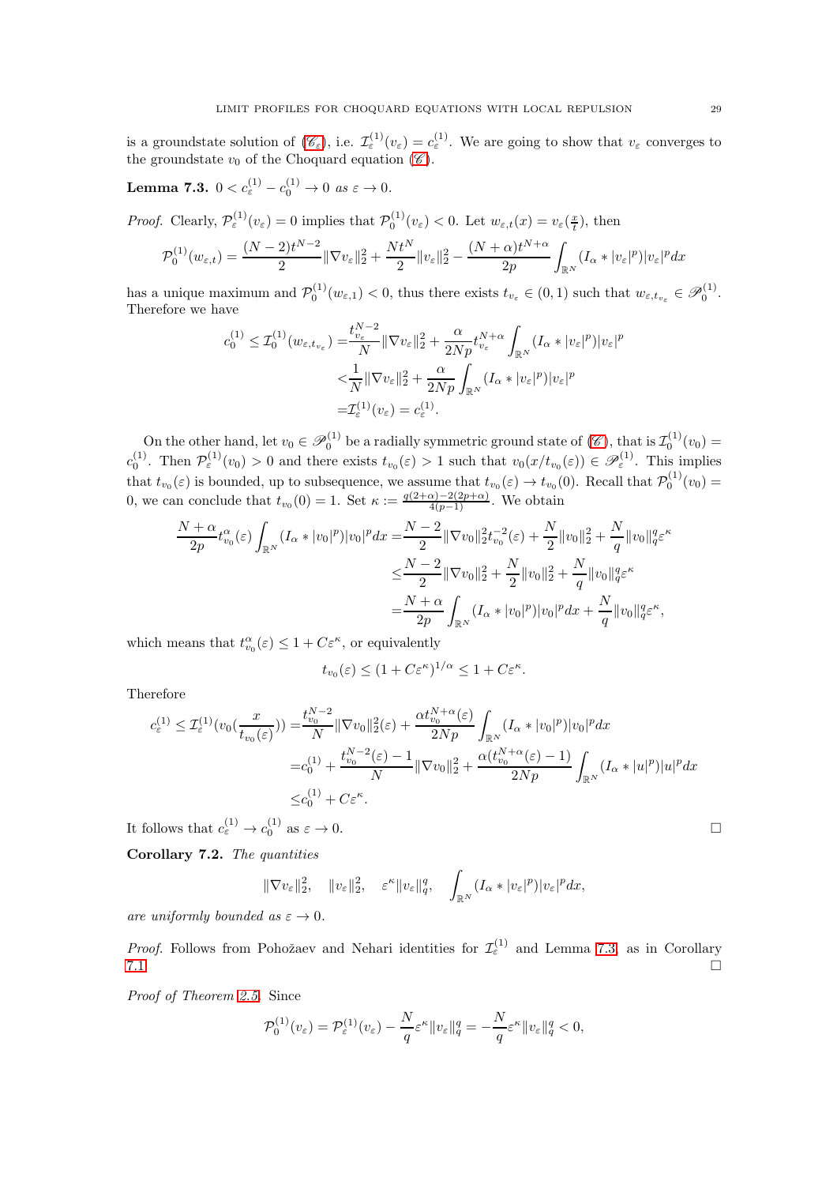is a groundstate solution of ($\mathscr{C}_\varepsilon$), i.e. $\mathcal{I}_\varepsilon^{(1)}(v_\varepsilon) = c_\varepsilon^{(1)}$. We are going to show that $v_\varepsilon$ converges to the groundstate $v_0$ of the Choquard equation ($\mathscr{C}$).

**Lemma 7.3.** *$0 < c_\varepsilon^{(1)} - c_0^{(1)} \to 0$ as $\varepsilon \to 0$.*

*Proof.* Clearly, $\mathcal{P}_\varepsilon^{(1)}(v_\varepsilon) = 0$ implies that $\mathcal{P}_0^{(1)}(v_\varepsilon) < 0$. Let $w_{\varepsilon,t}(x) = v_\varepsilon(\frac{x}{t})$, then

$$\mathcal{P}_0^{(1)}(w_{\varepsilon,t}) = \frac{(N-2)t^{N-2}}{2}\|\nabla v_\varepsilon\|_2^2 + \frac{Nt^N}{2}\|v_\varepsilon\|_2^2 - \frac{(N+\alpha)t^{N+\alpha}}{2p}\int_{\mathbb{R}^N}(I_\alpha * |v_\varepsilon|^p)|v_\varepsilon|^p dx$$

has a unique maximum and $\mathcal{P}_0^{(1)}(w_{\varepsilon,1}) < 0$, thus there exists $t_{v_\varepsilon} \in (0,1)$ such that $w_{\varepsilon,t_{v_\varepsilon}} \in \mathscr{P}_0^{(1)}$. Therefore we have

$$\begin{aligned}
c_0^{(1)} \le \mathcal{I}_0^{(1)}(w_{\varepsilon,t_{v_\varepsilon}}) =& \frac{t_{v_\varepsilon}^{N-2}}{N}\|\nabla v_\varepsilon\|_2^2 + \frac{\alpha}{2Np}t_{v_\varepsilon}^{N+\alpha}\int_{\mathbb{R}^N}(I_\alpha * |v_\varepsilon|^p)|v_\varepsilon|^p \\
<& \frac{1}{N}\|\nabla v_\varepsilon\|_2^2 + \frac{\alpha}{2Np}\int_{\mathbb{R}^N}(I_\alpha * |v_\varepsilon|^p)|v_\varepsilon|^p \\
=& \mathcal{I}_\varepsilon^{(1)}(v_\varepsilon) = c_\varepsilon^{(1)}.
\end{aligned}$$

On the other hand, let $v_0 \in \mathscr{P}_0^{(1)}$ be a radially symmetric ground state of ($\mathscr{C}$), that is $\mathcal{I}_0^{(1)}(v_0) = c_0^{(1)}$. Then $\mathcal{P}_\varepsilon^{(1)}(v_0) > 0$ and there exists $t_{v_0}(\varepsilon) > 1$ such that $v_0(x/t_{v_0}(\varepsilon)) \in \mathscr{P}_\varepsilon^{(1)}$. This implies that $t_{v_0}(\varepsilon)$ is bounded, up to subsequence, we assume that $t_{v_0}(\varepsilon) \to t_{v_0}(0)$. Recall that $\mathcal{P}_0^{(1)}(v_0) = 0$, we can conclude that $t_{v_0}(0) = 1$. Set $\kappa := \frac{q(2+\alpha)-2(2p+\alpha)}{4(p-1)}$. We obtain

$$\begin{aligned}
\frac{N+\alpha}{2p}t_{v_0}^\alpha(\varepsilon)\int_{\mathbb{R}^N}(I_\alpha * |v_0|^p)|v_0|^p dx =& \frac{N-2}{2}\|\nabla v_0\|_2^2 t_{v_0}^{-2}(\varepsilon) + \frac{N}{2}\|v_0\|_2^2 + \frac{N}{q}\|v_0\|_q^q\varepsilon^\kappa \\
\le& \frac{N-2}{2}\|\nabla v_0\|_2^2 + \frac{N}{2}\|v_0\|_2^2 + \frac{N}{q}\|v_0\|_q^q\varepsilon^\kappa \\
=& \frac{N+\alpha}{2p}\int_{\mathbb{R}^N}(I_\alpha * |v_0|^p)|v_0|^p dx + \frac{N}{q}\|v_0\|_q^q\varepsilon^\kappa,
\end{aligned}$$

which means that $t_{v_0}^\alpha(\varepsilon) \le 1 + C\varepsilon^\kappa$, or equivalently

$$t_{v_0}(\varepsilon) \le (1 + C\varepsilon^\kappa)^{1/\alpha} \le 1 + C\varepsilon^\kappa.$$

Therefore

$$\begin{aligned}
c_\varepsilon^{(1)} \le \mathcal{I}_\varepsilon^{(1)}(v_0(\frac{x}{t_{v_0}(\varepsilon)})) =& \frac{t_{v_0}^{N-2}}{N}\|\nabla v_0\|_2^2(\varepsilon) + \frac{\alpha t_{v_0}^{N+\alpha}(\varepsilon)}{2Np}\int_{\mathbb{R}^N}(I_\alpha * |v_0|^p)|v_0|^p dx \\
=& c_0^{(1)} + \frac{t_{v_0}^{N-2}(\varepsilon) - 1}{N}\|\nabla v_0\|_2^2 + \frac{\alpha(t_{v_0}^{N+\alpha}(\varepsilon) - 1)}{2Np}\int_{\mathbb{R}^N}(I_\alpha * |u|^p)|u|^p dx \\
\le& c_0^{(1)} + C\varepsilon^\kappa.
\end{aligned}$$

It follows that $c_\varepsilon^{(1)} \to c_0^{(1)}$ as $\varepsilon \to 0$. □

**Corollary 7.2.** *The quantities*

$$\|\nabla v_\varepsilon\|_2^2, \quad \|v_\varepsilon\|_2^2, \quad \varepsilon^\kappa\|v_\varepsilon\|_q^q, \quad \int_{\mathbb{R}^N}(I_\alpha * |v_\varepsilon|^p)|v_\varepsilon|^p dx,$$

*are uniformly bounded as $\varepsilon \to 0$.*

*Proof.* Follows from Pohožaev and Nehari identities for $\mathcal{I}_\varepsilon^{(1)}$ and Lemma 7.3, as in Corollary 7.1. □

*Proof of Theorem 2.5.* Since

$$\mathcal{P}_0^{(1)}(v_\varepsilon) = \mathcal{P}_\varepsilon^{(1)}(v_\varepsilon) - \frac{N}{q}\varepsilon^\kappa\|v_\varepsilon\|_q^q = -\frac{N}{q}\varepsilon^\kappa\|v_\varepsilon\|_q^q < 0,$$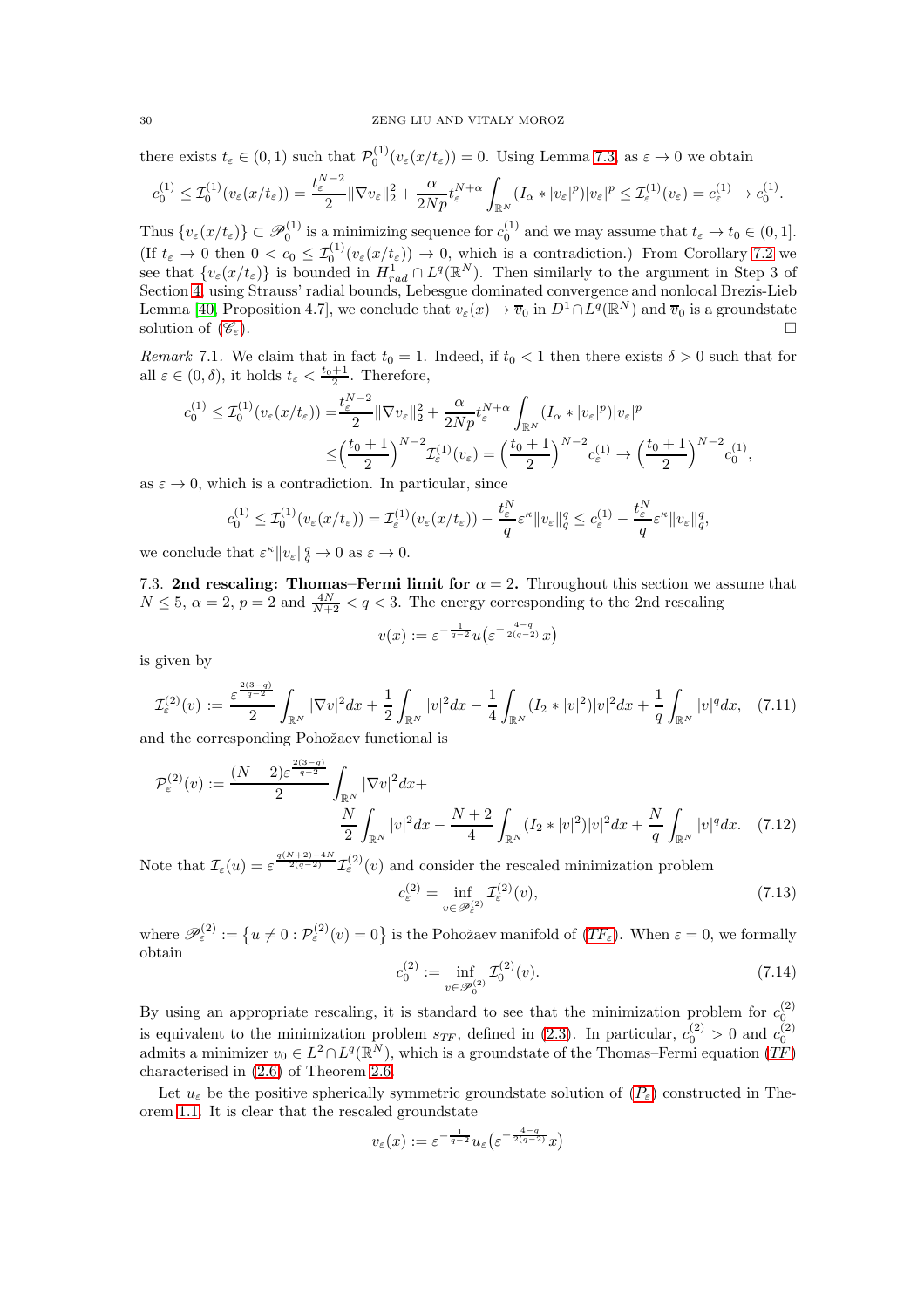there exists $t_\varepsilon \in (0,1)$ such that $\mathcal{P}_0^{(1)}(v_\varepsilon(x/t_\varepsilon)) = 0$. Using Lemma 7.3, as $\varepsilon \to 0$ we obtain

$$c_0^{(1)} \le \mathcal{I}_0^{(1)}(v_\varepsilon(x/t_\varepsilon)) = \frac{t_\varepsilon^{N-2}}{2}\|\nabla v_\varepsilon\|_2^2 + \frac{\alpha}{2Np} t_\varepsilon^{N+\alpha}\int_{\mathbb{R}^N}(I_\alpha * |v_\varepsilon|^p)|v_\varepsilon|^p \le \mathcal{I}_\varepsilon^{(1)}(v_\varepsilon) = c_\varepsilon^{(1)} \to c_0^{(1)}.$$

Thus $\{v_\varepsilon(x/t_\varepsilon)\} \subset \mathscr{P}_0^{(1)}$ is a minimizing sequence for $c_0^{(1)}$ and we may assume that $t_\varepsilon \to t_0 \in (0,1]$. (If $t_\varepsilon \to 0$ then $0 < c_0 \le \mathcal{I}_0^{(1)}(v_\varepsilon(x/t_\varepsilon)) \to 0$, which is a contradiction.) From Corollary 7.2 we see that $\{v_\varepsilon(x/t_\varepsilon)\}$ is bounded in $H^1_{rad} \cap L^q(\mathbb{R}^N)$. Then similarly to the argument in Step 3 of Section 4, using Strauss' radial bounds, Lebesgue dominated convergence and nonlocal Brezis-Lieb Lemma [40, Proposition 4.7], we conclude that $v_\varepsilon(x) \to \overline{v}_0$ in $D^1 \cap L^q(\mathbb{R}^N)$ and $\overline{v}_0$ is a groundstate solution of ($\mathscr{C}_\varepsilon$). □

*Remark* 7.1. We claim that in fact $t_0 = 1$. Indeed, if $t_0 < 1$ then there exists $\delta > 0$ such that for all $\varepsilon \in (0,\delta)$, it holds $t_\varepsilon < \frac{t_0+1}{2}$. Therefore,

$$\begin{aligned} c_0^{(1)} \le \mathcal{I}_0^{(1)}(v_\varepsilon(x/t_\varepsilon)) =& \frac{t_\varepsilon^{N-2}}{2}\|\nabla v_\varepsilon\|_2^2 + \frac{\alpha}{2Np} t_\varepsilon^{N+\alpha}\int_{\mathbb{R}^N}(I_\alpha * |v_\varepsilon|^p)|v_\varepsilon|^p \\ \le& \Big(\frac{t_0+1}{2}\Big)^{N-2}\mathcal{I}_\varepsilon^{(1)}(v_\varepsilon) = \Big(\frac{t_0+1}{2}\Big)^{N-2} c_\varepsilon^{(1)} \to \Big(\frac{t_0+1}{2}\Big)^{N-2} c_0^{(1)}, \end{aligned}$$

as $\varepsilon \to 0$, which is a contradiction. In particular, since

$$c_0^{(1)} \le \mathcal{I}_0^{(1)}(v_\varepsilon(x/t_\varepsilon)) = \mathcal{I}_\varepsilon^{(1)}(v_\varepsilon(x/t_\varepsilon)) - \frac{t_\varepsilon^N}{q}\varepsilon^\kappa\|v_\varepsilon\|_q^q \le c_\varepsilon^{(1)} - \frac{t_\varepsilon^N}{q}\varepsilon^\kappa\|v_\varepsilon\|_q^q,$$

we conclude that $\varepsilon^\kappa\|v_\varepsilon\|_q^q \to 0$ as $\varepsilon \to 0$.

7.3. **2nd rescaling: Thomas–Fermi limit for $\alpha = 2$.** Throughout this section we assume that $N \le 5$, $\alpha = 2$, $p = 2$ and $\frac{4N}{N+2} < q < 3$. The energy corresponding to the 2nd rescaling

$$v(x) := \varepsilon^{-\frac{1}{q-2}} u\big(\varepsilon^{-\frac{4-q}{2(q-2)}} x\big)$$

is given by

$$\mathcal{I}_\varepsilon^{(2)}(v) := \frac{\varepsilon^{\frac{2(3-q)}{q-2}}}{2}\int_{\mathbb{R}^N}|\nabla v|^2 dx + \frac{1}{2}\int_{\mathbb{R}^N}|v|^2 dx - \frac{1}{4}\int_{\mathbb{R}^N}(I_2 * |v|^2)|v|^2 dx + \frac{1}{q}\int_{\mathbb{R}^N}|v|^q dx, \quad (7.11)$$

and the corresponding Pohožaev functional is

$$\begin{aligned} \mathcal{P}_\varepsilon^{(2)}(v) := \frac{(N-2)\varepsilon^{\frac{2(3-q)}{q-2}}}{2}\int_{\mathbb{R}^N}|\nabla v|^2 dx +& \\ \frac{N}{2}\int_{\mathbb{R}^N}|v|^2 dx - \frac{N+2}{4}\int_{\mathbb{R}^N}&(I_2 * |v|^2)|v|^2 dx + \frac{N}{q}\int_{\mathbb{R}^N}|v|^q dx. \quad (7.12) \end{aligned}$$

Note that $\mathcal{I}_\varepsilon(u) = \varepsilon^{\frac{q(N+2)-4N}{2(q-2)}}\mathcal{I}_\varepsilon^{(2)}(v)$ and consider the rescaled minimization problem

$$c_\varepsilon^{(2)} = \inf_{v \in \mathscr{P}_\varepsilon^{(2)}} \mathcal{I}_\varepsilon^{(2)}(v), \quad (7.13)$$

where $\mathscr{P}_\varepsilon^{(2)} := \{u \ne 0 : \mathcal{P}_\varepsilon^{(2)}(v) = 0\}$ is the Pohožaev manifold of ($TF_\varepsilon$). When $\varepsilon = 0$, we formally obtain

$$c_0^{(2)} := \inf_{v \in \mathscr{P}_0^{(2)}} \mathcal{I}_0^{(2)}(v). \quad (7.14)$$

By using an appropriate rescaling, it is standard to see that the minimization problem for $c_0^{(2)}$ is equivalent to the minimization problem $s_{TF}$, defined in (2.3). In particular, $c_0^{(2)} > 0$ and $c_0^{(2)}$ admits a minimizer $v_0 \in L^2 \cap L^q(\mathbb{R}^N)$, which is a groundstate of the Thomas–Fermi equation ($TF$) characterised in (2.6) of Theorem 2.6.

Let $u_\varepsilon$ be the positive spherically symmetric groundstate solution of ($P_\varepsilon$) constructed in Theorem 1.1. It is clear that the rescaled groundstate

$$v_\varepsilon(x) := \varepsilon^{-\frac{1}{q-2}} u_\varepsilon\big(\varepsilon^{-\frac{4-q}{2(q-2)}} x\big)$$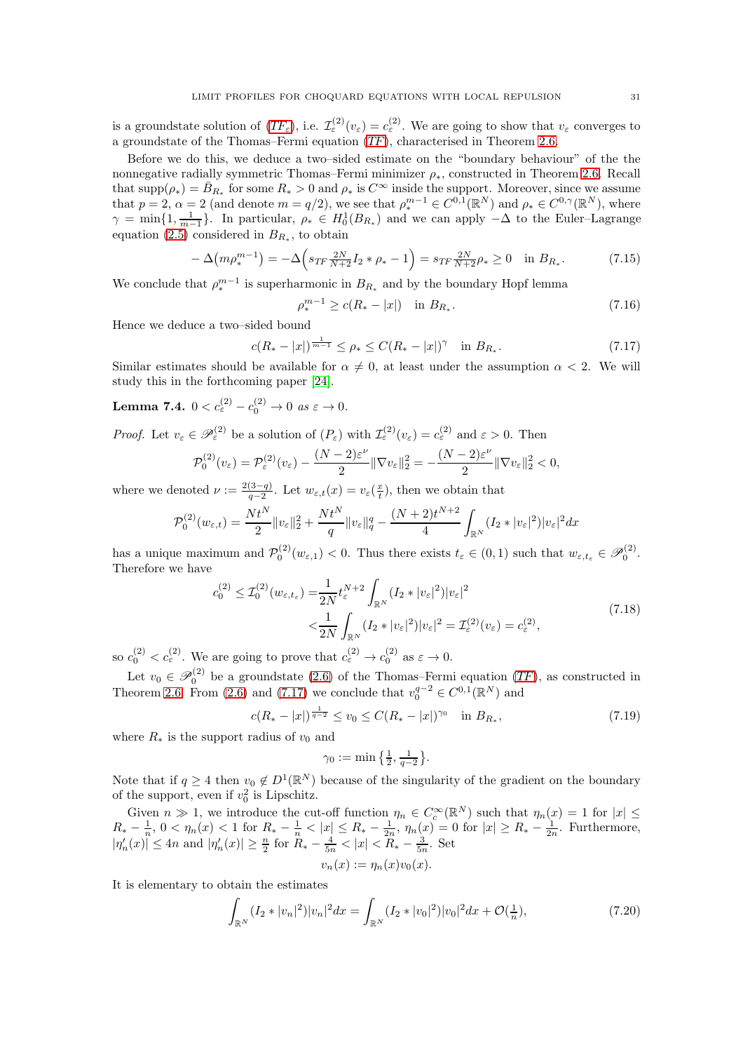is a groundstate solution of ($TF_\varepsilon$), i.e. $\mathcal{I}^{(2)}_\varepsilon(v_\varepsilon) = c^{(2)}_\varepsilon$. We are going to show that $v_\varepsilon$ converges to a groundstate of the Thomas–Fermi equation ($TF$), characterised in Theorem 2.6.

Before we do this, we deduce a two–sided estimate on the "boundary behaviour" of the the nonnegative radially symmetric Thomas–Fermi minimizer $\rho_*$, constructed in Theorem 2.6. Recall that $\mathrm{supp}(\rho_*) = \bar{B}_{R_*}$ for some $R_* > 0$ and $\rho_*$ is $C^\infty$ inside the support. Moreover, since we assume that $p = 2$, $\alpha = 2$ (and denote $m = q/2$), we see that $\rho_*^{m-1} \in C^{0,1}(\mathbb{R}^N)$ and $\rho_* \in C^{0,\gamma}(\mathbb{R}^N)$, where $\gamma = \min\{1, \frac{1}{m-1}\}$. In particular, $\rho_* \in H^1_0(B_{R_*})$ and we can apply $-\Delta$ to the Euler–Lagrange equation (2.5) considered in $B_{R_*}$, to obtain

$$
-\Delta\big(m\rho_*^{m-1}\big) = -\Delta\Big(s_{TF}\tfrac{2N}{N+2} I_2 * \rho_* - 1\Big) = s_{TF}\tfrac{2N}{N+2}\rho_* \geq 0 \quad \text{in } B_{R_*}. \tag{7.15}
$$

We conclude that $\rho_*^{m-1}$ is superharmonic in $B_{R_*}$ and by the boundary Hopf lemma

$$
\rho_*^{m-1} \geq c(R_* - |x|) \quad \text{in } B_{R_*}. \tag{7.16}
$$

Hence we deduce a two–sided bound

$$
c(R_* - |x|)^{\frac{1}{m-1}} \leq \rho_* \leq C(R_* - |x|)^\gamma \quad \text{in } B_{R_*}. \tag{7.17}
$$

Similar estimates should be available for $\alpha \neq 0$, at least under the assumption $\alpha < 2$. We will study this in the forthcoming paper [24].

**Lemma 7.4.** $0 < c^{(2)}_\varepsilon - c^{(2)}_0 \to 0$ *as* $\varepsilon \to 0$.

*Proof.* Let $v_\varepsilon \in \mathscr{P}^{(2)}_\varepsilon$ be a solution of ($P_\varepsilon$) with $\mathcal{I}^{(2)}_\varepsilon(v_\varepsilon) = c^{(2)}_\varepsilon$ and $\varepsilon > 0$. Then

$$
\mathcal{P}^{(2)}_0(v_\varepsilon) = \mathcal{P}^{(2)}_\varepsilon(v_\varepsilon) - \frac{(N-2)\varepsilon^\nu}{2}\|\nabla v_\varepsilon\|_2^2 = -\frac{(N-2)\varepsilon^\nu}{2}\|\nabla v_\varepsilon\|_2^2 < 0,
$$

where we denoted $\nu := \frac{2(3-q)}{q-2}$. Let $w_{\varepsilon,t}(x) = v_\varepsilon(\frac{x}{t})$, then we obtain that

$$
\mathcal{P}^{(2)}_0(w_{\varepsilon,t}) = \frac{Nt^N}{2}\|v_\varepsilon\|_2^2 + \frac{Nt^N}{q}\|v_\varepsilon\|_q^q - \frac{(N+2)t^{N+2}}{4}\int_{\mathbb{R}^N}(I_2 * |v_\varepsilon|^2)|v_\varepsilon|^2 dx
$$

has a unique maximum and $\mathcal{P}^{(2)}_0(w_{\varepsilon,1}) < 0$. Thus there exists $t_\varepsilon \in (0,1)$ such that $w_{\varepsilon,t_\varepsilon} \in \mathscr{P}^{(2)}_0$. Therefore we have

$$
\begin{aligned}
c^{(2)}_0 \leq \mathcal{I}^{(2)}_0(w_{\varepsilon,t_\varepsilon}) =& \frac{1}{2N}t_\varepsilon^{N+2}\int_{\mathbb{R}^N}(I_2 * |v_\varepsilon|^2)|v_\varepsilon|^2 \\
<& \frac{1}{2N}\int_{\mathbb{R}^N}(I_2 * |v_\varepsilon|^2)|v_\varepsilon|^2 = \mathcal{I}^{(2)}_\varepsilon(v_\varepsilon) = c^{(2)}_\varepsilon,
\end{aligned} \tag{7.18}
$$

so $c^{(2)}_0 < c^{(2)}_\varepsilon$. We are going to prove that $c^{(2)}_\varepsilon \to c^{(2)}_0$ as $\varepsilon \to 0$.

Let $v_0 \in \mathscr{P}^{(2)}_0$ be a groundstate (2.6) of the Thomas–Fermi equation ($TF$), as constructed in Theorem 2.6. From (2.6) and (7.17) we conclude that $v_0^{q-2} \in C^{0,1}(\mathbb{R}^N)$ and

$$
c(R_* - |x|)^{\frac{1}{q-2}} \leq v_0 \leq C(R_* - |x|)^{\gamma_0} \quad \text{in } B_{R_*}, \tag{7.19}
$$

where $R_*$ is the support radius of $v_0$ and

$$
\gamma_0 := \min\big\{\tfrac{1}{2}, \tfrac{1}{q-2}\big\}.
$$

Note that if $q \geq 4$ then $v_0 \notin D^1(\mathbb{R}^N)$ because of the singularity of the gradient on the boundary of the support, even if $v_0^2$ is Lipschitz.

Given $n \gg 1$, we introduce the cut-off function $\eta_n \in C^\infty_c(\mathbb{R}^N)$ such that $\eta_n(x) = 1$ for $|x| \leq R_* - \frac{1}{n}$, $0 < \eta_n(x) < 1$ for $R_* - \frac{1}{n} < |x| \leq R_* - \frac{1}{2n}$, $\eta_n(x) = 0$ for $|x| \geq R_* - \frac{1}{2n}$. Furthermore, $|\eta_n'(x)| \leq 4n$ and $|\eta_n'(x)| \geq \frac{n}{2}$ for $R_* - \frac{4}{5n} < |x| < R_* - \frac{3}{5n}$. Set

$$
v_n(x) := \eta_n(x)v_0(x).
$$

It is elementary to obtain the estimates

$$
\int_{\mathbb{R}^N}(I_2 * |v_n|^2)|v_n|^2 dx = \int_{\mathbb{R}^N}(I_2 * |v_0|^2)|v_0|^2 dx + \mathcal{O}(\tfrac{1}{n}), \tag{7.20}
$$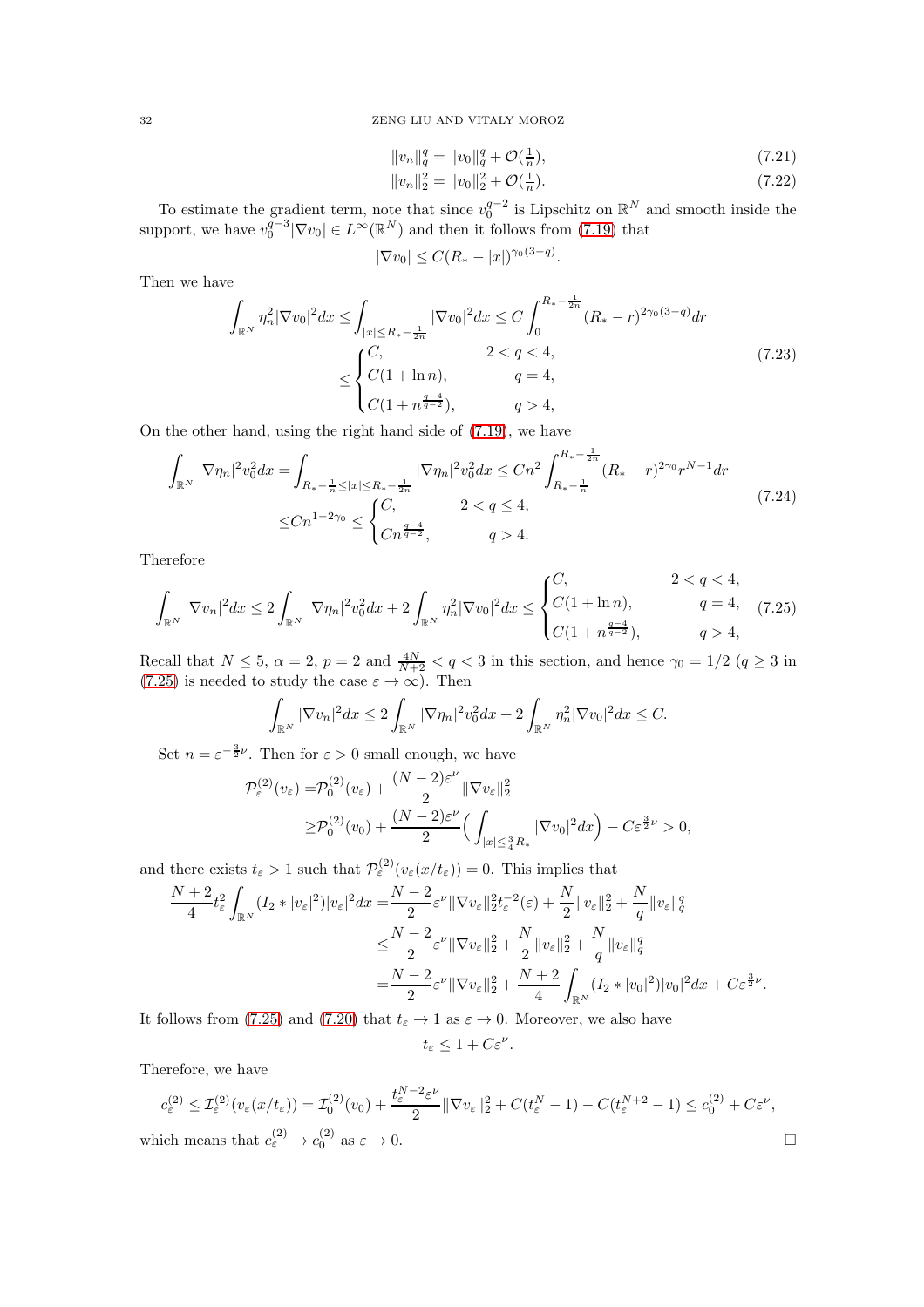$$\|v_n\|_q^q = \|v_0\|_q^q + \mathcal{O}(\tfrac{1}{n}), \tag{7.21}$$

$$\|v_n\|_2^2 = \|v_0\|_2^2 + \mathcal{O}(\tfrac{1}{n}). \tag{7.22}$$

To estimate the gradient term, note that since $v_0^{q-2}$ is Lipschitz on $\mathbb{R}^N$ and smooth inside the support, we have $v_0^{q-3}|\nabla v_0| \in L^\infty(\mathbb{R}^N)$ and then it follows from (7.19) that

$$|\nabla v_0| \le C(R_* - |x|)^{\gamma_0(3-q)}.$$

Then we have

$$\begin{aligned}\int_{\mathbb{R}^N} \eta_n^2 |\nabla v_0|^2 dx &\le \int_{|x|\le R_* - \frac{1}{2n}} |\nabla v_0|^2 dx \le C\int_0^{R_*-\frac{1}{2n}} (R_* - r)^{2\gamma_0(3-q)} dr \\ &\le \begin{cases} C, & 2<q<4, \\ C(1+\ln n), & q=4, \\ C(1+n^{\frac{q-4}{q-2}}), & q>4, \end{cases}\end{aligned} \tag{7.23}$$

On the other hand, using the right hand side of (7.19), we have

$$\begin{aligned}\int_{\mathbb{R}^N} |\nabla \eta_n|^2 v_0^2 dx &= \int_{R_*-\frac{1}{n}\le |x|\le R_*-\frac{1}{2n}} |\nabla \eta_n|^2 v_0^2 dx \le Cn^2 \int_{R_*-\frac{1}{n}}^{R_*-\frac{1}{2n}} (R_*-r)^{2\gamma_0} r^{N-1} dr \\ &\le Cn^{1-2\gamma_0} \le \begin{cases} C, & 2<q\le 4, \\ Cn^{\frac{q-4}{q-2}}, & q>4. \end{cases}\end{aligned} \tag{7.24}$$

Therefore

$$\int_{\mathbb{R}^N} |\nabla v_n|^2 dx \le 2\int_{\mathbb{R}^N} |\nabla \eta_n|^2 v_0^2 dx + 2\int_{\mathbb{R}^N} \eta_n^2 |\nabla v_0|^2 dx \le \begin{cases} C, & 2<q<4, \\ C(1+\ln n), & q=4, \\ C(1+n^{\frac{q-4}{q-2}}), & q>4, \end{cases} \tag{7.25}$$

Recall that $N\le 5$, $\alpha=2$, $p=2$ and $\frac{4N}{N+2} < q < 3$ in this section, and hence $\gamma_0 = 1/2$ ($q\ge 3$ in (7.25) is needed to study the case $\varepsilon\to\infty$). Then

$$\int_{\mathbb{R}^N} |\nabla v_n|^2 dx \le 2\int_{\mathbb{R}^N} |\nabla \eta_n|^2 v_0^2 dx + 2\int_{\mathbb{R}^N} \eta_n^2 |\nabla v_0|^2 dx \le C.$$

Set $n = \varepsilon^{-\frac{3}{2}\nu}$. Then for $\varepsilon>0$ small enough, we have

$$\begin{aligned}\mathcal{P}_\varepsilon^{(2)}(v_\varepsilon) =& \mathcal{P}_0^{(2)}(v_\varepsilon) + \frac{(N-2)\varepsilon^\nu}{2}\|\nabla v_\varepsilon\|_2^2 \\ \ge& \mathcal{P}_0^{(2)}(v_0) + \frac{(N-2)\varepsilon^\nu}{2}\Big(\int_{|x|\le \frac{3}{4}R_*} |\nabla v_0|^2 dx\Big) - C\varepsilon^{\frac{3}{2}\nu} > 0,\end{aligned}$$

and there exists $t_\varepsilon > 1$ such that $\mathcal{P}_\varepsilon^{(2)}(v_\varepsilon(x/t_\varepsilon)) = 0$. This implies that

$$\begin{aligned}\frac{N+2}{4} t_\varepsilon^2 \int_{\mathbb{R}^N} (I_2 * |v_\varepsilon|^2)|v_\varepsilon|^2 dx =& \frac{N-2}{2}\varepsilon^\nu \|\nabla v_\varepsilon\|_2^2 t_\varepsilon^{-2}(\varepsilon) + \frac{N}{2}\|v_\varepsilon\|_2^2 + \frac{N}{q}\|v_\varepsilon\|_q^q \\ \le& \frac{N-2}{2}\varepsilon^\nu \|\nabla v_\varepsilon\|_2^2 + \frac{N}{2}\|v_\varepsilon\|_2^2 + \frac{N}{q}\|v_\varepsilon\|_q^q \\ =& \frac{N-2}{2}\varepsilon^\nu \|\nabla v_\varepsilon\|_2^2 + \frac{N+2}{4}\int_{\mathbb{R}^N} (I_2 * |v_0|^2)|v_0|^2 dx + C\varepsilon^{\frac{3}{2}\nu}.\end{aligned}$$

It follows from (7.25) and (7.20) that $t_\varepsilon \to 1$ as $\varepsilon\to 0$. Moreover, we also have

$$t_\varepsilon \le 1 + C\varepsilon^\nu.$$

Therefore, we have

$$c_\varepsilon^{(2)} \le \mathcal{I}_\varepsilon^{(2)}(v_\varepsilon(x/t_\varepsilon)) = \mathcal{I}_0^{(2)}(v_0) + \frac{t_\varepsilon^{N-2}\varepsilon^\nu}{2}\|\nabla v_\varepsilon\|_2^2 + C(t_\varepsilon^N - 1) - C(t_\varepsilon^{N+2}-1) \le c_0^{(2)} + C\varepsilon^\nu,$$

which means that $c_\varepsilon^{(2)} \to c_0^{(2)}$ as $\varepsilon \to 0$. □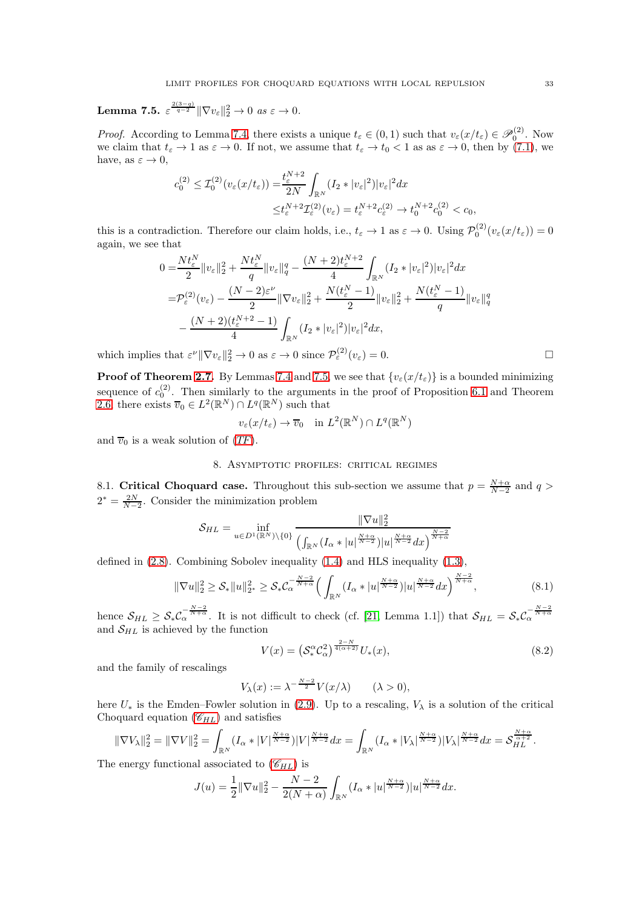**Lemma 7.5.** $\varepsilon^{\frac{2(3-q)}{q-2}}\|\nabla v_\varepsilon\|_2^2 \to 0$ *as* $\varepsilon \to 0$.

*Proof.* According to Lemma 7.4, there exists a unique $t_\varepsilon \in (0,1)$ such that $v_\varepsilon(x/t_\varepsilon) \in \mathscr{P}_0^{(2)}$. Now we claim that $t_\varepsilon \to 1$ as $\varepsilon \to 0$. If not, we assume that $t_\varepsilon \to t_0 < 1$ as as $\varepsilon \to 0$, then by (7.1), we have, as $\varepsilon \to 0$,

$$
\begin{aligned}
c_0^{(2)} \le \mathcal{I}_0^{(2)}(v_\varepsilon(x/t_\varepsilon)) =& \frac{t_\varepsilon^{N+2}}{2N}\int_{\mathbb{R}^N}(I_2 * |v_\varepsilon|^2)|v_\varepsilon|^2 dx \\
\le& t_\varepsilon^{N+2}\mathcal{I}_\varepsilon^{(2)}(v_\varepsilon) = t_\varepsilon^{N+2}c_\varepsilon^{(2)} \to t_0^{N+2}c_0^{(2)} < c_0,
\end{aligned}
$$

this is a contradiction. Therefore our claim holds, i.e., $t_\varepsilon \to 1$ as $\varepsilon \to 0$. Using $\mathcal{P}_0^{(2)}(v_\varepsilon(x/t_\varepsilon)) = 0$ again, we see that

$$
\begin{aligned}
0 =& \frac{Nt_\varepsilon^N}{2}\|v_\varepsilon\|_2^2 + \frac{Nt_\varepsilon^N}{q}\|v_\varepsilon\|_q^q - \frac{(N+2)t_\varepsilon^{N+2}}{4}\int_{\mathbb{R}^N}(I_2 * |v_\varepsilon|^2)|v_\varepsilon|^2 dx \\
=& \mathcal{P}_\varepsilon^{(2)}(v_\varepsilon) - \frac{(N-2)\varepsilon^\nu}{2}\|\nabla v_\varepsilon\|_2^2 + \frac{N(t_\varepsilon^N - 1)}{2}\|v_\varepsilon\|_2^2 + \frac{N(t_\varepsilon^N - 1)}{q}\|v_\varepsilon\|_q^q \\
& - \frac{(N+2)(t_\varepsilon^{N+2} - 1)}{4}\int_{\mathbb{R}^N}(I_2 * |v_\varepsilon|^2)|v_\varepsilon|^2 dx,
\end{aligned}
$$

which implies that $\varepsilon^\nu\|\nabla v_\varepsilon\|_2^2 \to 0$ as $\varepsilon \to 0$ since $\mathcal{P}_\varepsilon^{(2)}(v_\varepsilon) = 0$. $\square$

**Proof of Theorem 2.7.** By Lemmas 7.4 and 7.5, we see that $\{v_\varepsilon(x/t_\varepsilon)\}$ is a bounded minimizing sequence of $c_0^{(2)}$. Then similarly to the arguments in the proof of Proposition 6.1 and Theorem 2.6, there exists $\overline{v}_0 \in L^2(\mathbb{R}^N) \cap L^q(\mathbb{R}^N)$ such that

$$
v_\varepsilon(x/t_\varepsilon) \to \overline{v}_0 \quad \text{in } L^2(\mathbb{R}^N) \cap L^q(\mathbb{R}^N)
$$

and $\overline{v}_0$ is a weak solution of (*TF*).

## 8. Asymptotic profiles: critical regimes

8.1. **Critical Choquard case.** Throughout this sub-section we assume that $p = \frac{N+\alpha}{N-2}$ and $q > 2^* = \frac{2N}{N-2}$. Consider the minimization problem

$$
\mathcal{S}_{HL} = \inf_{u \in D^1(\mathbb{R}^N)\setminus\{0\}} \frac{\|\nabla u\|_2^2}{\left(\int_{\mathbb{R}^N}(I_\alpha * |u|^{\frac{N+\alpha}{N-2}})|u|^{\frac{N+\alpha}{N-2}}dx\right)^{\frac{N-2}{N+\alpha}}}
$$

defined in (2.8). Combining Sobolev inequality (1.4) and HLS inequality (1.3),

$$
\|\nabla u\|_2^2 \ge \mathcal{S}_*\|u\|_{2^*}^2 \ge \mathcal{S}_*\mathcal{C}_\alpha^{-\frac{N-2}{N+\alpha}}\Big(\int_{\mathbb{R}^N}(I_\alpha * |u|^{\frac{N+\alpha}{N-2}})|u|^{\frac{N+\alpha}{N-2}}dx\Big)^{\frac{N-2}{N+\alpha}}, \tag{8.1}
$$

hence $\mathcal{S}_{HL} \ge \mathcal{S}_*\mathcal{C}_\alpha^{-\frac{N-2}{N+\alpha}}$. It is not difficult to check (cf. [21, Lemma 1.1]) that $\mathcal{S}_{HL} = \mathcal{S}_*\mathcal{C}_\alpha^{-\frac{N-2}{N+\alpha}}$ and $\mathcal{S}_{HL}$ is achieved by the function

$$
V(x) = \left(\mathcal{S}_*^\alpha\mathcal{C}_\alpha^2\right)^{\frac{2-N}{4(\alpha+2)}}U_*(x), \tag{8.2}
$$

and the family of rescalings

$$
V_\lambda(x) := \lambda^{-\frac{N-2}{2}}V(x/\lambda) \qquad (\lambda > 0),
$$

here $U_*$ is the Emden–Fowler solution in (2.9). Up to a rescaling, $V_\lambda$ is a solution of the critical Choquard equation ($\mathscr{C}_{HL}$) and satisfies

$$
\|\nabla V_\lambda\|_2^2 = \|\nabla V\|_2^2 = \int_{\mathbb{R}^N}(I_\alpha * |V|^{\frac{N+\alpha}{N-2}})|V|^{\frac{N+\alpha}{N-2}}dx = \int_{\mathbb{R}^N}(I_\alpha * |V_\lambda|^{\frac{N+\alpha}{N-2}})|V_\lambda|^{\frac{N+\alpha}{N-2}}dx = \mathcal{S}_{HL}^{\frac{N+\alpha}{\alpha+2}}.
$$

The energy functional associated to ($\mathscr{C}_{HL}$) is

$$
J(u) = \frac{1}{2}\|\nabla u\|_2^2 - \frac{N-2}{2(N+\alpha)}\int_{\mathbb{R}^N}(I_\alpha * |u|^{\frac{N+\alpha}{N-2}})|u|^{\frac{N+\alpha}{N-2}}dx.
$$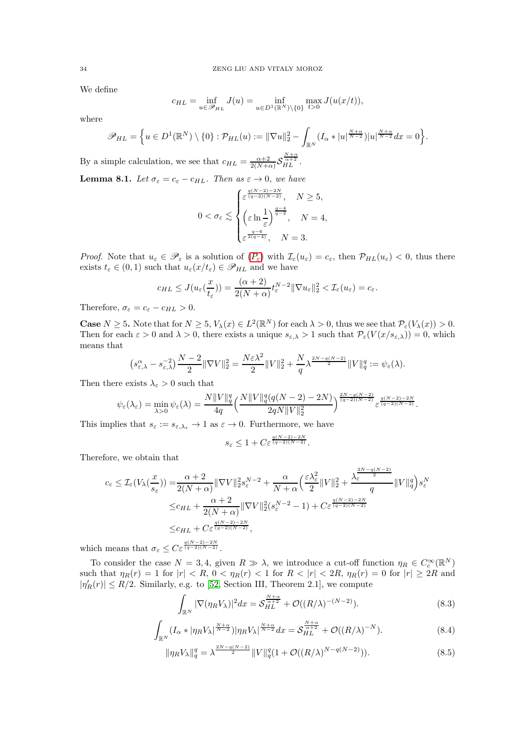We define

$$c_{HL} = \inf_{u\in \mathscr{P}_{HL}} J(u) = \inf_{u\in D^1(\mathbb{R}^N)\setminus\{0\}} \max_{t>0} J(u(x/t)),$$

where

$$\mathscr{P}_{HL} = \Big\{ u \in D^1(\mathbb{R}^N) \setminus \{0\} : \mathcal{P}_{HL}(u) := \|\nabla u\|_2^2 - \int_{\mathbb{R}^N} (I_\alpha * |u|^{\frac{N+\alpha}{N-2}})|u|^{\frac{N+\alpha}{N-2}} dx = 0 \Big\}.$$

By a simple calculation, we see that $c_{HL} = \frac{\alpha+2}{2(N+\alpha)} \mathcal{S}_{HL}^{\frac{N+\alpha}{\alpha+2}}$.

**Lemma 8.1.** *Let $\sigma_\varepsilon = c_\varepsilon - c_{HL}$. Then as $\varepsilon \to 0$, we have*

$$0 < \sigma_\varepsilon \lesssim \begin{cases} \varepsilon^{\frac{q(N-2)-2N}{(q-2)(N-2)}}, & N \geq 5, \\ \Big(\varepsilon \ln \dfrac{1}{\varepsilon}\Big)^{\frac{q-4}{q-2}}, & N = 4, \\ \varepsilon^{\frac{q-6}{2(q-4)}}, & N = 3. \end{cases}$$

*Proof.* Note that $u_\varepsilon \in \mathscr{P}_\varepsilon$ is a solution of ($P_\varepsilon$) with $\mathcal{I}_\varepsilon(u_\varepsilon) = c_\varepsilon$, then $\mathcal{P}_{HL}(u_\varepsilon) < 0$, thus there exists $t_\varepsilon \in (0,1)$ such that $u_\varepsilon(x/t_\varepsilon) \in \mathscr{P}_{HL}$ and we have

$$c_{HL} \leq J(u_\varepsilon(\frac{x}{t_\varepsilon})) = \frac{(\alpha+2)}{2(N+\alpha)} t_\varepsilon^{N-2} \|\nabla u_\varepsilon\|_2^2 < \mathcal{I}_\varepsilon(u_\varepsilon) = c_\varepsilon.$$

Therefore, $\sigma_\varepsilon = c_\varepsilon - c_{HL} > 0$.

**Case $N \geq 5$.** Note that for $N \geq 5$, $V_\lambda(x) \in L^2(\mathbb{R}^N)$ for each $\lambda > 0$, thus we see that $\mathcal{P}_\varepsilon(V_\lambda(x)) > 0$. Then for each $\varepsilon > 0$ and $\lambda > 0$, there exists a unique $s_{\varepsilon,\lambda} > 1$ such that $\mathcal{P}_\varepsilon(V(x/s_{\varepsilon,\lambda})) = 0$, which means that

$$\big(s_{\varepsilon,\lambda}^\alpha - s_{\varepsilon,\lambda}^{-2}\big) \frac{N-2}{2} \|\nabla V\|_2^2 = \frac{N\varepsilon\lambda^2}{2}\|V\|_2^2 + \frac{N}{q}\lambda^{\frac{2N-q(N-2)}{2}} \|V\|_q^q := \psi_\varepsilon(\lambda).$$

Then there exists $\lambda_\varepsilon > 0$ such that

$$\psi_\varepsilon(\lambda_\varepsilon) = \min_{\lambda>0} \psi_\varepsilon(\lambda) = \frac{N\|V\|_q^q}{4q} \Big( \frac{N\|V\|_q^q(q(N-2)-2N)}{2qN\|V\|_2^2} \Big)^{\frac{2N-q(N-2)}{(q-2)(N-2)}} \varepsilon^{\frac{q(N-2)-2N}{(q-2)(N-2)}}.$$

This implies that $s_\varepsilon := s_{\varepsilon,\lambda_\varepsilon} \to 1$ as $\varepsilon \to 0$. Furthermore, we have

$$s_\varepsilon \leq 1 + C\varepsilon^{\frac{q(N-2)-2N}{(q-2)(N-2)}}.$$

Therefore, we obtain that

$$\begin{aligned} c_\varepsilon \leq \mathcal{I}_\varepsilon(V_\lambda(\frac{x}{s_\varepsilon})) =& \frac{\alpha+2}{2(N+\alpha)} \|\nabla V\|_2^2 s_\varepsilon^{N-2} + \frac{\alpha}{N+\alpha}\Big( \frac{\varepsilon\lambda_\varepsilon^2}{2}\|V\|_2^2 + \frac{\lambda_\varepsilon^{\frac{2N-q(N-2)}{2}}}{q}\|V\|_q^q \Big) s_\varepsilon^N \\ \leq& c_{HL} + \frac{\alpha+2}{2(N+\alpha)}\|\nabla V\|_2^2 (s_\varepsilon^{N-2} - 1) + C\varepsilon^{\frac{q(N-2)-2N}{(q-2)(N-2)}} \\ \leq& c_{HL} + C\varepsilon^{\frac{q(N-2)-2N}{(q-2)(N-2)}}, \end{aligned}$$

which means that $\sigma_\varepsilon \leq C\varepsilon^{\frac{q(N-2)-2N}{(q-2)(N-2)}}$.

To consider the case $N = 3, 4$, given $R \gg \lambda$, we introduce a cut-off function $\eta_R \in C_c^\infty(\mathbb{R}^N)$ such that $\eta_R(r) = 1$ for $|r| < R$, $0 < \eta_R(r) < 1$ for $R < |r| < 2R$, $\eta_R(r) = 0$ for $|r| \geq 2R$ and $|\eta_R'(r)| \leq R/2$. Similarly, e.g. to [52, Section III, Theorem 2.1], we compute

$$\int_{\mathbb{R}^N} |\nabla(\eta_R V_\lambda)|^2 dx = \mathcal{S}_{HL}^{\frac{N+\alpha}{\alpha+2}} + \mathcal{O}((R/\lambda)^{-(N-2)}). \tag{8.3}$$

$$\int_{\mathbb{R}^N} (I_\alpha * |\eta_R V_\lambda|^{\frac{N+\alpha}{N-2}}) |\eta_R V_\lambda|^{\frac{N+\alpha}{N-2}} dx = \mathcal{S}_{HL}^{\frac{N+\alpha}{\alpha+2}} + \mathcal{O}((R/\lambda)^{-N}). \tag{8.4}$$

$$\|\eta_R V_\lambda\|_q^q = \lambda^{\frac{2N-q(N-2)}{2}} \|V\|_q^q (1 + \mathcal{O}((R/\lambda)^{N-q(N-2)})). \tag{8.5}$$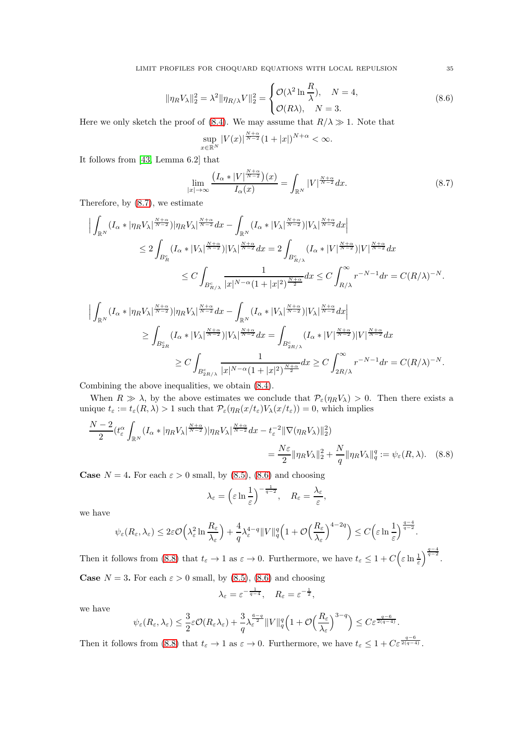$$\|\eta_R V_\lambda\|_2^2 = \lambda^2 \|\eta_{R/\lambda} V\|_2^2 = \begin{cases} \mathcal{O}(\lambda^2 \ln \frac{R}{\lambda}), & N=4, \\ \mathcal{O}(R\lambda), & N=3. \end{cases} \tag{8.6}$$

Here we only sketch the proof of (8.4). We may assume that $R/\lambda \gg 1$. Note that

$$\sup_{x\in\mathbb{R}^N} |V(x)|^{\frac{N+\alpha}{N-2}} (1+|x|)^{N+\alpha} < \infty.$$

It follows from [43, Lemma 6.2] that

$$\lim_{|x|\to\infty} \frac{\left(I_\alpha * |V|^{\frac{N+\alpha}{N-2}}\right)(x)}{I_\alpha(x)} = \int_{\mathbb{R}^N} |V|^{\frac{N+\alpha}{N-2}} dx. \tag{8.7}$$

Therefore, by (8.7), we estimate

$$\begin{aligned}
\Big| \int_{\mathbb{R}^N} &(I_\alpha * |\eta_R V_\lambda|^{\frac{N+\alpha}{N-2}}) |\eta_R V_\lambda|^{\frac{N+\alpha}{N-2}} dx - \int_{\mathbb{R}^N} (I_\alpha * |V_\lambda|^{\frac{N+\alpha}{N-2}}) |V_\lambda|^{\frac{N+\alpha}{N-2}} dx \Big| \\
&\le 2 \int_{B_R^c} (I_\alpha * |V_\lambda|^{\frac{N+\alpha}{N-2}}) |V_\lambda|^{\frac{N+\alpha}{N-2}} dx = 2 \int_{B_{R/\lambda}^c} (I_\alpha * |V|^{\frac{N+\alpha}{N-2}}) |V|^{\frac{N+\alpha}{N-2}} dx \\
&\le C \int_{B_{R/\lambda}^c} \frac{1}{|x|^{N-\alpha} (1+|x|^2)^{\frac{N+\alpha}{2}}} dx \le C \int_{R/\lambda}^\infty r^{-N-1} dr = C(R/\lambda)^{-N}.
\end{aligned}$$

$$\begin{aligned}
\Big| \int_{\mathbb{R}^N} &(I_\alpha * |\eta_R V_\lambda|^{\frac{N+\alpha}{N-2}}) |\eta_R V_\lambda|^{\frac{N+\alpha}{N-2}} dx - \int_{\mathbb{R}^N} (I_\alpha * |V_\lambda|^{\frac{N+\alpha}{N-2}}) |V_\lambda|^{\frac{N+\alpha}{N-2}} dx \Big| \\
&\ge \int_{B_{2R}^c} (I_\alpha * |V_\lambda|^{\frac{N+\alpha}{N-2}}) |V_\lambda|^{\frac{N+\alpha}{N-2}} dx = \int_{B_{2R/\lambda}^c} (I_\alpha * |V|^{\frac{N+\alpha}{N-2}}) |V|^{\frac{N+\alpha}{N-2}} dx \\
&\ge C \int_{B_{2R/\lambda}^c} \frac{1}{|x|^{N-\alpha} (1+|x|^2)^{\frac{N+\alpha}{2}}} dx \ge C \int_{2R/\lambda}^\infty r^{-N-1} dr = C(R/\lambda)^{-N}.
\end{aligned}$$

Combining the above inequalities, we obtain (8.4).

When $R \gg \lambda$, by the above estimates we conclude that $\mathcal{P}_\varepsilon(\eta_R V_\lambda) > 0$. Then there exists a unique $t_\varepsilon := t_\varepsilon(R,\lambda) > 1$ such that $\mathcal{P}_\varepsilon(\eta_R(x/t_\varepsilon) V_\lambda(x/t_\varepsilon)) = 0$, which implies

$$\begin{aligned}
\frac{N-2}{2} \Big( t_\varepsilon^\alpha \int_{\mathbb{R}^N} (I_\alpha * |\eta_R V_\lambda|^{\frac{N+\alpha}{N-2}}) |\eta_R V_\lambda|^{\frac{N+\alpha}{N-2}} dx - t_\varepsilon^{-2} \|\nabla(\eta_R V_\lambda)\|_2^2 \Big) \\
= \frac{N\varepsilon}{2} \|\eta_R V_\lambda\|_2^2 + \frac{N}{q} \|\eta_R V_\lambda\|_q^q := \psi_\varepsilon(R,\lambda).
\end{aligned} \tag{8.8}$$

**Case** $N=4$**.** For each $\varepsilon > 0$ small, by (8.5), (8.6) and choosing

$$\lambda_\varepsilon = \Big(\varepsilon \ln \frac{1}{\varepsilon}\Big)^{-\frac{1}{q-2}}, \quad R_\varepsilon = \frac{\lambda_\varepsilon}{\varepsilon},$$

we have

$$\psi_\varepsilon(R_\varepsilon, \lambda_\varepsilon) \le 2\varepsilon \mathcal{O}\Big(\lambda_\varepsilon^2 \ln \frac{R_\varepsilon}{\lambda_\varepsilon}\Big) + \frac{4}{q} \lambda_\varepsilon^{4-q} \|V\|_q^q \Big(1 + \mathcal{O}\Big(\frac{R_\varepsilon}{\lambda_\varepsilon}\Big)^{4-2q}\Big) \le C \Big(\varepsilon \ln \frac{1}{\varepsilon}\Big)^{\frac{q-4}{q-2}}.$$

Then it follows from (8.8) that $t_\varepsilon \to 1$ as $\varepsilon \to 0$. Furthermore, we have $t_\varepsilon \le 1 + C\Big(\varepsilon \ln \frac{1}{\varepsilon}\Big)^{\frac{q-4}{q-2}}$.

**Case** $N=3$**.** For each $\varepsilon > 0$ small, by (8.5), (8.6) and choosing

$$\lambda_\varepsilon = \varepsilon^{-\frac{1}{q-4}}, \quad R_\varepsilon = \varepsilon^{-\frac{1}{2}},$$

we have

$$\psi_\varepsilon(R_\varepsilon, \lambda_\varepsilon) \le \frac{3}{2} \varepsilon \mathcal{O}(R_\varepsilon \lambda_\varepsilon) + \frac{3}{q} \lambda_\varepsilon^{\frac{6-q}{2}} \|V\|_q^q \Big(1 + \mathcal{O}\Big(\frac{R_\varepsilon}{\lambda_\varepsilon}\Big)^{3-q}\Big) \le C \varepsilon^{\frac{q-6}{2(q-4)}}.$$

Then it follows from (8.8) that $t_\varepsilon \to 1$ as $\varepsilon \to 0$. Furthermore, we have $t_\varepsilon \le 1 + C\varepsilon^{\frac{q-6}{2(q-4)}}$.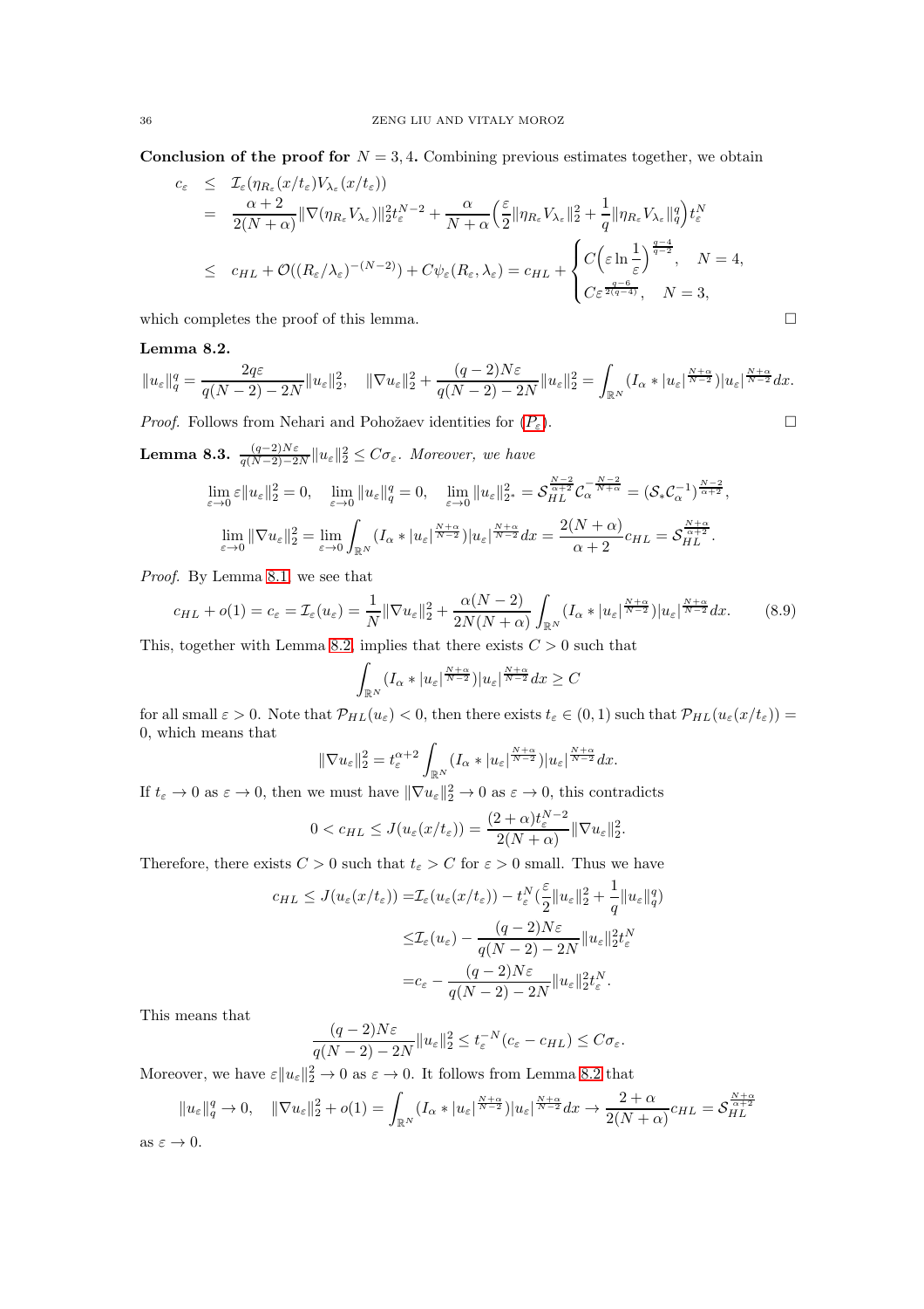**Conclusion of the proof for $N = 3, 4$.** Combining previous estimates together, we obtain

$$
\begin{aligned}
c_\varepsilon &\le \mathcal{I}_\varepsilon(\eta_{R_\varepsilon}(x/t_\varepsilon)V_{\lambda_\varepsilon}(x/t_\varepsilon)) \\
&= \frac{\alpha+2}{2(N+\alpha)}\|\nabla(\eta_{R_\varepsilon}V_{\lambda_\varepsilon})\|_2^2 t_\varepsilon^{N-2} + \frac{\alpha}{N+\alpha}\Big(\frac{\varepsilon}{2}\|\eta_{R_\varepsilon}V_{\lambda_\varepsilon}\|_2^2 + \frac{1}{q}\|\eta_{R_\varepsilon}V_{\lambda_\varepsilon}\|_q^q\Big)t_\varepsilon^N \\
&\le c_{HL} + \mathcal{O}((R_\varepsilon/\lambda_\varepsilon)^{-(N-2)}) + C\psi_\varepsilon(R_\varepsilon,\lambda_\varepsilon) = c_{HL} + \begin{cases} C\Big(\varepsilon \ln\frac{1}{\varepsilon}\Big)^{\frac{q-4}{q-2}}, & N=4, \\ C\varepsilon^{\frac{q-6}{2(q-4)}}, & N=3, \end{cases}
\end{aligned}
$$

which completes the proof of this lemma. $\square$

**Lemma 8.2.**

$$
\|u_\varepsilon\|_q^q = \frac{2q\varepsilon}{q(N-2)-2N}\|u_\varepsilon\|_2^2, \quad \|\nabla u_\varepsilon\|_2^2 + \frac{(q-2)N\varepsilon}{q(N-2)-2N}\|u_\varepsilon\|_2^2 = \int_{\mathbb{R}^N}(I_\alpha * |u_\varepsilon|^{\frac{N+\alpha}{N-2}})|u_\varepsilon|^{\frac{N+\alpha}{N-2}}dx.
$$

*Proof.* Follows from Nehari and Pohožaev identities for ($P_\varepsilon$). $\square$

**Lemma 8.3.** $\frac{(q-2)N\varepsilon}{q(N-2)-2N}\|u_\varepsilon\|_2^2 \le C\sigma_\varepsilon$. *Moreover, we have*

$$
\lim_{\varepsilon\to 0}\varepsilon\|u_\varepsilon\|_2^2 = 0, \quad \lim_{\varepsilon\to 0}\|u_\varepsilon\|_q^q = 0, \quad \lim_{\varepsilon\to 0}\|u_\varepsilon\|_{2^*}^2 = \mathcal{S}_{HL}^{\frac{N-2}{\alpha+2}}\mathcal{C}_\alpha^{-\frac{N-2}{N+\alpha}} = (\mathcal{S}_*\mathcal{C}_\alpha^{-1})^{\frac{N-2}{\alpha+2}},
$$

$$
\lim_{\varepsilon\to 0}\|\nabla u_\varepsilon\|_2^2 = \lim_{\varepsilon\to 0}\int_{\mathbb{R}^N}(I_\alpha * |u_\varepsilon|^{\frac{N+\alpha}{N-2}})|u_\varepsilon|^{\frac{N+\alpha}{N-2}}dx = \frac{2(N+\alpha)}{\alpha+2}c_{HL} = \mathcal{S}_{HL}^{\frac{N+\alpha}{\alpha+2}}.
$$

*Proof.* By Lemma 8.1, we see that

$$
c_{HL} + o(1) = c_\varepsilon = \mathcal{I}_\varepsilon(u_\varepsilon) = \frac{1}{N}\|\nabla u_\varepsilon\|_2^2 + \frac{\alpha(N-2)}{2N(N+\alpha)}\int_{\mathbb{R}^N}(I_\alpha * |u_\varepsilon|^{\frac{N+\alpha}{N-2}})|u_\varepsilon|^{\frac{N+\alpha}{N-2}}dx. \tag{8.9}
$$

This, together with Lemma 8.2, implies that there exists $C > 0$ such that

$$
\int_{\mathbb{R}^N}(I_\alpha * |u_\varepsilon|^{\frac{N+\alpha}{N-2}})|u_\varepsilon|^{\frac{N+\alpha}{N-2}}dx \ge C
$$

for all small $\varepsilon > 0$. Note that $\mathcal{P}_{HL}(u_\varepsilon) < 0$, then there exists $t_\varepsilon \in (0,1)$ such that $\mathcal{P}_{HL}(u_\varepsilon(x/t_\varepsilon)) = 0$, which means that

$$
\|\nabla u_\varepsilon\|_2^2 = t_\varepsilon^{\alpha+2}\int_{\mathbb{R}^N}(I_\alpha * |u_\varepsilon|^{\frac{N+\alpha}{N-2}})|u_\varepsilon|^{\frac{N+\alpha}{N-2}}dx.
$$

If $t_\varepsilon \to 0$ as $\varepsilon \to 0$, then we must have $\|\nabla u_\varepsilon\|_2^2 \to 0$ as $\varepsilon \to 0$, this contradicts

$$
0 < c_{HL} \le J(u_\varepsilon(x/t_\varepsilon)) = \frac{(2+\alpha)t_\varepsilon^{N-2}}{2(N+\alpha)}\|\nabla u_\varepsilon\|_2^2.
$$

Therefore, there exists $C > 0$ such that $t_\varepsilon > C$ for $\varepsilon > 0$ small. Thus we have

$$
\begin{aligned}
c_{HL} \le J(u_\varepsilon(x/t_\varepsilon)) &= \mathcal{I}_\varepsilon(u_\varepsilon(x/t_\varepsilon)) - t_\varepsilon^N\Big(\frac{\varepsilon}{2}\|u_\varepsilon\|_2^2 + \frac{1}{q}\|u_\varepsilon\|_q^q\Big) \\
&\le \mathcal{I}_\varepsilon(u_\varepsilon) - \frac{(q-2)N\varepsilon}{q(N-2)-2N}\|u_\varepsilon\|_2^2 t_\varepsilon^N \\
&= c_\varepsilon - \frac{(q-2)N\varepsilon}{q(N-2)-2N}\|u_\varepsilon\|_2^2 t_\varepsilon^N.
\end{aligned}
$$

This means that

$$
\frac{(q-2)N\varepsilon}{q(N-2)-2N}\|u_\varepsilon\|_2^2 \le t_\varepsilon^{-N}(c_\varepsilon - c_{HL}) \le C\sigma_\varepsilon.
$$

Moreover, we have $\varepsilon\|u_\varepsilon\|_2^2 \to 0$ as $\varepsilon \to 0$. It follows from Lemma 8.2 that

$$
\|u_\varepsilon\|_q^q \to 0, \quad \|\nabla u_\varepsilon\|_2^2 + o(1) = \int_{\mathbb{R}^N}(I_\alpha * |u_\varepsilon|^{\frac{N+\alpha}{N-2}})|u_\varepsilon|^{\frac{N+\alpha}{N-2}}dx \to \frac{2+\alpha}{2(N+\alpha)}c_{HL} = \mathcal{S}_{HL}^{\frac{N+\alpha}{\alpha+2}}
$$

as $\varepsilon \to 0$.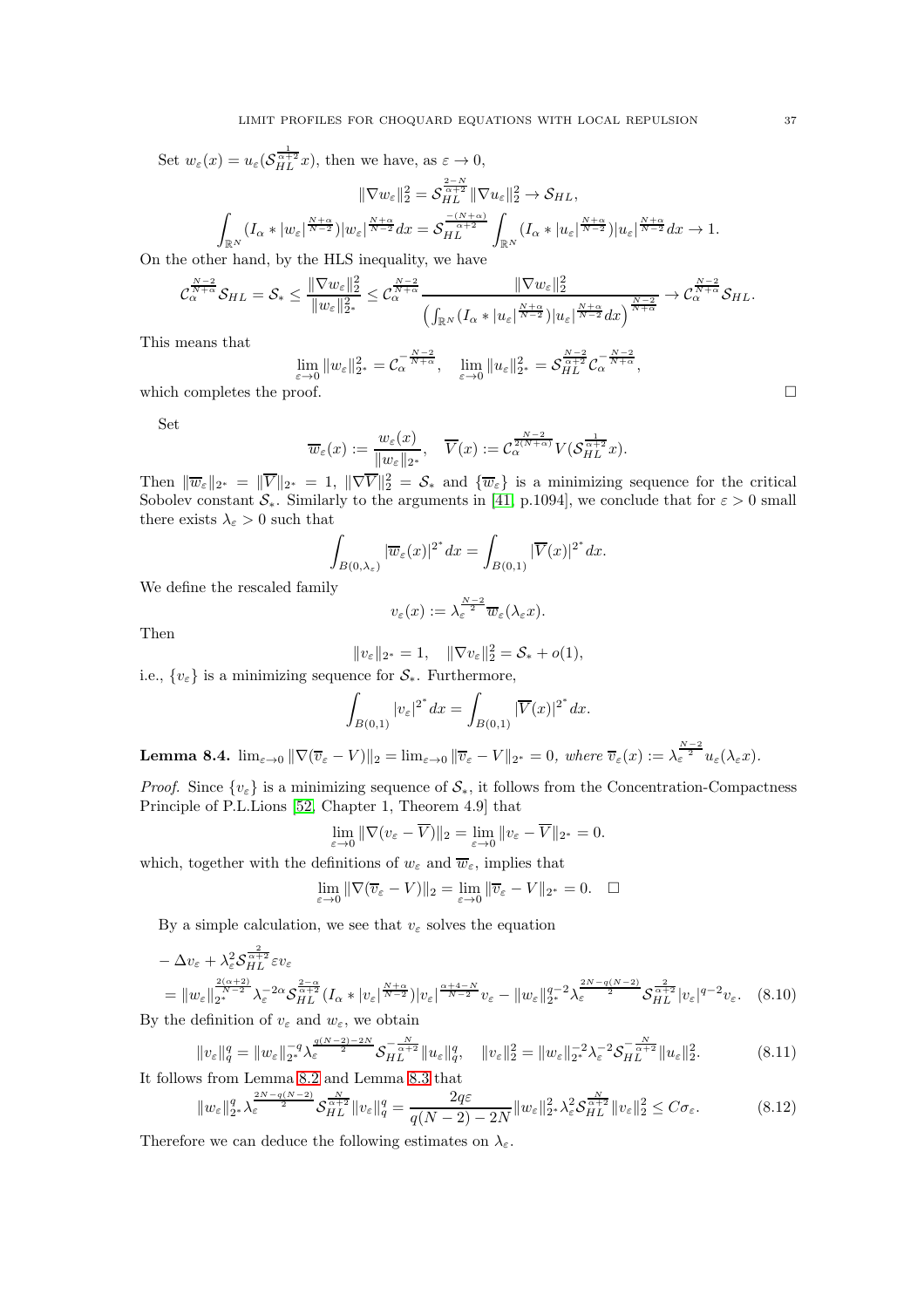Set $w_\varepsilon(x) = u_\varepsilon(\mathcal{S}_{HL}^{\frac{1}{\alpha+2}} x)$, then we have, as $\varepsilon \to 0$,

$$\|\nabla w_\varepsilon\|_2^2 = \mathcal{S}_{HL}^{\frac{2-N}{\alpha+2}} \|\nabla u_\varepsilon\|_2^2 \to \mathcal{S}_{HL},$$

$$\int_{\mathbb{R}^N} (I_\alpha * |w_\varepsilon|^{\frac{N+\alpha}{N-2}})|w_\varepsilon|^{\frac{N+\alpha}{N-2}} dx = \mathcal{S}_{HL}^{\frac{-(N+\alpha)}{\alpha+2}} \int_{\mathbb{R}^N} (I_\alpha * |u_\varepsilon|^{\frac{N+\alpha}{N-2}})|u_\varepsilon|^{\frac{N+\alpha}{N-2}} dx \to 1.$$

On the other hand, by the HLS inequality, we have

$$\mathcal{C}_\alpha^{\frac{N-2}{N+\alpha}} \mathcal{S}_{HL} = \mathcal{S}_* \le \frac{\|\nabla w_\varepsilon\|_2^2}{\|w_\varepsilon\|_{2^*}^2} \le \mathcal{C}_\alpha^{\frac{N-2}{N+\alpha}} \frac{\|\nabla w_\varepsilon\|_2^2}{\left(\int_{\mathbb{R}^N} (I_\alpha * |u_\varepsilon|^{\frac{N+\alpha}{N-2}})|u_\varepsilon|^{\frac{N+\alpha}{N-2}} dx\right)^{\frac{N-2}{N+\alpha}}} \to \mathcal{C}_\alpha^{\frac{N-2}{N+\alpha}} \mathcal{S}_{HL}.$$

This means that

$$\lim_{\varepsilon \to 0} \|w_\varepsilon\|_{2^*}^2 = \mathcal{C}_\alpha^{-\frac{N-2}{N+\alpha}}, \quad \lim_{\varepsilon \to 0} \|u_\varepsilon\|_{2^*}^2 = \mathcal{S}_{HL}^{\frac{N-2}{\alpha+2}} \mathcal{C}_\alpha^{-\frac{N-2}{N+\alpha}},$$

which completes the proof. □

Set

$$\overline{w}_\varepsilon(x) := \frac{w_\varepsilon(x)}{\|w_\varepsilon\|_{2^*}}, \quad \overline{V}(x) := \mathcal{C}_\alpha^{\frac{N-2}{2(N+\alpha)}} V(\mathcal{S}_{HL}^{\frac{1}{\alpha+2}} x).$$

Then $\|\overline{w}_\varepsilon\|_{2^*} = \|\overline{V}\|_{2^*} = 1$, $\|\nabla \overline{V}\|_2^2 = \mathcal{S}_*$ and $\{\overline{w}_\varepsilon\}$ is a minimizing sequence for the critical Sobolev constant $\mathcal{S}_*$. Similarly to the arguments in [41, p.1094], we conclude that for $\varepsilon > 0$ small there exists $\lambda_\varepsilon > 0$ such that

$$\int_{B(0,\lambda_\varepsilon)} |\overline{w}_\varepsilon(x)|^{2^*} dx = \int_{B(0,1)} |\overline{V}(x)|^{2^*} dx.$$

We define the rescaled family

$$v_\varepsilon(x) := \lambda_\varepsilon^{\frac{N-2}{2}} \overline{w}_\varepsilon(\lambda_\varepsilon x).$$

Then

$$\|v_\varepsilon\|_{2^*} = 1, \quad \|\nabla v_\varepsilon\|_2^2 = \mathcal{S}_* + o(1),$$

i.e., $\{v_\varepsilon\}$ is a minimizing sequence for $\mathcal{S}_*$. Furthermore,

$$\int_{B(0,1)} |v_\varepsilon|^{2^*} dx = \int_{B(0,1)} |\overline{V}(x)|^{2^*} dx.$$

**Lemma 8.4.** $\lim_{\varepsilon \to 0} \|\nabla(\overline{v}_\varepsilon - V)\|_2 = \lim_{\varepsilon \to 0} \|\overline{v}_\varepsilon - V\|_{2^*} = 0$, *where* $\overline{v}_\varepsilon(x) := \lambda_\varepsilon^{\frac{N-2}{2}} u_\varepsilon(\lambda_\varepsilon x)$.

*Proof.* Since $\{v_\varepsilon\}$ is a minimizing sequence of $\mathcal{S}_*$, it follows from the Concentration-Compactness Principle of P.L.Lions [52, Chapter 1, Theorem 4.9] that

$$\lim_{\varepsilon \to 0} \|\nabla(v_\varepsilon - \overline{V})\|_2 = \lim_{\varepsilon \to 0} \|v_\varepsilon - \overline{V}\|_{2^*} = 0.$$

which, together with the definitions of $w_\varepsilon$ and $\overline{w}_\varepsilon$, implies that

$$\lim_{\varepsilon \to 0} \|\nabla(\overline{v}_\varepsilon - V)\|_2 = \lim_{\varepsilon \to 0} \|\overline{v}_\varepsilon - V\|_{2^*} = 0. \quad \square$$

By a simple calculation, we see that $v_\varepsilon$ solves the equation

$$\begin{aligned}
&- \Delta v_\varepsilon + \lambda_\varepsilon^2 \mathcal{S}_{HL}^{\frac{2}{\alpha+2}} \varepsilon v_\varepsilon \\
&= \|w_\varepsilon\|_{2^*}^{\frac{2(\alpha+2)}{N-2}} \lambda_\varepsilon^{-2\alpha} \mathcal{S}_{HL}^{\frac{2-\alpha}{\alpha+2}} (I_\alpha * |v_\varepsilon|^{\frac{N+\alpha}{N-2}})|v_\varepsilon|^{\frac{\alpha+4-N}{N-2}} v_\varepsilon - \|w_\varepsilon\|_{2^*}^{q-2} \lambda_\varepsilon^{\frac{2N-q(N-2)}{2}} \mathcal{S}_{HL}^{\frac{2}{\alpha+2}} |v_\varepsilon|^{q-2} v_\varepsilon. \quad (8.10)
\end{aligned}$$

By the definition of $v_\varepsilon$ and $w_\varepsilon$, we obtain

$$\|v_\varepsilon\|_q^q = \|w_\varepsilon\|_{2^*}^{-q} \lambda_\varepsilon^{\frac{q(N-2)-2N}{2}} \mathcal{S}_{HL}^{-\frac{N}{\alpha+2}} \|u_\varepsilon\|_q^q, \quad \|v_\varepsilon\|_2^2 = \|w_\varepsilon\|_{2^*}^{-2} \lambda_\varepsilon^{-2} \mathcal{S}_{HL}^{-\frac{N}{\alpha+2}} \|u_\varepsilon\|_2^2. \quad (8.11)$$

It follows from Lemma 8.2 and Lemma 8.3 that

$$\|w_\varepsilon\|_{2^*}^q \lambda_\varepsilon^{\frac{2N-q(N-2)}{2}} \mathcal{S}_{HL}^{\frac{N}{\alpha+2}} \|v_\varepsilon\|_q^q = \frac{2q\varepsilon}{q(N-2)-2N} \|w_\varepsilon\|_{2^*}^2 \lambda_\varepsilon^2 \mathcal{S}_{HL}^{\frac{N}{\alpha+2}} \|v_\varepsilon\|_2^2 \le C\sigma_\varepsilon. \quad (8.12)$$

Therefore we can deduce the following estimates on $\lambda_\varepsilon$.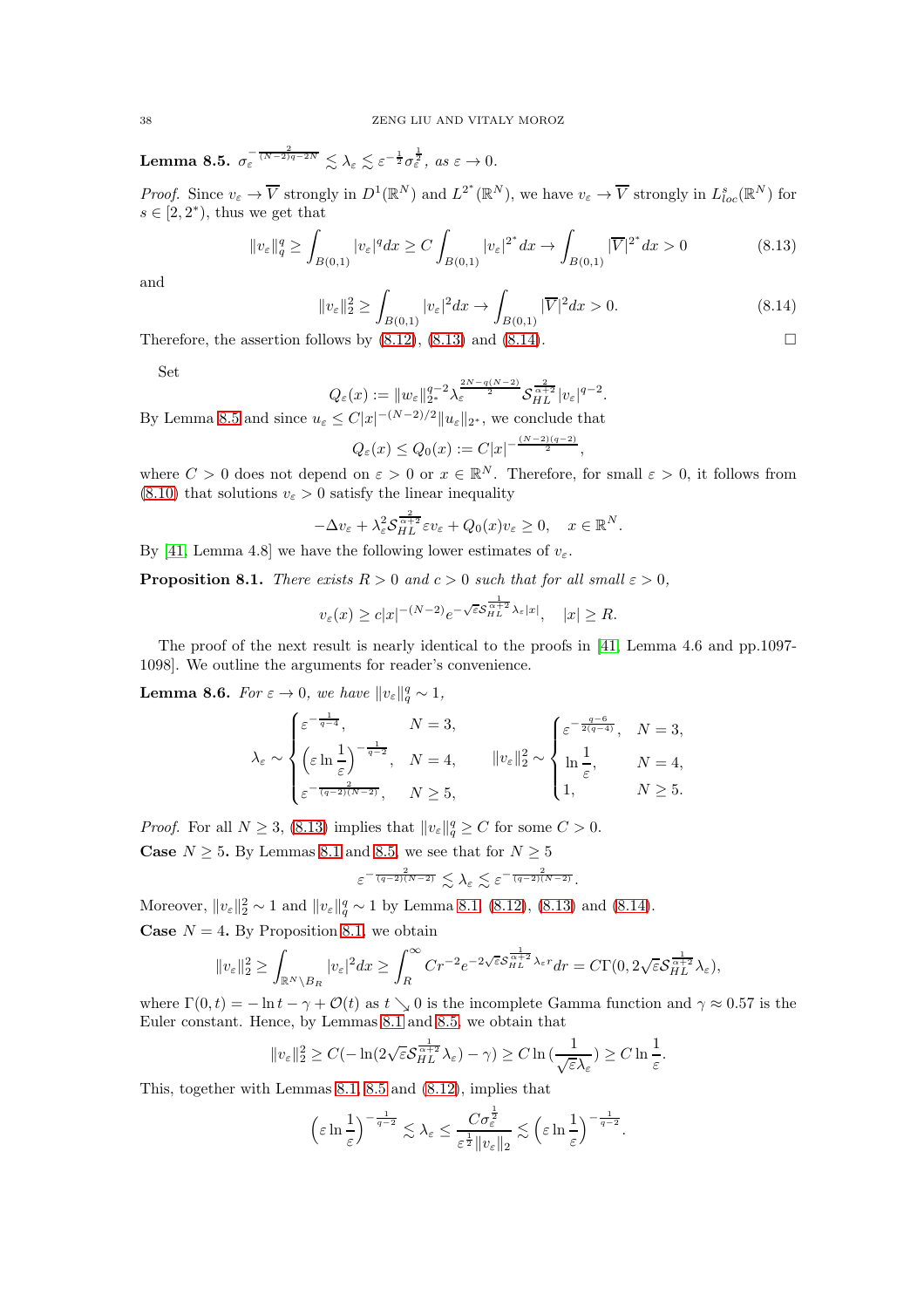**Lemma 8.5.** $\sigma_\varepsilon^{-\frac{2}{(N-2)q-2N}} \lesssim \lambda_\varepsilon \lesssim \varepsilon^{-\frac{1}{2}}\sigma_\varepsilon^{\frac{1}{2}}$, *as* $\varepsilon \to 0$.

*Proof.* Since $v_\varepsilon \to \overline{V}$ strongly in $D^1(\mathbb{R}^N)$ and $L^{2^*}(\mathbb{R}^N)$, we have $v_\varepsilon \to \overline{V}$ strongly in $L^s_{loc}(\mathbb{R}^N)$ for $s \in [2, 2^*)$, thus we get that

$$\|v_\varepsilon\|_q^q \geq \int_{B(0,1)} |v_\varepsilon|^q dx \geq C\int_{B(0,1)} |v_\varepsilon|^{2^*} dx \to \int_{B(0,1)} |\overline{V}|^{2^*} dx > 0 \tag{8.13}$$

and

$$\|v_\varepsilon\|_2^2 \geq \int_{B(0,1)} |v_\varepsilon|^2 dx \to \int_{B(0,1)} |\overline{V}|^2 dx > 0. \tag{8.14}$$

Therefore, the assertion follows by (8.12), (8.13) and (8.14). $\square$

Set

$$Q_\varepsilon(x) := \|w_\varepsilon\|_{2^*}^{q-2} \lambda_\varepsilon^{\frac{2N-q(N-2)}{2}} \mathcal{S}_{HL}^{\frac{2}{\alpha+2}} |v_\varepsilon|^{q-2}.$$

By Lemma 8.5 and since $u_\varepsilon \leq C|x|^{-(N-2)/2}\|u_\varepsilon\|_{2^*}$, we conclude that

$$Q_\varepsilon(x) \leq Q_0(x) := C|x|^{-\frac{(N-2)(q-2)}{2}},$$

where $C > 0$ does not depend on $\varepsilon > 0$ or $x \in \mathbb{R}^N$. Therefore, for small $\varepsilon > 0$, it follows from (8.10) that solutions $v_\varepsilon > 0$ satisfy the linear inequality

$$-\Delta v_\varepsilon + \lambda_\varepsilon^2 \mathcal{S}_{HL}^{\frac{2}{\alpha+2}} \varepsilon v_\varepsilon + Q_0(x) v_\varepsilon \geq 0, \quad x \in \mathbb{R}^N.$$

By [41, Lemma 4.8] we have the following lower estimates of $v_\varepsilon$.

**Proposition 8.1.** *There exists $R > 0$ and $c > 0$ such that for all small $\varepsilon > 0$,*

$$v_\varepsilon(x) \geq c|x|^{-(N-2)} e^{-\sqrt{\varepsilon}\mathcal{S}_{HL}^{\frac{1}{\alpha+2}}\lambda_\varepsilon |x|}, \quad |x| \geq R.$$

The proof of the next result is nearly identical to the proofs in [41, Lemma 4.6 and pp.1097-1098]. We outline the arguments for reader's convenience.

**Lemma 8.6.** *For $\varepsilon \to 0$, we have $\|v_\varepsilon\|_q^q \sim 1$,*

$$\lambda_\varepsilon \sim \begin{cases} \varepsilon^{-\frac{1}{q-4}}, & N = 3, \\ \left(\varepsilon \ln \frac{1}{\varepsilon}\right)^{-\frac{1}{q-2}}, & N = 4, \\ \varepsilon^{-\frac{2}{(q-2)(N-2)}}, & N \geq 5, \end{cases} \qquad \|v_\varepsilon\|_2^2 \sim \begin{cases} \varepsilon^{-\frac{q-6}{2(q-4)}}, & N = 3, \\ \ln \frac{1}{\varepsilon}, & N = 4, \\ 1, & N \geq 5. \end{cases}$$

*Proof.* For all $N \geq 3$, (8.13) implies that $\|v_\varepsilon\|_q^q \geq C$ for some $C > 0$.

**Case** $N \geq 5$. By Lemmas 8.1 and 8.5, we see that for $N \geq 5$

$$\varepsilon^{-\frac{2}{(q-2)(N-2)}} \lesssim \lambda_\varepsilon \lesssim \varepsilon^{-\frac{2}{(q-2)(N-2)}}.$$

Moreover, $\|v_\varepsilon\|_2^2 \sim 1$ and $\|v_\varepsilon\|_q^q \sim 1$ by Lemma 8.1, (8.12), (8.13) and (8.14).

**Case** $N = 4$. By Proposition 8.1, we obtain

$$\|v_\varepsilon\|_2^2 \geq \int_{\mathbb{R}^N \setminus B_R} |v_\varepsilon|^2 dx \geq \int_R^\infty Cr^{-2} e^{-2\sqrt{\varepsilon}\mathcal{S}_{HL}^{\frac{1}{\alpha+2}}\lambda_\varepsilon r} dr = C\Gamma(0, 2\sqrt{\varepsilon}\mathcal{S}_{HL}^{\frac{1}{\alpha+2}}\lambda_\varepsilon),$$

where $\Gamma(0,t) = -\ln t - \gamma + \mathcal{O}(t)$ as $t \searrow 0$ is the incomplete Gamma function and $\gamma \approx 0.57$ is the Euler constant. Hence, by Lemmas 8.1 and 8.5, we obtain that

$$\|v_\varepsilon\|_2^2 \geq C(-\ln(2\sqrt{\varepsilon}\mathcal{S}_{HL}^{\frac{1}{\alpha+2}}\lambda_\varepsilon) - \gamma) \geq C\ln\left(\frac{1}{\sqrt{\varepsilon}\lambda_\varepsilon}\right) \geq C\ln\frac{1}{\varepsilon}.$$

This, together with Lemmas 8.1, 8.5 and (8.12), implies that

$$\left(\varepsilon \ln \frac{1}{\varepsilon}\right)^{-\frac{1}{q-2}} \lesssim \lambda_\varepsilon \leq \frac{C\sigma_\varepsilon^{\frac{1}{2}}}{\varepsilon^{\frac{1}{2}}\|v_\varepsilon\|_2} \lesssim \left(\varepsilon \ln \frac{1}{\varepsilon}\right)^{-\frac{1}{q-2}}.$$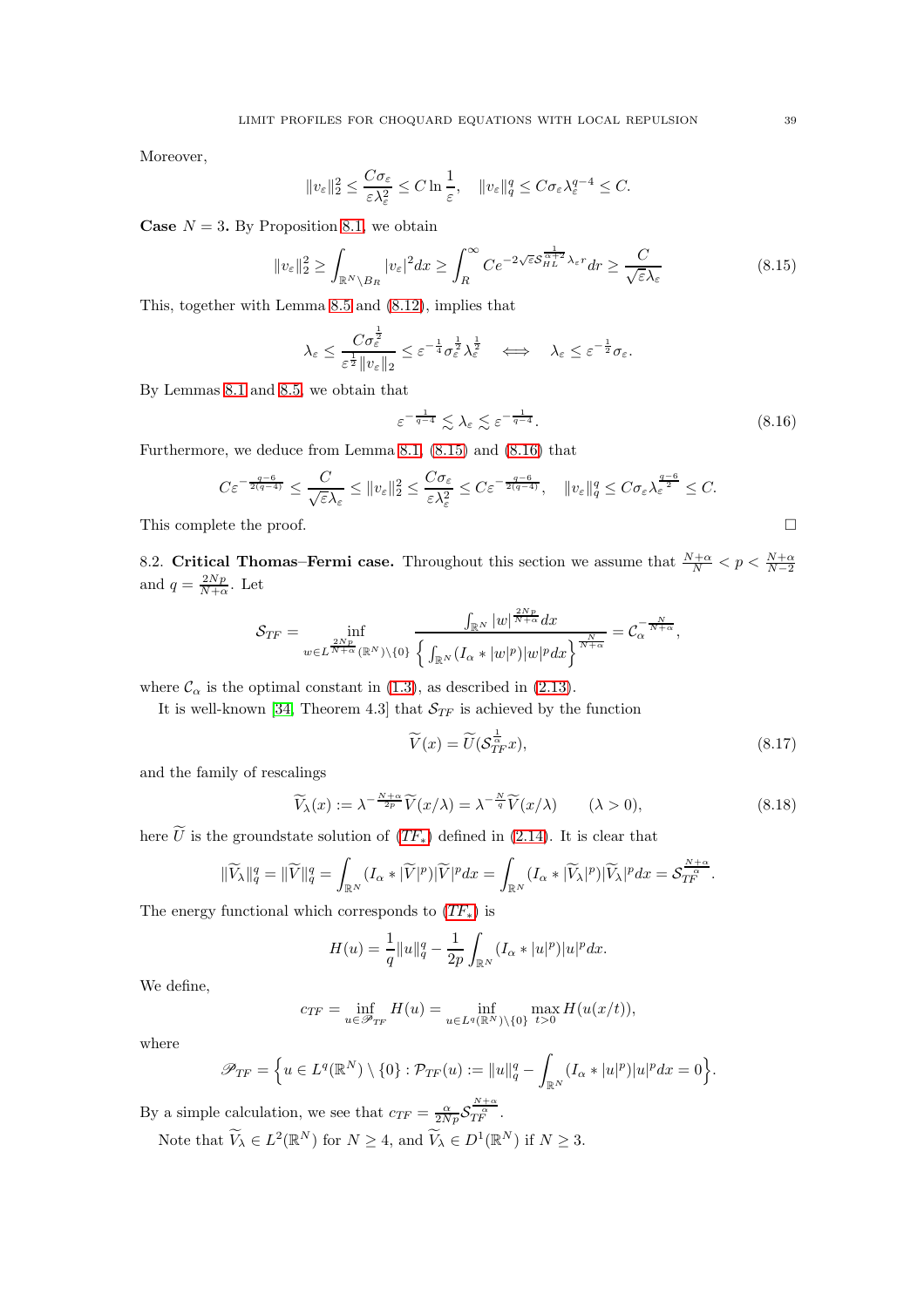Moreover,

$$\|v_\varepsilon\|_2^2 \le \frac{C\sigma_\varepsilon}{\varepsilon\lambda_\varepsilon^2} \le C\ln\frac{1}{\varepsilon}, \quad \|v_\varepsilon\|_q^q \le C\sigma_\varepsilon\lambda_\varepsilon^{q-4} \le C.$$

**Case $N=3$.** By Proposition 8.1, we obtain

$$\|v_\varepsilon\|_2^2 \ge \int_{\mathbb{R}^N\setminus B_R} |v_\varepsilon|^2 dx \ge \int_R^\infty Ce^{-2\sqrt{\varepsilon}\mathcal{S}_{HL}^{\frac{1}{\alpha+2}}\lambda_\varepsilon r} dr \ge \frac{C}{\sqrt{\varepsilon}\lambda_\varepsilon} \tag{8.15}$$

This, together with Lemma 8.5 and (8.12), implies that

$$\lambda_\varepsilon \le \frac{C\sigma_\varepsilon^{\frac{1}{2}}}{\varepsilon^{\frac{1}{2}}\|v_\varepsilon\|_2} \le \varepsilon^{-\frac{1}{4}}\sigma_\varepsilon^{\frac{1}{2}}\lambda_\varepsilon^{\frac{1}{2}} \quad \Longleftrightarrow \quad \lambda_\varepsilon \le \varepsilon^{-\frac{1}{2}}\sigma_\varepsilon.$$

By Lemmas 8.1 and 8.5, we obtain that

$$\varepsilon^{-\frac{1}{q-4}} \lesssim \lambda_\varepsilon \lesssim \varepsilon^{-\frac{1}{q-4}}. \tag{8.16}$$

Furthermore, we deduce from Lemma 8.1, (8.15) and (8.16) that

$$C\varepsilon^{-\frac{q-6}{2(q-4)}} \le \frac{C}{\sqrt{\varepsilon}\lambda_\varepsilon} \le \|v_\varepsilon\|_2^2 \le \frac{C\sigma_\varepsilon}{\varepsilon\lambda_\varepsilon^2} \le C\varepsilon^{-\frac{q-6}{2(q-4)}}, \quad \|v_\varepsilon\|_q^q \le C\sigma_\varepsilon\lambda_\varepsilon^{\frac{q-6}{2}} \le C.$$

This complete the proof. $\square$

8.2. **Critical Thomas–Fermi case.** Throughout this section we assume that $\frac{N+\alpha}{N} < p < \frac{N+\alpha}{N-2}$ and $q = \frac{2Np}{N+\alpha}$. Let

$$\mathcal{S}_{TF} = \inf_{w\in L^{\frac{2Np}{N+\alpha}}(\mathbb{R}^N)\setminus\{0\}} \frac{\int_{\mathbb{R}^N} |w|^{\frac{2Np}{N+\alpha}} dx}{\left\{\int_{\mathbb{R}^N} (I_\alpha * |w|^p)|w|^p dx\right\}^{\frac{N}{N+\alpha}}} = \mathcal{C}_\alpha^{-\frac{N}{N+\alpha}},$$

where $\mathcal{C}_\alpha$ is the optimal constant in (1.3), as described in (2.13).

It is well-known [34, Theorem 4.3] that $\mathcal{S}_{TF}$ is achieved by the function

$$\widetilde{V}(x) = \widetilde{U}(\mathcal{S}_{TF}^{\frac{1}{\alpha}} x), \tag{8.17}$$

and the family of rescalings

$$\widetilde{V}_\lambda(x) := \lambda^{-\frac{N+\alpha}{2p}}\widetilde{V}(x/\lambda) = \lambda^{-\frac{N}{q}}\widetilde{V}(x/\lambda) \qquad (\lambda > 0), \tag{8.18}$$

here $\widetilde{U}$ is the groundstate solution of ($TF_*$) defined in (2.14). It is clear that

$$\|\widetilde{V}_\lambda\|_q^q = \|\widetilde{V}\|_q^q = \int_{\mathbb{R}^N} (I_\alpha * |\widetilde{V}|^p)|\widetilde{V}|^p dx = \int_{\mathbb{R}^N} (I_\alpha * |\widetilde{V}_\lambda|^p)|\widetilde{V}_\lambda|^p dx = \mathcal{S}_{TF}^{\frac{N+\alpha}{\alpha}}.$$

The energy functional which corresponds to ($TF_*$) is

$$H(u) = \frac{1}{q}\|u\|_q^q - \frac{1}{2p}\int_{\mathbb{R}^N} (I_\alpha * |u|^p)|u|^p dx.$$

We define,

$$c_{TF} = \inf_{u\in\mathscr{P}_{TF}} H(u) = \inf_{u\in L^q(\mathbb{R}^N)\setminus\{0\}} \max_{t>0} H(u(x/t)),$$

where

$$\mathscr{P}_{TF} = \Big\{u \in L^q(\mathbb{R}^N)\setminus\{0\} : \mathcal{P}_{TF}(u) := \|u\|_q^q - \int_{\mathbb{R}^N} (I_\alpha * |u|^p)|u|^p dx = 0\Big\}.$$

By a simple calculation, we see that $c_{TF} = \frac{\alpha}{2Np}\mathcal{S}_{TF}^{\frac{N+\alpha}{\alpha}}$.

Note that $\widetilde{V}_\lambda \in L^2(\mathbb{R}^N)$ for $N \ge 4$, and $\widetilde{V}_\lambda \in D^1(\mathbb{R}^N)$ if $N \ge 3$.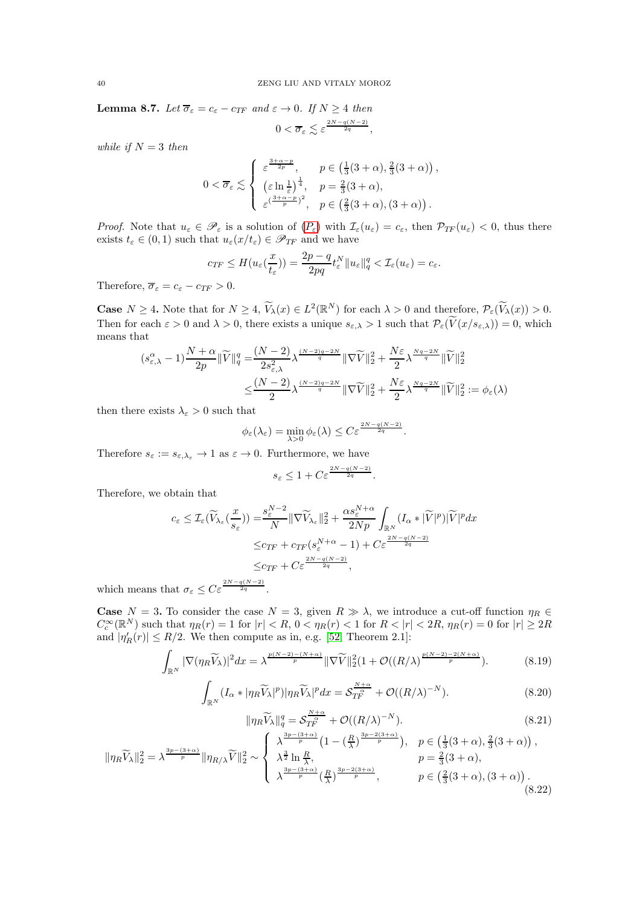**Lemma 8.7.** *Let $\overline{\sigma}_\varepsilon = c_\varepsilon - c_{TF}$ and $\varepsilon \to 0$. If $N \geq 4$ then*

$$0 < \overline{\sigma}_\varepsilon \lesssim \varepsilon^{\frac{2N-q(N-2)}{2q}},$$

*while if $N = 3$ then*

$$0 < \overline{\sigma}_\varepsilon \lesssim \begin{cases} \varepsilon^{\frac{3+\alpha-p}{2p}}, & p \in \left(\frac{1}{3}(3+\alpha), \frac{2}{3}(3+\alpha)\right), \\ \left(\varepsilon \ln \frac{1}{\varepsilon}\right)^{\frac{1}{4}}, & p = \frac{2}{3}(3+\alpha), \\ \varepsilon^{(\frac{3+\alpha-p}{p})^2}, & p \in \left(\frac{2}{3}(3+\alpha), (3+\alpha)\right). \end{cases}$$

*Proof.* Note that $u_\varepsilon \in \mathscr{P}_\varepsilon$ is a solution of ($P_\varepsilon$) with $\mathcal{I}_\varepsilon(u_\varepsilon) = c_\varepsilon$, then $\mathcal{P}_{TF}(u_\varepsilon) < 0$, thus there exists $t_\varepsilon \in (0,1)$ such that $u_\varepsilon(x/t_\varepsilon) \in \mathscr{P}_{TF}$ and we have

$$c_{TF} \leq H(u_\varepsilon(\frac{x}{t_\varepsilon})) = \frac{2p-q}{2pq} t_\varepsilon^N \|u_\varepsilon\|_q^q < \mathcal{I}_\varepsilon(u_\varepsilon) = c_\varepsilon.$$

Therefore, $\overline{\sigma}_\varepsilon = c_\varepsilon - c_{TF} > 0$.

**Case** $N \geq 4$**.** Note that for $N \geq 4$, $\widetilde{V}_\lambda(x) \in L^2(\mathbb{R}^N)$ for each $\lambda > 0$ and therefore, $\mathcal{P}_\varepsilon(\widetilde{V}_\lambda(x)) > 0$. Then for each $\varepsilon > 0$ and $\lambda > 0$, there exists a unique $s_{\varepsilon,\lambda} > 1$ such that $\mathcal{P}_\varepsilon(\widetilde{V}(x/s_{\varepsilon,\lambda})) = 0$, which means that

$$\begin{aligned}(s_{\varepsilon,\lambda}^\alpha - 1)\frac{N+\alpha}{2p}\|\widetilde{V}\|_q^q =& \frac{(N-2)}{2s_{\varepsilon,\lambda}^2}\lambda^{\frac{(N-2)q-2N}{q}}\|\nabla\widetilde{V}\|_2^2 + \frac{N\varepsilon}{2}\lambda^{\frac{Nq-2N}{q}}\|\widetilde{V}\|_2^2 \\ \leq& \frac{(N-2)}{2}\lambda^{\frac{(N-2)q-2N}{q}}\|\nabla\widetilde{V}\|_2^2 + \frac{N\varepsilon}{2}\lambda^{\frac{Nq-2N}{q}}\|\widetilde{V}\|_2^2 := \phi_\varepsilon(\lambda)\end{aligned}$$

then there exists $\lambda_\varepsilon > 0$ such that

$$\phi_\varepsilon(\lambda_\varepsilon) = \min_{\lambda > 0}\phi_\varepsilon(\lambda) \leq C\varepsilon^{\frac{2N-q(N-2)}{2q}}.$$

Therefore $s_\varepsilon := s_{\varepsilon,\lambda_\varepsilon} \to 1$ as $\varepsilon \to 0$. Furthermore, we have

$$s_\varepsilon \leq 1 + C\varepsilon^{\frac{2N-q(N-2)}{2q}}.$$

Therefore, we obtain that

$$\begin{aligned}c_\varepsilon \leq \mathcal{I}_\varepsilon(\widetilde{V}_{\lambda_\varepsilon}(\frac{x}{s_\varepsilon})) =& \frac{s_\varepsilon^{N-2}}{N}\|\nabla\widetilde{V}_{\lambda_\varepsilon}\|_2^2 + \frac{\alpha s_\varepsilon^{N+\alpha}}{2Np}\int_{\mathbb{R}^N}(I_\alpha * |\widetilde{V}|^p)|\widetilde{V}|^p dx \\ \leq& c_{TF} + c_{TF}(s_\varepsilon^{N+\alpha} - 1) + C\varepsilon^{\frac{2N-q(N-2)}{2q}} \\ \leq& c_{TF} + C\varepsilon^{\frac{2N-q(N-2)}{2q}},\end{aligned}$$

which means that $\sigma_\varepsilon \leq C\varepsilon^{\frac{2N-q(N-2)}{2q}}$.

**Case** $N = 3$**.** To consider the case $N = 3$, given $R \gg \lambda$, we introduce a cut-off function $\eta_R \in C_c^\infty(\mathbb{R}^N)$ such that $\eta_R(r) = 1$ for $|r| < R$, $0 < \eta_R(r) < 1$ for $R < |r| < 2R$, $\eta_R(r) = 0$ for $|r| \geq 2R$ and $|\eta_R'(r)| \leq R/2$. We then compute as in, e.g. [52, Theorem 2.1]:

$$\int_{\mathbb{R}^N}|\nabla(\eta_R\widetilde{V}_\lambda)|^2 dx = \lambda^{\frac{p(N-2)-(N+\alpha)}{p}}\|\nabla\widetilde{V}\|_2^2(1 + \mathcal{O}((R/\lambda)^{\frac{p(N-2)-2(N+\alpha)}{p}})). \tag{8.19}$$

$$\int_{\mathbb{R}^N}(I_\alpha * |\eta_R\widetilde{V}_\lambda|^p)|\eta_R\widetilde{V}_\lambda|^p dx = \mathcal{S}_{TF}^{\frac{N+\alpha}{\alpha}} + \mathcal{O}((R/\lambda)^{-N}). \tag{8.20}$$

$$\|\eta_R\widetilde{V}_\lambda\|_q^q = \mathcal{S}_{TF}^{\frac{N+\alpha}{\alpha}} + \mathcal{O}((R/\lambda)^{-N}). \tag{8.21}$$

$$\|\eta_R\widetilde{V}_\lambda\|_2^2 = \lambda^{\frac{3p-(3+\alpha)}{p}}\|\eta_{R/\lambda}\widetilde{V}\|_2^2 \sim \begin{cases} \lambda^{\frac{3p-(3+\alpha)}{p}}\left(1 - (\frac{R}{\lambda})^{\frac{3p-2(3+\alpha)}{p}}\right), & p \in \left(\frac{1}{3}(3+\alpha), \frac{2}{3}(3+\alpha)\right), \\ \lambda^{\frac{3}{2}}\ln\frac{R}{\lambda}, & p = \frac{2}{3}(3+\alpha), \\ \lambda^{\frac{3p-(3+\alpha)}{p}}(\frac{R}{\lambda})^{\frac{3p-2(3+\alpha)}{p}}, & p \in \left(\frac{2}{3}(3+\alpha), (3+\alpha)\right). \end{cases} \tag{8.22}$$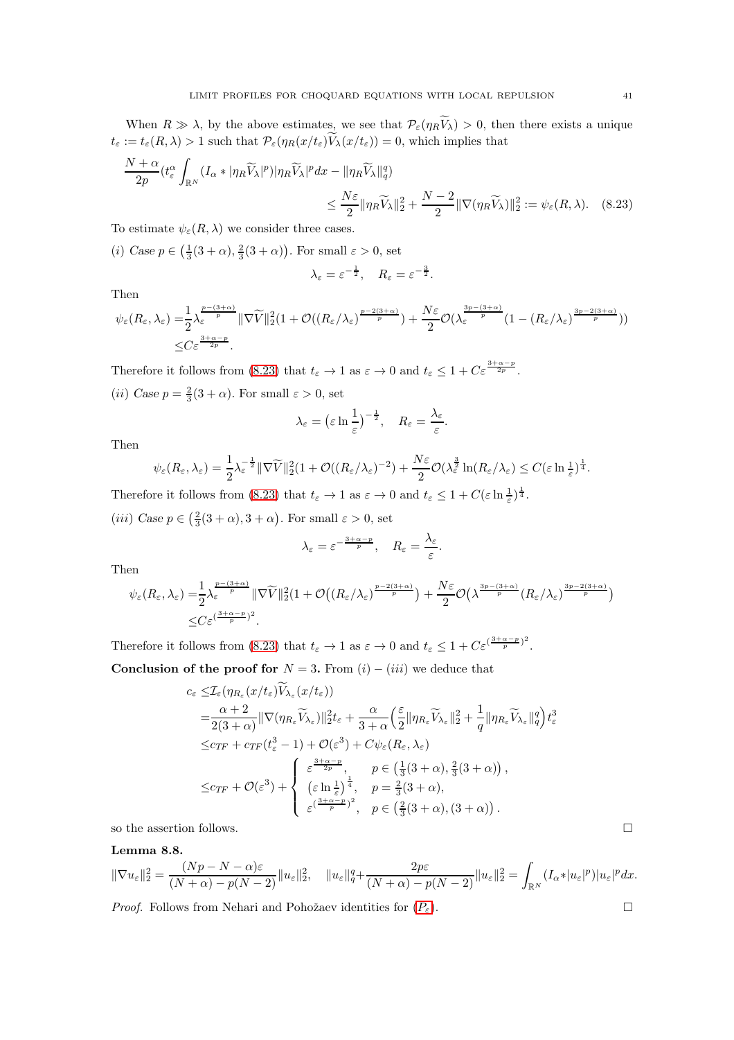When $R \gg \lambda$, by the above estimates, we see that $\mathcal{P}_\varepsilon(\eta_R \widetilde{V}_\lambda) > 0$, then there exists a unique $t_\varepsilon := t_\varepsilon(R, \lambda) > 1$ such that $\mathcal{P}_\varepsilon(\eta_R(x/t_\varepsilon)\widetilde{V}_\lambda(x/t_\varepsilon)) = 0$, which implies that

$$\frac{N+\alpha}{2p}\Big(t_\varepsilon^\alpha \int_{\mathbb{R}^N} (I_\alpha * |\eta_R \widetilde{V}_\lambda|^p)|\eta_R \widetilde{V}_\lambda|^p dx - \|\eta_R \widetilde{V}_\lambda\|_q^q\Big) \leq \frac{N\varepsilon}{2}\|\eta_R \widetilde{V}_\lambda\|_2^2 + \frac{N-2}{2}\|\nabla(\eta_R \widetilde{V}_\lambda)\|_2^2 := \psi_\varepsilon(R, \lambda). \quad (8.23)$$

To estimate $\psi_\varepsilon(R, \lambda)$ we consider three cases.

(*i*) *Case* $p \in \big(\frac{1}{3}(3+\alpha), \frac{2}{3}(3+\alpha)\big)$. For small $\varepsilon > 0$, set

$$\lambda_\varepsilon = \varepsilon^{-\frac{1}{2}}, \quad R_\varepsilon = \varepsilon^{-\frac{3}{2}}.$$

Then

$$\begin{aligned}\psi_\varepsilon(R_\varepsilon, \lambda_\varepsilon) =& \frac{1}{2}\lambda_\varepsilon^{\frac{p-(3+\alpha)}{p}}\|\nabla \widetilde{V}\|_2^2\big(1 + \mathcal{O}((R_\varepsilon/\lambda_\varepsilon)^{\frac{p-2(3+\alpha)}{p}})\big) + \frac{N\varepsilon}{2}\mathcal{O}\big(\lambda_\varepsilon^{\frac{3p-(3+\alpha)}{p}}(1 - (R_\varepsilon/\lambda_\varepsilon)^{\frac{3p-2(3+\alpha)}{p}})\big) \\ \leq& C\varepsilon^{\frac{3+\alpha-p}{2p}}.\end{aligned}$$

Therefore it follows from (8.23) that $t_\varepsilon \to 1$ as $\varepsilon \to 0$ and $t_\varepsilon \leq 1 + C\varepsilon^{\frac{3+\alpha-p}{2p}}$.

(*ii*) *Case* $p = \frac{2}{3}(3+\alpha)$. For small $\varepsilon > 0$, set

$$\lambda_\varepsilon = \big(\varepsilon \ln \frac{1}{\varepsilon}\big)^{-\frac{1}{2}}, \quad R_\varepsilon = \frac{\lambda_\varepsilon}{\varepsilon}.$$

Then

$$\psi_\varepsilon(R_\varepsilon, \lambda_\varepsilon) = \frac{1}{2}\lambda_\varepsilon^{-\frac{1}{2}}\|\nabla \widetilde{V}\|_2^2\big(1 + \mathcal{O}((R_\varepsilon/\lambda_\varepsilon)^{-2})\big) + \frac{N\varepsilon}{2}\mathcal{O}\big(\lambda_\varepsilon^{\frac{3}{2}}\ln(R_\varepsilon/\lambda_\varepsilon)\big) \leq C(\varepsilon \ln \tfrac{1}{\varepsilon})^{\frac{1}{4}}.$$

Therefore it follows from (8.23) that $t_\varepsilon \to 1$ as $\varepsilon \to 0$ and $t_\varepsilon \leq 1 + C(\varepsilon \ln \frac{1}{\varepsilon})^{\frac{1}{4}}$.

(*iii*) *Case* $p \in \big(\frac{2}{3}(3+\alpha), 3+\alpha\big)$. For small $\varepsilon > 0$, set

$$\lambda_\varepsilon = \varepsilon^{-\frac{3+\alpha-p}{p}}, \quad R_\varepsilon = \frac{\lambda_\varepsilon}{\varepsilon}.$$

Then

$$\begin{aligned}\psi_\varepsilon(R_\varepsilon, \lambda_\varepsilon) =& \frac{1}{2}\lambda_\varepsilon^{\frac{p-(3+\alpha)}{p}}\|\nabla \widetilde{V}\|_2^2\big(1 + \mathcal{O}\big((R_\varepsilon/\lambda_\varepsilon)^{\frac{p-2(3+\alpha)}{p}}\big) + \frac{N\varepsilon}{2}\mathcal{O}\big(\lambda^{\frac{3p-(3+\alpha)}{p}}(R_\varepsilon/\lambda_\varepsilon)^{\frac{3p-2(3+\alpha)}{p}}\big) \\ \leq& C\varepsilon^{(\frac{3+\alpha-p}{p})^2}.\end{aligned}$$

Therefore it follows from (8.23) that $t_\varepsilon \to 1$ as $\varepsilon \to 0$ and $t_\varepsilon \leq 1 + C\varepsilon^{(\frac{3+\alpha-p}{p})^2}$.

**Conclusion of the proof for** $N = 3$**.** From $(i)-(iii)$ we deduce that

$$\begin{aligned}c_\varepsilon \leq& \mathcal{I}_\varepsilon(\eta_{R_\varepsilon}(x/t_\varepsilon)\widetilde{V}_{\lambda_\varepsilon}(x/t_\varepsilon)) \\ =& \frac{\alpha+2}{2(3+\alpha)}\|\nabla(\eta_{R_\varepsilon}\widetilde{V}_{\lambda_\varepsilon})\|_2^2 t_\varepsilon + \frac{\alpha}{3+\alpha}\Big(\frac{\varepsilon}{2}\|\eta_{R_\varepsilon}\widetilde{V}_{\lambda_\varepsilon}\|_2^2 + \frac{1}{q}\|\eta_{R_\varepsilon}\widetilde{V}_{\lambda_\varepsilon}\|_q^q\Big)t_\varepsilon^3 \\ \leq& c_{TF} + c_{TF}(t_\varepsilon^3 - 1) + \mathcal{O}(\varepsilon^3) + C\psi_\varepsilon(R_\varepsilon, \lambda_\varepsilon) \\ \leq& c_{TF} + \mathcal{O}(\varepsilon^3) + \begin{cases} \varepsilon^{\frac{3+\alpha-p}{2p}}, & p \in \big(\frac{1}{3}(3+\alpha), \frac{2}{3}(3+\alpha)\big), \\ \big(\varepsilon \ln \frac{1}{\varepsilon}\big)^{\frac{1}{4}}, & p = \frac{2}{3}(3+\alpha), \\ \varepsilon^{(\frac{3+\alpha-p}{p})^2}, & p \in \big(\frac{2}{3}(3+\alpha), (3+\alpha)\big). \end{cases}\end{aligned}$$

so the assertion follows. $\square$

**Lemma 8.8.**

$$\|\nabla u_\varepsilon\|_2^2 = \frac{(Np - N - \alpha)\varepsilon}{(N+\alpha) - p(N-2)}\|u_\varepsilon\|_2^2, \quad \|u_\varepsilon\|_q^q + \frac{2p\varepsilon}{(N+\alpha) - p(N-2)}\|u_\varepsilon\|_2^2 = \int_{\mathbb{R}^N}(I_\alpha * |u_\varepsilon|^p)|u_\varepsilon|^p dx.$$

*Proof.* Follows from Nehari and Pohožaev identities for $(P_\varepsilon)$. $\square$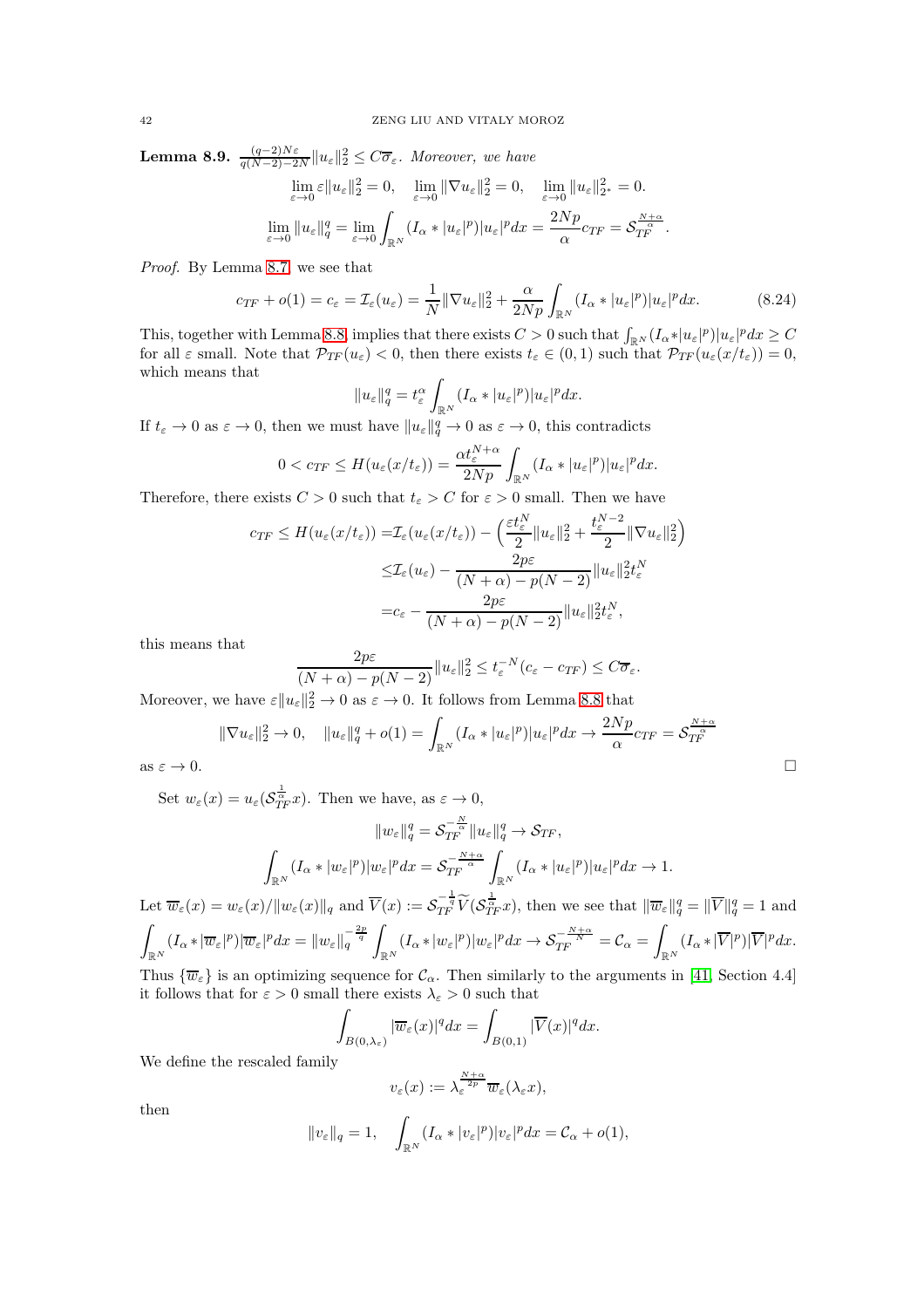**Lemma 8.9.** $\frac{(q-2)N\varepsilon}{q(N-2)-2N}\|u_\varepsilon\|_2^2 \leq C\overline{\sigma}_\varepsilon$. *Moreover, we have*

$$\lim_{\varepsilon\to 0}\varepsilon\|u_\varepsilon\|_2^2 = 0, \quad \lim_{\varepsilon\to 0}\|\nabla u_\varepsilon\|_2^2 = 0, \quad \lim_{\varepsilon\to 0}\|u_\varepsilon\|_{2^*}^2 = 0.$$

$$\lim_{\varepsilon\to 0}\|u_\varepsilon\|_q^q = \lim_{\varepsilon\to 0}\int_{\mathbb{R}^N}(I_\alpha * |u_\varepsilon|^p)|u_\varepsilon|^p dx = \frac{2Np}{\alpha}c_{TF} = \mathcal{S}_{TF}^{\frac{N+\alpha}{\alpha}}.$$

*Proof.* By Lemma 8.7, we see that

$$c_{TF} + o(1) = c_\varepsilon = \mathcal{I}_\varepsilon(u_\varepsilon) = \frac{1}{N}\|\nabla u_\varepsilon\|_2^2 + \frac{\alpha}{2Np}\int_{\mathbb{R}^N}(I_\alpha * |u_\varepsilon|^p)|u_\varepsilon|^p dx. \tag{8.24}$$

This, together with Lemma 8.8, implies that there exists $C > 0$ such that $\int_{\mathbb{R}^N}(I_\alpha*|u_\varepsilon|^p)|u_\varepsilon|^p dx \geq C$ for all $\varepsilon$ small. Note that $\mathcal{P}_{TF}(u_\varepsilon) < 0$, then there exists $t_\varepsilon \in (0,1)$ such that $\mathcal{P}_{TF}(u_\varepsilon(x/t_\varepsilon)) = 0$, which means that

$$\|u_\varepsilon\|_q^q = t_\varepsilon^\alpha \int_{\mathbb{R}^N}(I_\alpha * |u_\varepsilon|^p)|u_\varepsilon|^p dx.$$

If $t_\varepsilon \to 0$ as $\varepsilon \to 0$, then we must have $\|u_\varepsilon\|_q^q \to 0$ as $\varepsilon \to 0$, this contradicts

$$0 < c_{TF} \leq H(u_\varepsilon(x/t_\varepsilon)) = \frac{\alpha t_\varepsilon^{N+\alpha}}{2Np}\int_{\mathbb{R}^N}(I_\alpha * |u_\varepsilon|^p)|u_\varepsilon|^p dx.$$

Therefore, there exists $C > 0$ such that $t_\varepsilon > C$ for $\varepsilon > 0$ small. Then we have

$$\begin{aligned}
c_{TF} \leq H(u_\varepsilon(x/t_\varepsilon)) =& \mathcal{I}_\varepsilon(u_\varepsilon(x/t_\varepsilon)) - \Big(\frac{\varepsilon t_\varepsilon^N}{2}\|u_\varepsilon\|_2^2 + \frac{t_\varepsilon^{N-2}}{2}\|\nabla u_\varepsilon\|_2^2\Big) \\
\leq& \mathcal{I}_\varepsilon(u_\varepsilon) - \frac{2p\varepsilon}{(N+\alpha)-p(N-2)}\|u_\varepsilon\|_2^2 t_\varepsilon^N \\
=& c_\varepsilon - \frac{2p\varepsilon}{(N+\alpha)-p(N-2)}\|u_\varepsilon\|_2^2 t_\varepsilon^N,
\end{aligned}$$

this means that

$$\frac{2p\varepsilon}{(N+\alpha)-p(N-2)}\|u_\varepsilon\|_2^2 \leq t_\varepsilon^{-N}(c_\varepsilon - c_{TF}) \leq C\overline{\sigma}_\varepsilon.$$

Moreover, we have $\varepsilon\|u_\varepsilon\|_2^2 \to 0$ as $\varepsilon \to 0$. It follows from Lemma 8.8 that

$$\|\nabla u_\varepsilon\|_2^2 \to 0, \quad \|u_\varepsilon\|_q^q + o(1) = \int_{\mathbb{R}^N}(I_\alpha * |u_\varepsilon|^p)|u_\varepsilon|^p dx \to \frac{2Np}{\alpha}c_{TF} = \mathcal{S}_{TF}^{\frac{N+\alpha}{\alpha}}$$

as $\varepsilon \to 0$. $\square$

Set $w_\varepsilon(x) = u_\varepsilon(\mathcal{S}_{TF}^{\frac{1}{\alpha}}x)$. Then we have, as $\varepsilon \to 0$,

$$\|w_\varepsilon\|_q^q = \mathcal{S}_{TF}^{-\frac{N}{\alpha}}\|u_\varepsilon\|_q^q \to \mathcal{S}_{TF},$$

$$\int_{\mathbb{R}^N}(I_\alpha * |w_\varepsilon|^p)|w_\varepsilon|^p dx = \mathcal{S}_{TF}^{-\frac{N+\alpha}{\alpha}}\int_{\mathbb{R}^N}(I_\alpha * |u_\varepsilon|^p)|u_\varepsilon|^p dx \to 1.$$

Let $\overline{w}_\varepsilon(x) = w_\varepsilon(x)/\|w_\varepsilon(x)\|_q$ and $\overline{V}(x) := \mathcal{S}_{TF}^{-\frac{1}{q}}\widetilde{V}(\mathcal{S}_{TF}^{\frac{1}{\alpha}}x)$, then we see that $\|\overline{w}_\varepsilon\|_q^q = \|\overline{V}\|_q^q = 1$ and

$$\int_{\mathbb{R}^N}(I_\alpha*|\overline{w}_\varepsilon|^p)|\overline{w}_\varepsilon|^p dx = \|w_\varepsilon\|_q^{-\frac{2p}{q}}\int_{\mathbb{R}^N}(I_\alpha*|w_\varepsilon|^p)|w_\varepsilon|^p dx \to \mathcal{S}_{TF}^{-\frac{N+\alpha}{N}} = \mathcal{C}_\alpha = \int_{\mathbb{R}^N}(I_\alpha*|\overline{V}|^p)|\overline{V}|^p dx.$$

Thus $\{\overline{w}_\varepsilon\}$ is an optimizing sequence for $\mathcal{C}_\alpha$. Then similarly to the arguments in [41, Section 4.4] it follows that for $\varepsilon > 0$ small there exists $\lambda_\varepsilon > 0$ such that

$$\int_{B(0,\lambda_\varepsilon)}|\overline{w}_\varepsilon(x)|^q dx = \int_{B(0,1)}|\overline{V}(x)|^q dx.$$

We define the rescaled family

$$v_\varepsilon(x) := \lambda_\varepsilon^{\frac{N+\alpha}{2p}}\overline{w}_\varepsilon(\lambda_\varepsilon x),$$

then

$$\|v_\varepsilon\|_q = 1, \quad \int_{\mathbb{R}^N}(I_\alpha * |v_\varepsilon|^p)|v_\varepsilon|^p dx = \mathcal{C}_\alpha + o(1),$$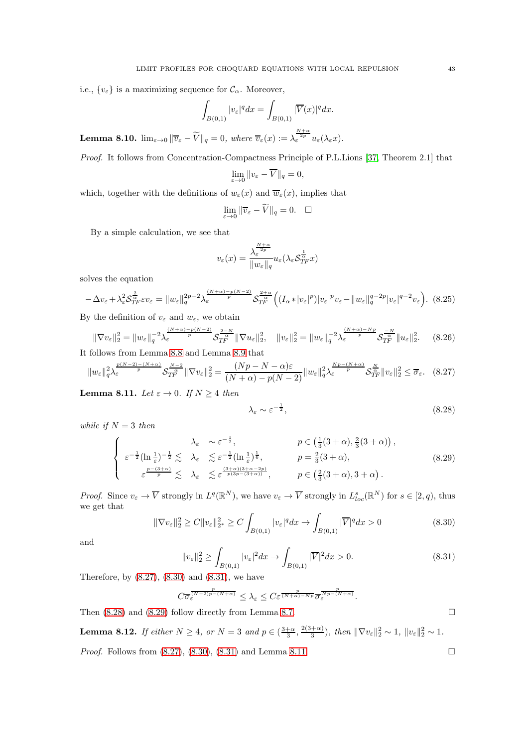i.e., $\{v_\varepsilon\}$ is a maximizing sequence for $\mathcal{C}_\alpha$. Moreover,

$$\int_{B(0,1)} |v_\varepsilon|^q dx = \int_{B(0,1)} |\overline{V}(x)|^q dx.$$

**Lemma 8.10.** $\lim_{\varepsilon\to 0}\|\overline{v}_\varepsilon - \widetilde{V}\|_q = 0$, *where* $\overline{v}_\varepsilon(x) := \lambda_\varepsilon^{\frac{N+\alpha}{2p}} u_\varepsilon(\lambda_\varepsilon x)$.

*Proof.* It follows from Concentration-Compactness Principle of P.L.Lions [37, Theorem 2.1] that

$$\lim_{\varepsilon\to 0}\|v_\varepsilon - \overline{V}\|_q = 0,$$

which, together with the definitions of $w_\varepsilon(x)$ and $\overline{w}_\varepsilon(x)$, implies that

$$\lim_{\varepsilon\to 0}\|\overline{v}_\varepsilon - \widetilde{V}\|_q = 0. \quad \square$$

By a simple calculation, we see that

$$v_\varepsilon(x) = \frac{\lambda_\varepsilon^{\frac{N+\alpha}{2p}}}{\|w_\varepsilon\|_q} u_\varepsilon(\lambda_\varepsilon \mathcal{S}_{TF}^{\frac{1}{\alpha}} x)$$

solves the equation

$$-\Delta v_\varepsilon + \lambda_\varepsilon^2 \mathcal{S}_{TF}^{\frac{2}{\alpha}} \varepsilon v_\varepsilon = \|w_\varepsilon\|_q^{2p-2} \lambda_\varepsilon^{\frac{(N+\alpha)-p(N-2)}{p}} \mathcal{S}_{TF}^{\frac{2+\alpha}{\alpha}} \Big( (I_\alpha * |v_\varepsilon|^p)|v_\varepsilon|^p v_\varepsilon - \|w_\varepsilon\|_q^{q-2p} |v_\varepsilon|^{q-2} v_\varepsilon \Big). \quad (8.25)$$

By the definition of $v_\varepsilon$ and $w_\varepsilon$, we obtain

$$\|\nabla v_\varepsilon\|_2^2 = \|w_\varepsilon\|_q^{-2} \lambda_\varepsilon^{\frac{(N+\alpha)-p(N-2)}{p}} \mathcal{S}_{TF}^{\frac{2-N}{\alpha}} \|\nabla u_\varepsilon\|_2^2, \quad \|v_\varepsilon\|_2^2 = \|w_\varepsilon\|_q^{-2} \lambda_\varepsilon^{\frac{(N+\alpha)-Np}{p}} \mathcal{S}_{TF}^{\frac{-N}{\alpha}} \|u_\varepsilon\|_2^2. \quad (8.26)$$

It follows from Lemma 8.8 and Lemma 8.9 that

$$\|w_\varepsilon\|_q^2 \lambda_\varepsilon^{\frac{p(N-2)-(N+\alpha)}{p}} \mathcal{S}_{TF}^{\frac{N-2}{\alpha}} \|\nabla v_\varepsilon\|_2^2 = \frac{(Np-N-\alpha)\varepsilon}{(N+\alpha)-p(N-2)} \|w_\varepsilon\|_q^2 \lambda_\varepsilon^{\frac{Np-(N+\alpha)}{p}} \mathcal{S}_{TF}^{\frac{N}{\alpha}} \|v_\varepsilon\|_2^2 \le \overline{\sigma}_\varepsilon. \quad (8.27)$$

**Lemma 8.11.** *Let* $\varepsilon \to 0$. *If* $N \ge 4$ *then*

$$\lambda_\varepsilon \sim \varepsilon^{-\frac{1}{2}}, \quad (8.28)$$

*while if* $N = 3$ *then*

$$\begin{cases} \lambda_\varepsilon \sim \varepsilon^{-\frac{1}{2}}, & p \in \left(\frac{1}{3}(3+\alpha), \frac{2}{3}(3+\alpha)\right), \\ \varepsilon^{-\frac{1}{2}}(\ln\frac{1}{\varepsilon})^{-\frac{1}{2}} \lesssim \lambda_\varepsilon \lesssim \varepsilon^{-\frac{1}{2}}(\ln\frac{1}{\varepsilon})^{\frac{1}{6}}, & p = \frac{2}{3}(3+\alpha), \\ \varepsilon^{\frac{p-(3+\alpha)}{p}} \lesssim \lambda_\varepsilon \lesssim \varepsilon^{\frac{(3+\alpha)(3+\alpha-2p)}{p(3p-(3+\alpha))}}, & p \in \left(\frac{2}{3}(3+\alpha), 3+\alpha\right). \end{cases} \quad (8.29)$$

*Proof.* Since $v_\varepsilon \to \overline{V}$ strongly in $L^q(\mathbb{R}^N)$, we have $v_\varepsilon \to \overline{V}$ strongly in $L^s_{loc}(\mathbb{R}^N)$ for $s \in [2, q)$, thus we get that

$$\|\nabla v_\varepsilon\|_2^2 \ge C\|v_\varepsilon\|_{2^*}^2 \ge C\int_{B(0,1)} |v_\varepsilon|^q dx \to \int_{B(0,1)} |\overline{V}|^q dx > 0 \quad (8.30)$$

and

$$\|v_\varepsilon\|_2^2 \ge \int_{B(0,1)} |v_\varepsilon|^2 dx \to \int_{B(0,1)} |\overline{V}|^2 dx > 0. \quad (8.31)$$

Therefore, by (8.27), (8.30) and (8.31), we have

$$C\overline{\sigma}_\varepsilon^{\frac{p}{(N-2)p-(N+\alpha)}} \le \lambda_\varepsilon \le C\varepsilon^{\frac{p}{(N+\alpha)-Np}} \overline{\sigma}_\varepsilon^{\frac{p}{Np-(N+\alpha)}}.$$

Then (8.28) and (8.29) follow directly from Lemma 8.7. $\square$

**Lemma 8.12.** *If either* $N \ge 4$, *or* $N = 3$ *and* $p \in (\frac{3+\alpha}{3}, \frac{2(3+\alpha)}{3})$, *then* $\|\nabla v_\varepsilon\|_2^2 \sim 1$, $\|v_\varepsilon\|_2^2 \sim 1$.

*Proof.* Follows from (8.27), (8.30), (8.31) and Lemma 8.11. $\square$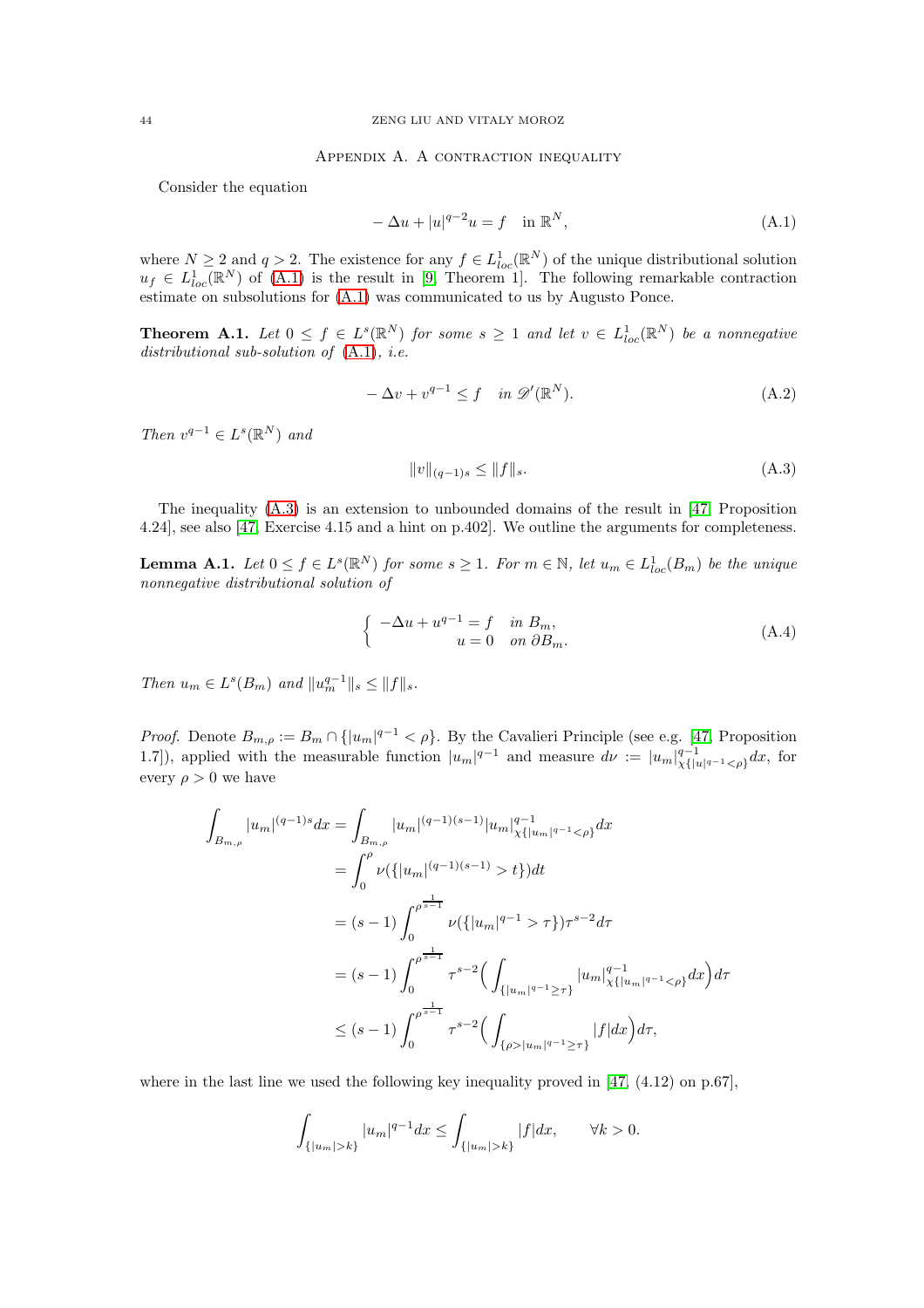## Appendix A. A contraction inequality

Consider the equation

$$-\Delta u + |u|^{q-2}u = f \quad \text{in } \mathbb{R}^N, \tag{A.1}$$

where $N \geq 2$ and $q > 2$. The existence for any $f \in L^1_{loc}(\mathbb{R}^N)$ of the unique distributional solution $u_f \in L^1_{loc}(\mathbb{R}^N)$ of (A.1) is the result in [9, Theorem 1]. The following remarkable contraction estimate on subsolutions for (A.1) was communicated to us by Augusto Ponce.

**Theorem A.1.** *Let $0 \leq f \in L^s(\mathbb{R}^N)$ for some $s \geq 1$ and let $v \in L^1_{loc}(\mathbb{R}^N)$ be a nonnegative distributional sub-solution of (A.1), i.e.*

$$-\Delta v + v^{q-1} \leq f \quad \text{in } \mathscr{D}'(\mathbb{R}^N). \tag{A.2}$$

*Then $v^{q-1} \in L^s(\mathbb{R}^N)$ and*

$$\|v\|_{(q-1)s} \leq \|f\|_s. \tag{A.3}$$

The inequality (A.3) is an extension to unbounded domains of the result in [47, Proposition 4.24], see also [47, Exercise 4.15 and a hint on p.402]. We outline the arguments for completeness.

**Lemma A.1.** *Let $0 \leq f \in L^s(\mathbb{R}^N)$ for some $s \geq 1$. For $m \in \mathbb{N}$, let $u_m \in L^1_{loc}(B_m)$ be the unique nonnegative distributional solution of*

$$\begin{cases} -\Delta u + u^{q-1} = f & \text{in } B_m, \\ \qquad\qquad\quad u = 0 & \text{on } \partial B_m. \end{cases} \tag{A.4}$$

*Then $u_m \in L^s(B_m)$ and $\|u_m^{q-1}\|_s \leq \|f\|_s$.*

*Proof.* Denote $B_{m,\rho} := B_m \cap \{|u_m|^{q-1} < \rho\}$. By the Cavalieri Principle (see e.g. [47, Proposition 1.7]), applied with the measurable function $|u_m|^{q-1}$ and measure $d\nu := |u_m|^{q-1}_{\chi\{|u|^{q-1}<\rho\}}dx$, for every $\rho > 0$ we have

$$\begin{aligned}
\int_{B_{m,\rho}} |u_m|^{(q-1)s}dx &= \int_{B_{m,\rho}} |u_m|^{(q-1)(s-1)}|u_m|^{q-1}_{\chi\{|u_m|^{q-1}<\rho\}}dx \\
&= \int_0^\rho \nu(\{|u_m|^{(q-1)(s-1)} > t\})dt \\
&= (s-1)\int_0^{\rho^{\frac{1}{s-1}}} \nu(\{|u_m|^{q-1} > \tau\})\tau^{s-2}d\tau \\
&= (s-1)\int_0^{\rho^{\frac{1}{s-1}}} \tau^{s-2}\Big(\int_{\{|u_m|^{q-1}\geq\tau\}} |u_m|^{q-1}_{\chi\{|u_m|^{q-1}<\rho\}}dx\Big)d\tau \\
&\leq (s-1)\int_0^{\rho^{\frac{1}{s-1}}} \tau^{s-2}\Big(\int_{\{\rho>|u_m|^{q-1}\geq\tau\}} |f|dx\Big)d\tau,
\end{aligned}$$

where in the last line we used the following key inequality proved in [47, (4.12) on p.67],

$$\int_{\{|u_m|>k\}} |u_m|^{q-1}dx \leq \int_{\{|u_m|>k\}} |f|dx, \qquad \forall k > 0.$$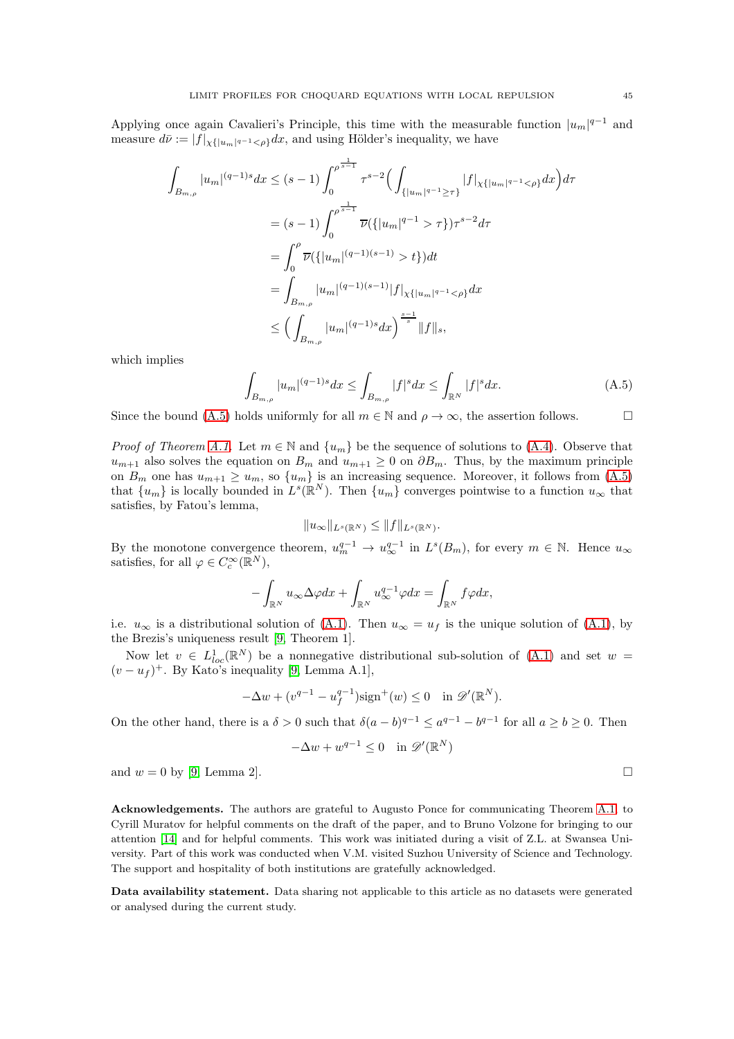Applying once again Cavalieri's Principle, this time with the measurable function $|u_m|^{q-1}$ and measure $d\overline{\nu} := |f|_{\chi\{|u_m|^{q-1}<\rho\}}dx$, and using Hölder's inequality, we have

$$
\begin{aligned}
\int_{B_{m,\rho}} |u_m|^{(q-1)s}dx &\leq (s-1)\int_0^{\rho^{\frac{1}{s-1}}} \tau^{s-2}\Big(\int_{\{|u_m|^{q-1}\geq\tau\}} |f|_{\chi\{|u_m|^{q-1}<\rho\}}dx\Big)d\tau \\
&= (s-1)\int_0^{\rho^{\frac{1}{s-1}}} \overline{\nu}(\{|u_m|^{q-1}>\tau\})\tau^{s-2}d\tau \\
&= \int_0^{\rho} \overline{\nu}(\{|u_m|^{(q-1)(s-1)}>t\})dt \\
&= \int_{B_{m,\rho}} |u_m|^{(q-1)(s-1)}|f|_{\chi\{|u_m|^{q-1}<\rho\}}dx \\
&\leq \Big(\int_{B_{m,\rho}} |u_m|^{(q-1)s}dx\Big)^{\frac{s-1}{s}}\|f\|_s,
\end{aligned}
$$

which implies

$$
\int_{B_{m,\rho}} |u_m|^{(q-1)s}dx \leq \int_{B_{m,\rho}} |f|^s dx \leq \int_{\mathbb{R}^N} |f|^s dx. \tag{A.5}
$$

Since the bound (A.5) holds uniformly for all $m \in \mathbb{N}$ and $\rho \to \infty$, the assertion follows. □

*Proof of Theorem A.1.* Let $m \in \mathbb{N}$ and $\{u_m\}$ be the sequence of solutions to (A.4). Observe that $u_{m+1}$ also solves the equation on $B_m$ and $u_{m+1} \geq 0$ on $\partial B_m$. Thus, by the maximum principle on $B_m$ one has $u_{m+1} \geq u_m$, so $\{u_m\}$ is an increasing sequence. Moreover, it follows from (A.5) that $\{u_m\}$ is locally bounded in $L^s(\mathbb{R}^N)$. Then $\{u_m\}$ converges pointwise to a function $u_\infty$ that satisfies, by Fatou's lemma,

$$
\|u_\infty\|_{L^s(\mathbb{R}^N)} \leq \|f\|_{L^s(\mathbb{R}^N)}.
$$

By the monotone convergence theorem, $u_m^{q-1} \to u_\infty^{q-1}$ in $L^s(B_m)$, for every $m \in \mathbb{N}$. Hence $u_\infty$ satisfies, for all $\varphi \in C_c^\infty(\mathbb{R}^N)$,

$$
-\int_{\mathbb{R}^N} u_\infty \Delta\varphi dx + \int_{\mathbb{R}^N} u_\infty^{q-1}\varphi dx = \int_{\mathbb{R}^N} f\varphi dx,
$$

i.e. $u_\infty$ is a distributional solution of (A.1). Then $u_\infty = u_f$ is the unique solution of (A.1), by the Brezis's uniqueness result [9, Theorem 1].

Now let $v \in L^1_{loc}(\mathbb{R}^N)$ be a nonnegative distributional sub-solution of (A.1) and set $w = (v - u_f)^+$. By Kato's inequality [9, Lemma A.1],

$$
-\Delta w + (v^{q-1} - u_f^{q-1})\mathrm{sign}^+(w) \leq 0 \quad \text{in } \mathscr{D}'(\mathbb{R}^N).
$$

On the other hand, there is a $\delta > 0$ such that $\delta(a-b)^{q-1} \leq a^{q-1} - b^{q-1}$ for all $a \geq b \geq 0$. Then

$$
-\Delta w + w^{q-1} \leq 0 \quad \text{in } \mathscr{D}'(\mathbb{R}^N)
$$

and $w = 0$ by [9, Lemma 2]. □

**Acknowledgements.** The authors are grateful to Augusto Ponce for communicating Theorem A.1, to Cyrill Muratov for helpful comments on the draft of the paper, and to Bruno Volzone for bringing to our attention [14] and for helpful comments. This work was initiated during a visit of Z.L. at Swansea University. Part of this work was conducted when V.M. visited Suzhou University of Science and Technology. The support and hospitality of both institutions are gratefully acknowledged.

**Data availability statement.** Data sharing not applicable to this article as no datasets were generated or analysed during the current study.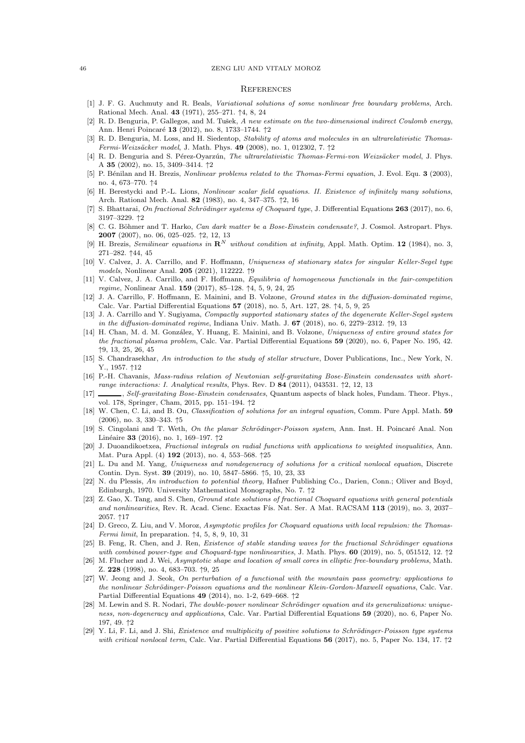## References

[1] J. F. G. Auchmuty and R. Beals, *Variational solutions of some nonlinear free boundary problems*, Arch. Rational Mech. Anal. **43** (1971), 255–271. ↑4, 8, 24

[2] R. D. Benguria, P. Gallegos, and M. Tušek, *A new estimate on the two-dimensional indirect Coulomb energy*, Ann. Henri Poincaré **13** (2012), no. 8, 1733–1744. ↑2

[3] R. D. Benguria, M. Loss, and H. Siedentop, *Stability of atoms and molecules in an ultrarelativistic Thomas-Fermi-Weizsäcker model*, J. Math. Phys. **49** (2008), no. 1, 012302, 7. ↑2

[4] R. D. Benguria and S. Pérez-Oyarzún, *The ultrarelativistic Thomas-Fermi-von Weizsäcker model*, J. Phys. A **35** (2002), no. 15, 3409–3414. ↑2

[5] P. Bénilan and H. Brezis, *Nonlinear problems related to the Thomas-Fermi equation*, J. Evol. Equ. **3** (2003), no. 4, 673–770. ↑4

[6] H. Berestycki and P.-L. Lions, *Nonlinear scalar field equations. II. Existence of infinitely many solutions*, Arch. Rational Mech. Anal. **82** (1983), no. 4, 347–375. ↑2, 16

[7] S. Bhattarai, *On fractional Schrödinger systems of Choquard type*, J. Differential Equations **263** (2017), no. 6, 3197–3229. ↑2

[8] C. G. Böhmer and T. Harko, *Can dark matter be a Bose-Einstein condensate?*, J. Cosmol. Astropart. Phys. **2007** (2007), no. 06, 025–025. ↑2, 12, 13

[9] H. Brezis, *Semilinear equations in* $\mathbf{R}^N$ *without condition at infinity*, Appl. Math. Optim. **12** (1984), no. 3, 271–282. ↑44, 45

[10] V. Calvez, J. A. Carrillo, and F. Hoffmann, *Uniqueness of stationary states for singular Keller-Segel type models*, Nonlinear Anal. **205** (2021), 112222. ↑9

[11] V. Calvez, J. A. Carrillo, and F. Hoffmann, *Equilibria of homogeneous functionals in the fair-competition regime*, Nonlinear Anal. **159** (2017), 85–128. ↑4, 5, 9, 24, 25

[12] J. A. Carrillo, F. Hoffmann, E. Mainini, and B. Volzone, *Ground states in the diffusion-dominated regime*, Calc. Var. Partial Differential Equations **57** (2018), no. 5, Art. 127, 28. ↑4, 5, 9, 25

[13] J. A. Carrillo and Y. Sugiyama, *Compactly supported stationary states of the degenerate Keller-Segel system in the diffusion-dominated regime*, Indiana Univ. Math. J. **67** (2018), no. 6, 2279–2312. ↑9, 13

[14] H. Chan, M. d. M. González, Y. Huang, E. Mainini, and B. Volzone, *Uniqueness of entire ground states for the fractional plasma problem*, Calc. Var. Partial Differential Equations **59** (2020), no. 6, Paper No. 195, 42. ↑9, 13, 25, 26, 45

[15] S. Chandrasekhar, *An introduction to the study of stellar structure*, Dover Publications, Inc., New York, N. Y., 1957. ↑12

[16] P.-H. Chavanis, *Mass-radius relation of Newtonian self-gravitating Bose-Einstein condensates with short-range interactions: I. Analytical results*, Phys. Rev. D **84** (2011), 043531. ↑2, 12, 13

[17] ———, *Self-gravitating Bose-Einstein condensates*, Quantum aspects of black holes, Fundam. Theor. Phys., vol. 178, Springer, Cham, 2015, pp. 151–194. ↑2

[18] W. Chen, C. Li, and B. Ou, *Classification of solutions for an integral equation*, Comm. Pure Appl. Math. **59** (2006), no. 3, 330–343. ↑5

[19] S. Cingolani and T. Weth, *On the planar Schrödinger-Poisson system*, Ann. Inst. H. Poincaré Anal. Non Linéaire **33** (2016), no. 1, 169–197. ↑2

[20] J. Duoandikoetxea, *Fractional integrals on radial functions with applications to weighted inequalities*, Ann. Mat. Pura Appl. (4) **192** (2013), no. 4, 553–568. ↑25

[21] L. Du and M. Yang, *Uniqueness and nondegeneracy of solutions for a critical nonlocal equation*, Discrete Contin. Dyn. Syst. **39** (2019), no. 10, 5847–5866. ↑5, 10, 23, 33

[22] N. du Plessis, *An introduction to potential theory*, Hafner Publishing Co., Darien, Conn.; Oliver and Boyd, Edinburgh, 1970. University Mathematical Monographs, No. 7. ↑2

[23] Z. Gao, X. Tang, and S. Chen, *Ground state solutions of fractional Choquard equations with general potentials and nonlinearities*, Rev. R. Acad. Cienc. Exactas Fís. Nat. Ser. A Mat. RACSAM **113** (2019), no. 3, 2037–2057. ↑17

[24] D. Greco, Z. Liu, and V. Moroz, *Asymptotic profiles for Choquard equations with local repulsion: the Thomas-Fermi limit*, In preparation. ↑4, 5, 8, 9, 10, 31

[25] B. Feng, R. Chen, and J. Ren, *Existence of stable standing waves for the fractional Schrödinger equations with combined power-type and Choquard-type nonlinearities*, J. Math. Phys. **60** (2019), no. 5, 051512, 12. ↑2

[26] M. Flucher and J. Wei, *Asymptotic shape and location of small cores in elliptic free-boundary problems*, Math. Z. **228** (1998), no. 4, 683–703. ↑9, 25

[27] W. Jeong and J. Seok, *On perturbation of a functional with the mountain pass geometry: applications to the nonlinear Schrödinger-Poisson equations and the nonlinear Klein-Gordon-Maxwell equations*, Calc. Var. Partial Differential Equations **49** (2014), no. 1-2, 649–668. ↑2

[28] M. Lewin and S. R. Nodari, *The double-power nonlinear Schrödinger equation and its generalizations: uniqueness, non-degeneracy and applications*, Calc. Var. Partial Differential Equations **59** (2020), no. 6, Paper No. 197, 49. ↑2

[29] Y. Li, F. Li, and J. Shi, *Existence and multiplicity of positive solutions to Schrödinger-Poisson type systems with critical nonlocal term*, Calc. Var. Partial Differential Equations **56** (2017), no. 5, Paper No. 134, 17. ↑2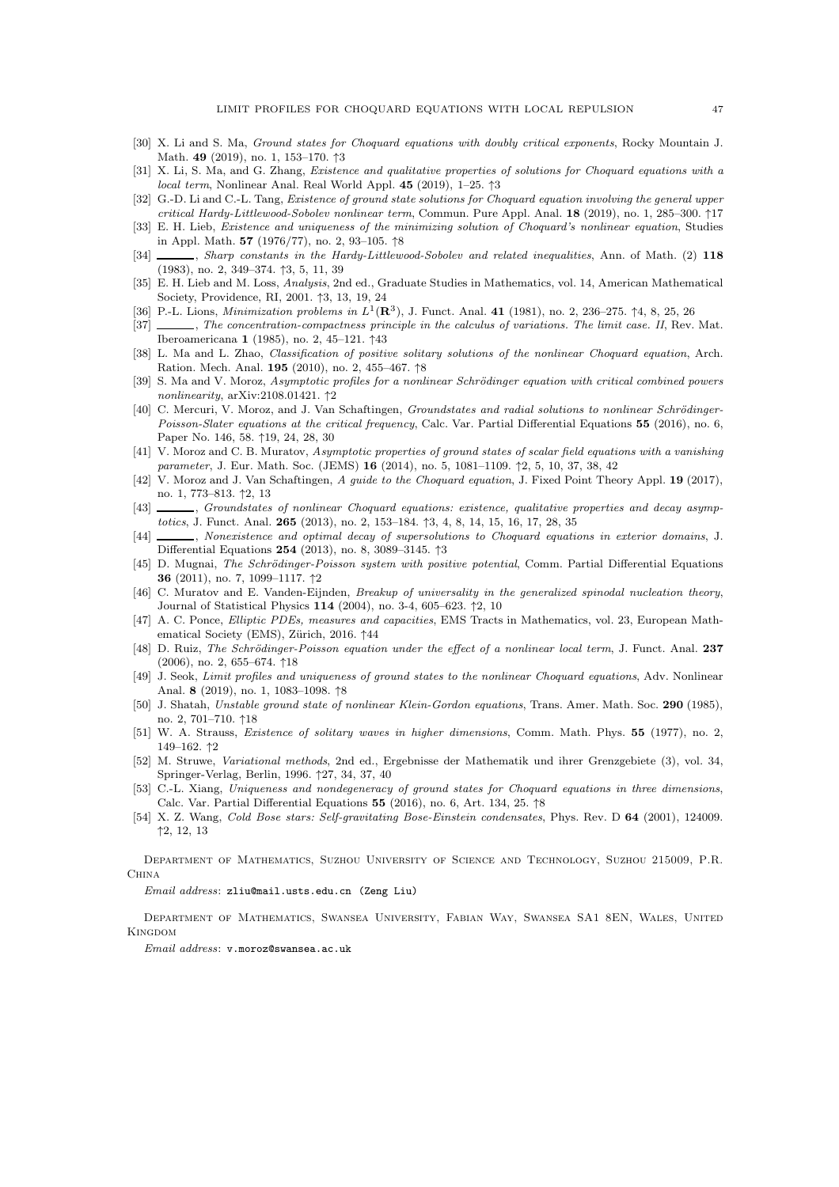[30] X. Li and S. Ma, *Ground states for Choquard equations with doubly critical exponents*, Rocky Mountain J. Math. **49** (2019), no. 1, 153–170. ↑3

[31] X. Li, S. Ma, and G. Zhang, *Existence and qualitative properties of solutions for Choquard equations with a local term*, Nonlinear Anal. Real World Appl. **45** (2019), 1–25. ↑3

[32] G.-D. Li and C.-L. Tang, *Existence of ground state solutions for Choquard equation involving the general upper critical Hardy-Littlewood-Sobolev nonlinear term*, Commun. Pure Appl. Anal. **18** (2019), no. 1, 285–300. ↑17

[33] E. H. Lieb, *Existence and uniqueness of the minimizing solution of Choquard's nonlinear equation*, Studies in Appl. Math. **57** (1976/77), no. 2, 93–105. ↑8

[34] ———, *Sharp constants in the Hardy-Littlewood-Sobolev and related inequalities*, Ann. of Math. (2) **118** (1983), no. 2, 349–374. ↑3, 5, 11, 39

[35] E. H. Lieb and M. Loss, *Analysis*, 2nd ed., Graduate Studies in Mathematics, vol. 14, American Mathematical Society, Providence, RI, 2001. ↑3, 13, 19, 24

[36] P.-L. Lions, *Minimization problems in $L^1(\mathbf{R}^3)$*, J. Funct. Anal. **41** (1981), no. 2, 236–275. ↑4, 8, 25, 26

[37] ———, *The concentration-compactness principle in the calculus of variations. The limit case. II*, Rev. Mat. Iberoamericana **1** (1985), no. 2, 45–121. ↑43

[38] L. Ma and L. Zhao, *Classification of positive solitary solutions of the nonlinear Choquard equation*, Arch. Ration. Mech. Anal. **195** (2010), no. 2, 455–467. ↑8

[39] S. Ma and V. Moroz, *Asymptotic profiles for a nonlinear Schrödinger equation with critical combined powers nonlinearity*, arXiv:2108.01421. ↑2

[40] C. Mercuri, V. Moroz, and J. Van Schaftingen, *Groundstates and radial solutions to nonlinear Schrödinger-Poisson-Slater equations at the critical frequency*, Calc. Var. Partial Differential Equations **55** (2016), no. 6, Paper No. 146, 58. ↑19, 24, 28, 30

[41] V. Moroz and C. B. Muratov, *Asymptotic properties of ground states of scalar field equations with a vanishing parameter*, J. Eur. Math. Soc. (JEMS) **16** (2014), no. 5, 1081–1109. ↑2, 5, 10, 37, 38, 42

[42] V. Moroz and J. Van Schaftingen, *A guide to the Choquard equation*, J. Fixed Point Theory Appl. **19** (2017), no. 1, 773–813. ↑2, 13

[43] ———, *Groundstates of nonlinear Choquard equations: existence, qualitative properties and decay asymptotics*, J. Funct. Anal. **265** (2013), no. 2, 153–184. ↑3, 4, 8, 14, 15, 16, 17, 28, 35

[44] ———, *Nonexistence and optimal decay of supersolutions to Choquard equations in exterior domains*, J. Differential Equations **254** (2013), no. 8, 3089–3145. ↑3

[45] D. Mugnai, *The Schrödinger-Poisson system with positive potential*, Comm. Partial Differential Equations **36** (2011), no. 7, 1099–1117. ↑2

[46] C. Muratov and E. Vanden-Eijnden, *Breakup of universality in the generalized spinodal nucleation theory*, Journal of Statistical Physics **114** (2004), no. 3-4, 605–623. ↑2, 10

[47] A. C. Ponce, *Elliptic PDEs, measures and capacities*, EMS Tracts in Mathematics, vol. 23, European Mathematical Society (EMS), Zürich, 2016. ↑44

[48] D. Ruiz, *The Schrödinger-Poisson equation under the effect of a nonlinear local term*, J. Funct. Anal. **237** (2006), no. 2, 655–674. ↑18

[49] J. Seok, *Limit profiles and uniqueness of ground states to the nonlinear Choquard equations*, Adv. Nonlinear Anal. **8** (2019), no. 1, 1083–1098. ↑8

[50] J. Shatah, *Unstable ground state of nonlinear Klein-Gordon equations*, Trans. Amer. Math. Soc. **290** (1985), no. 2, 701–710. ↑18

[51] W. A. Strauss, *Existence of solitary waves in higher dimensions*, Comm. Math. Phys. **55** (1977), no. 2, 149–162. ↑2

[52] M. Struwe, *Variational methods*, 2nd ed., Ergebnisse der Mathematik und ihrer Grenzgebiete (3), vol. 34, Springer-Verlag, Berlin, 1996. ↑27, 34, 37, 40

[53] C.-L. Xiang, *Uniqueness and nondegeneracy of ground states for Choquard equations in three dimensions*, Calc. Var. Partial Differential Equations **55** (2016), no. 6, Art. 134, 25. ↑8

[54] X. Z. Wang, *Cold Bose stars: Self-gravitating Bose-Einstein condensates*, Phys. Rev. D **64** (2001), 124009. ↑2, 12, 13

Department of Mathematics, Suzhou University of Science and Technology, Suzhou 215009, P.R. China

*Email address*: zliu@mail.usts.edu.cn (Zeng Liu)

Department of Mathematics, Swansea University, Fabian Way, Swansea SA1 8EN, Wales, United Kingdom

*Email address*: v.moroz@swansea.ac.uk